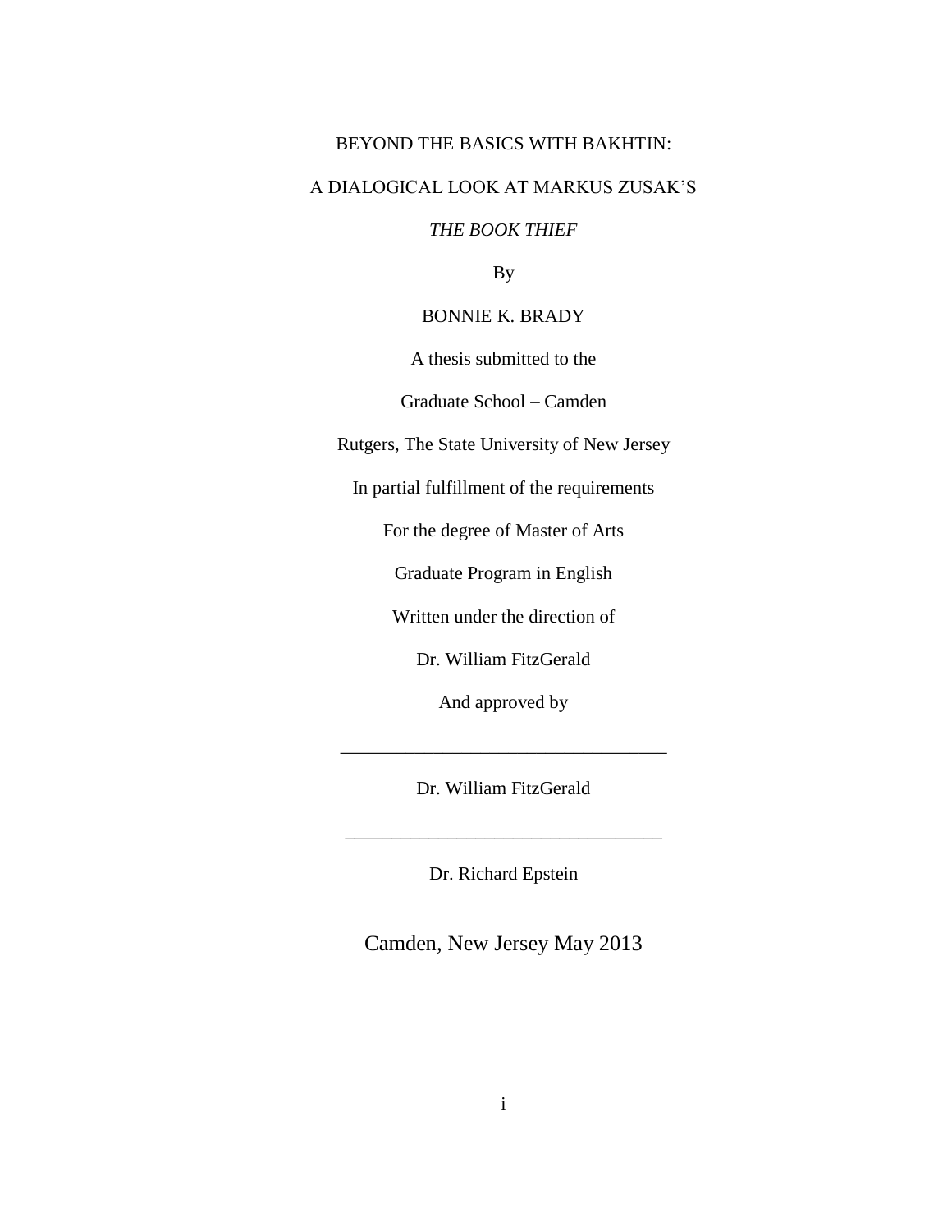# BEYOND THE BASICS WITH BAKHTIN:

# A DIALOGICAL LOOK AT MARKUS ZUSAK'S

# *THE BOOK THIEF*

By

BONNIE K. BRADY

A thesis submitted to the

Graduate School – Camden

Rutgers, The State University of New Jersey

In partial fulfillment of the requirements

For the degree of Master of Arts

Graduate Program in English

Written under the direction of

Dr. William FitzGerald

And approved by

___________________________________

Dr. William FitzGerald

___________________________________

Dr. Richard Epstein

Camden, New Jersey May 2013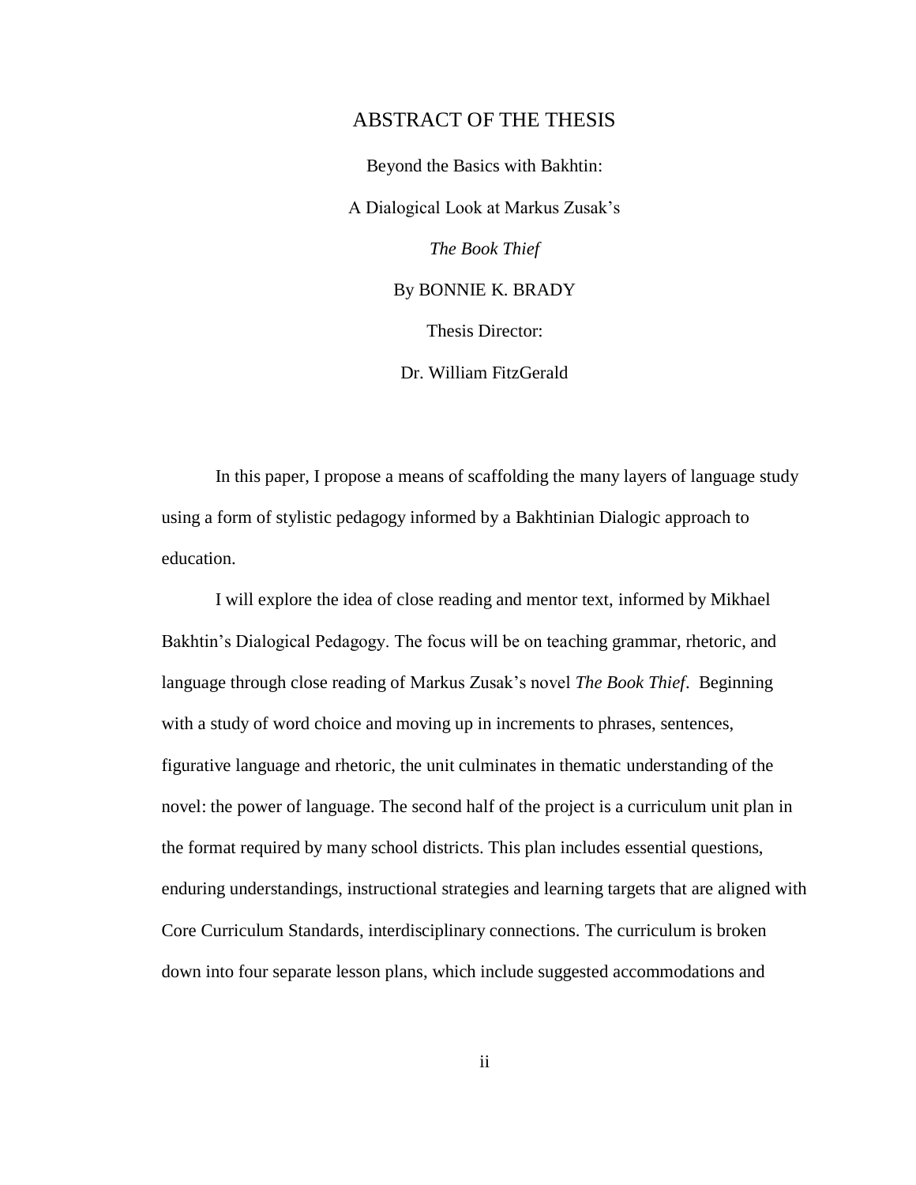# ABSTRACT OF THE THESIS

Beyond the Basics with Bakhtin:

A Dialogical Look at Markus Zusak's

*The Book Thief*

By BONNIE K. BRADY

Thesis Director:

Dr. William FitzGerald

In this paper, I propose a means of scaffolding the many layers of language study using a form of stylistic pedagogy informed by a Bakhtinian Dialogic approach to education.

I will explore the idea of close reading and mentor text, informed by Mikhael Bakhtin's Dialogical Pedagogy. The focus will be on teaching grammar, rhetoric, and language through close reading of Markus Zusak's novel *The Book Thief*. Beginning with a study of word choice and moving up in increments to phrases, sentences, figurative language and rhetoric, the unit culminates in thematic understanding of the novel: the power of language. The second half of the project is a curriculum unit plan in the format required by many school districts. This plan includes essential questions, enduring understandings, instructional strategies and learning targets that are aligned with Core Curriculum Standards, interdisciplinary connections. The curriculum is broken down into four separate lesson plans, which include suggested accommodations and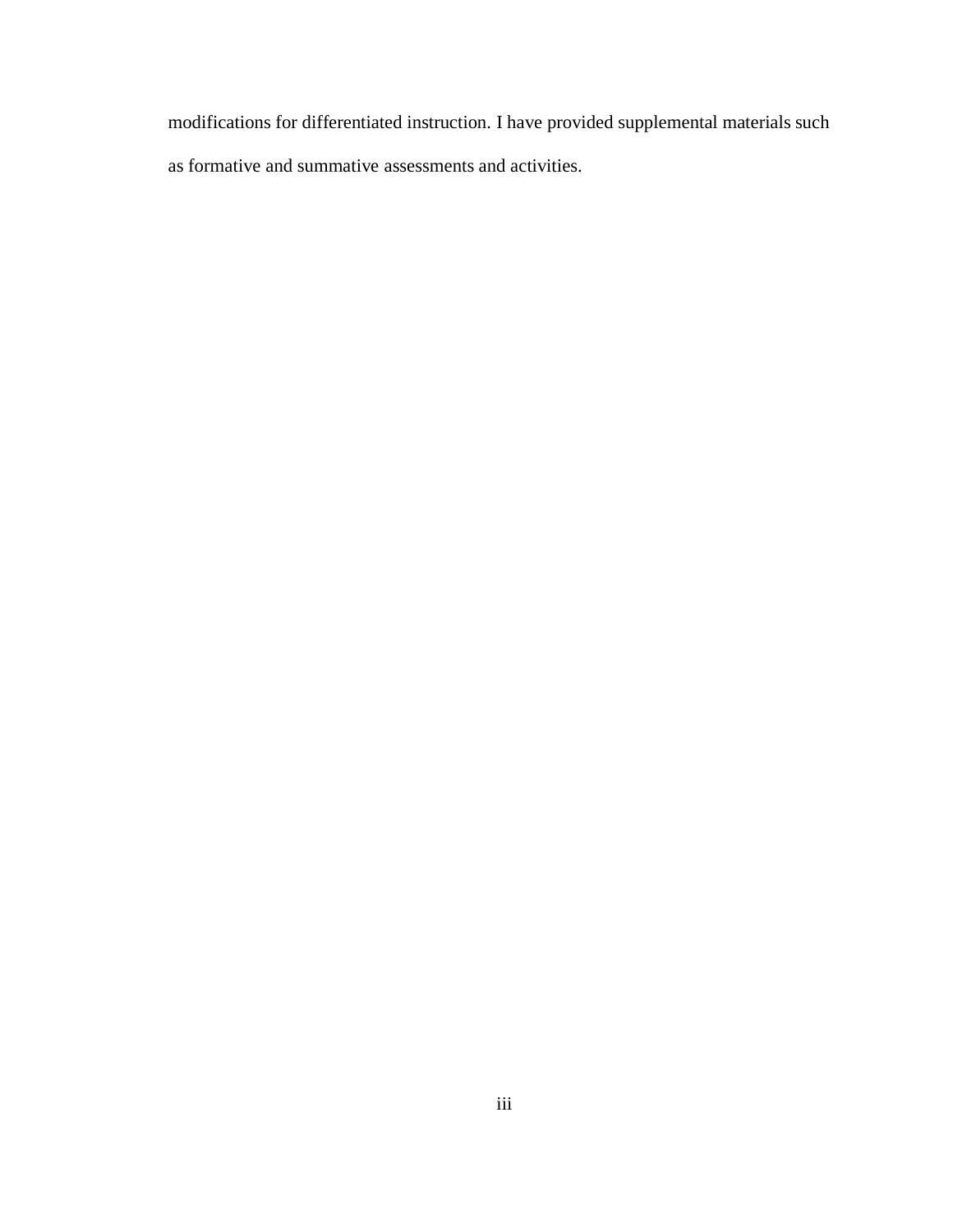modifications for differentiated instruction. I have provided supplemental materials such as formative and summative assessments and activities.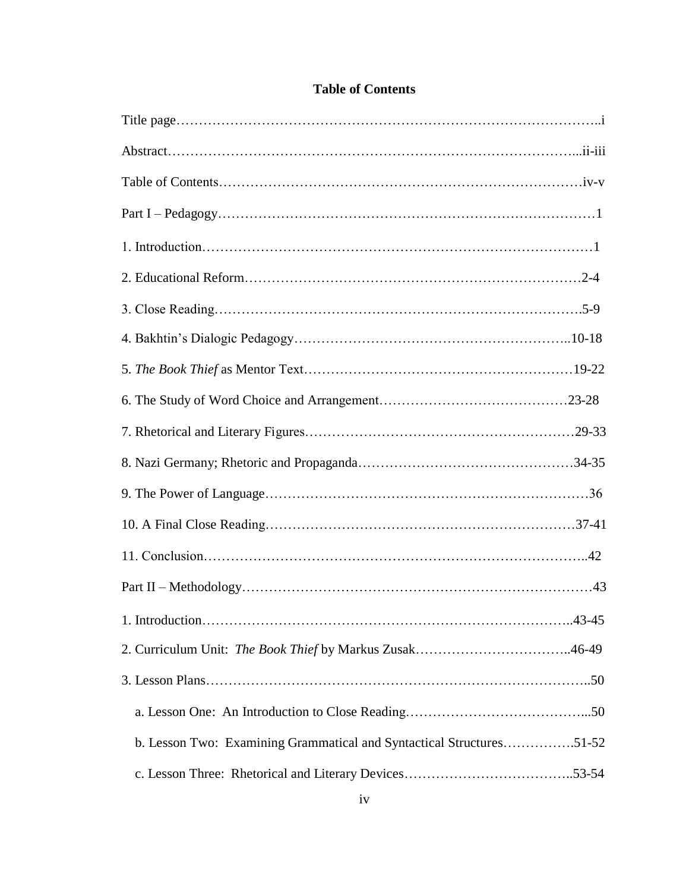# Table of Contents

Title page……………………………………………………………………………..i

Abstract……………………………………………………………………………...ii-iii

Table of Contents……………………………………………………………………iv-v

Part I – Pedagogy……………………………………………………………………1

1. Introduction……………………………………………………………………1

2. Educational Reform…………………………………………………………2-4

3. Close Reading……………………………………………………………….5-9

4. Bakhtin's Dialogic Pedagogy………………………………………………..10-18

5. *The Book Thief* as Mentor Text…………………………………………19-22

6. The Study of Word Choice and Arrangement……………………………23-28

7. Rhetorical and Literary Figures…………………………………………29-33

8. Nazi Germany; Rhetoric and Propaganda………………………………34-35

9. The Power of Language……………………………………………………36

10. A Final Close Reading……………………………………………………37-41

11. Conclusion…………………………………………………………………..42

Part II – Methodology………………………………………………………………43

1. Introduction………………………………………………………………..43-45

2. Curriculum Unit: *The Book Thief* by Markus Zusak……………………..46-49

3. Lesson Plans…………………………………………………………………..50

   a. Lesson One: An Introduction to Close Reading…………………………...50

   b. Lesson Two: Examining Grammatical and Syntactical Structures…………….51-52

   c. Lesson Three: Rhetorical and Literary Devices……………………………..53-54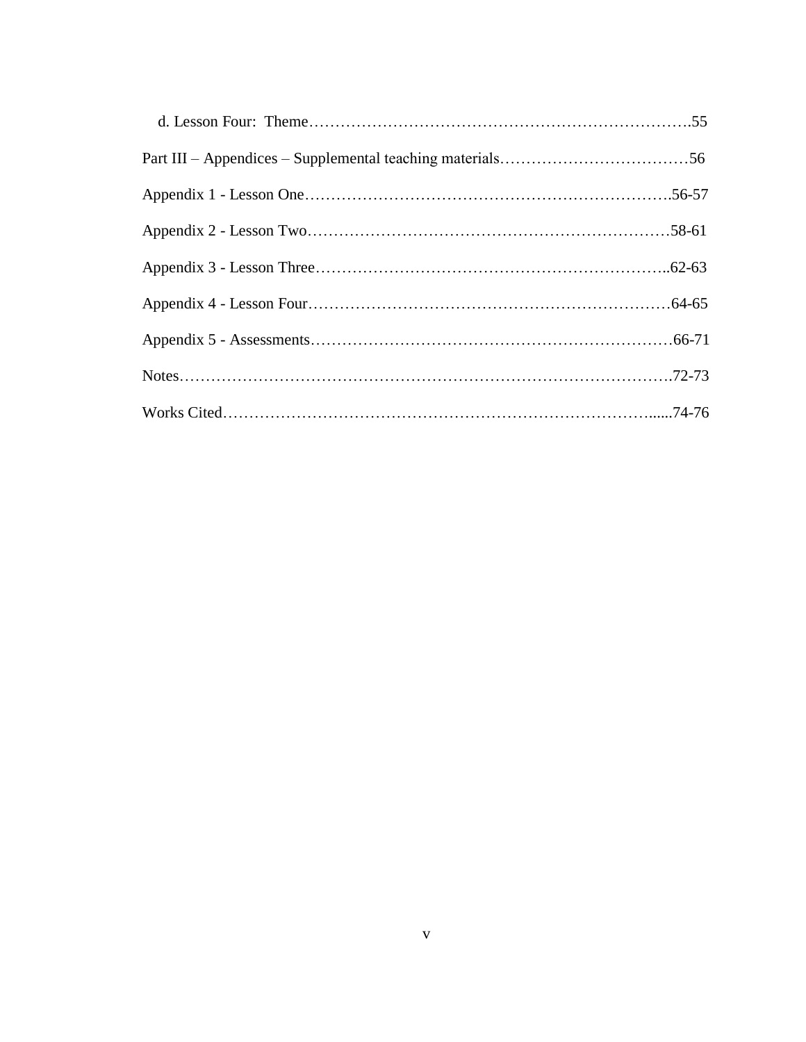d. Lesson Four: Theme……………………………………………………………….55

Part III – Appendices – Supplemental teaching materials………………………………56

Appendix 1 - Lesson One…………………………………………………………….56-57

Appendix 2 - Lesson Two……………………………………………………………58-61

Appendix 3 - Lesson Three…………………………………………………………..62-63

Appendix 4 - Lesson Four……………………………………………………………64-65

Appendix 5 - Assessments……………………………………………………………66-71

Notes………………………………………………………………………………….72-73

Works Cited…………………………………………………………………….......74-76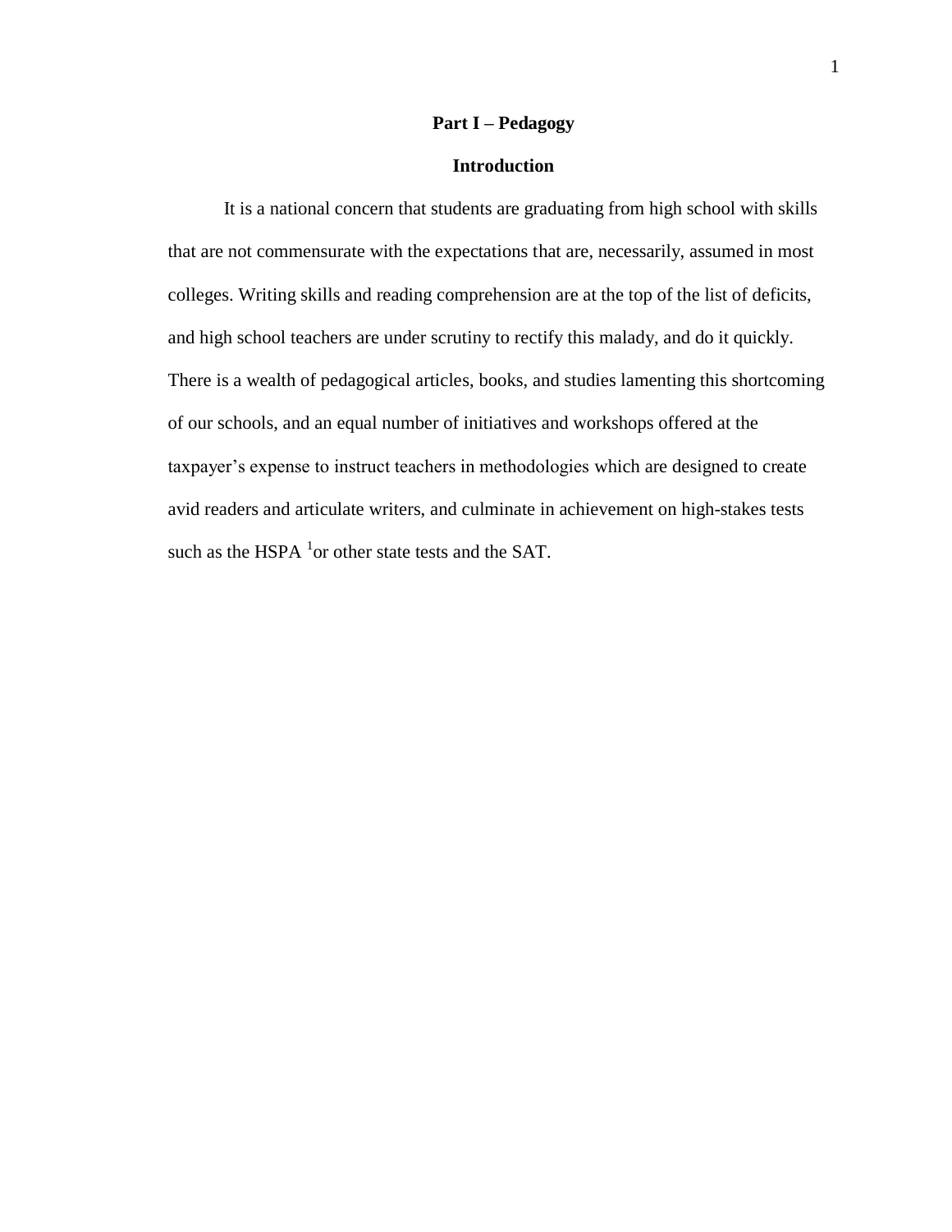# Part I – Pedagogy

## Introduction

It is a national concern that students are graduating from high school with skills that are not commensurate with the expectations that are, necessarily, assumed in most colleges. Writing skills and reading comprehension are at the top of the list of deficits, and high school teachers are under scrutiny to rectify this malady, and do it quickly. There is a wealth of pedagogical articles, books, and studies lamenting this shortcoming of our schools, and an equal number of initiatives and workshops offered at the taxpayer's expense to instruct teachers in methodologies which are designed to create avid readers and articulate writers, and culminate in achievement on high-stakes tests such as the HSPA [1]or other state tests and the SAT.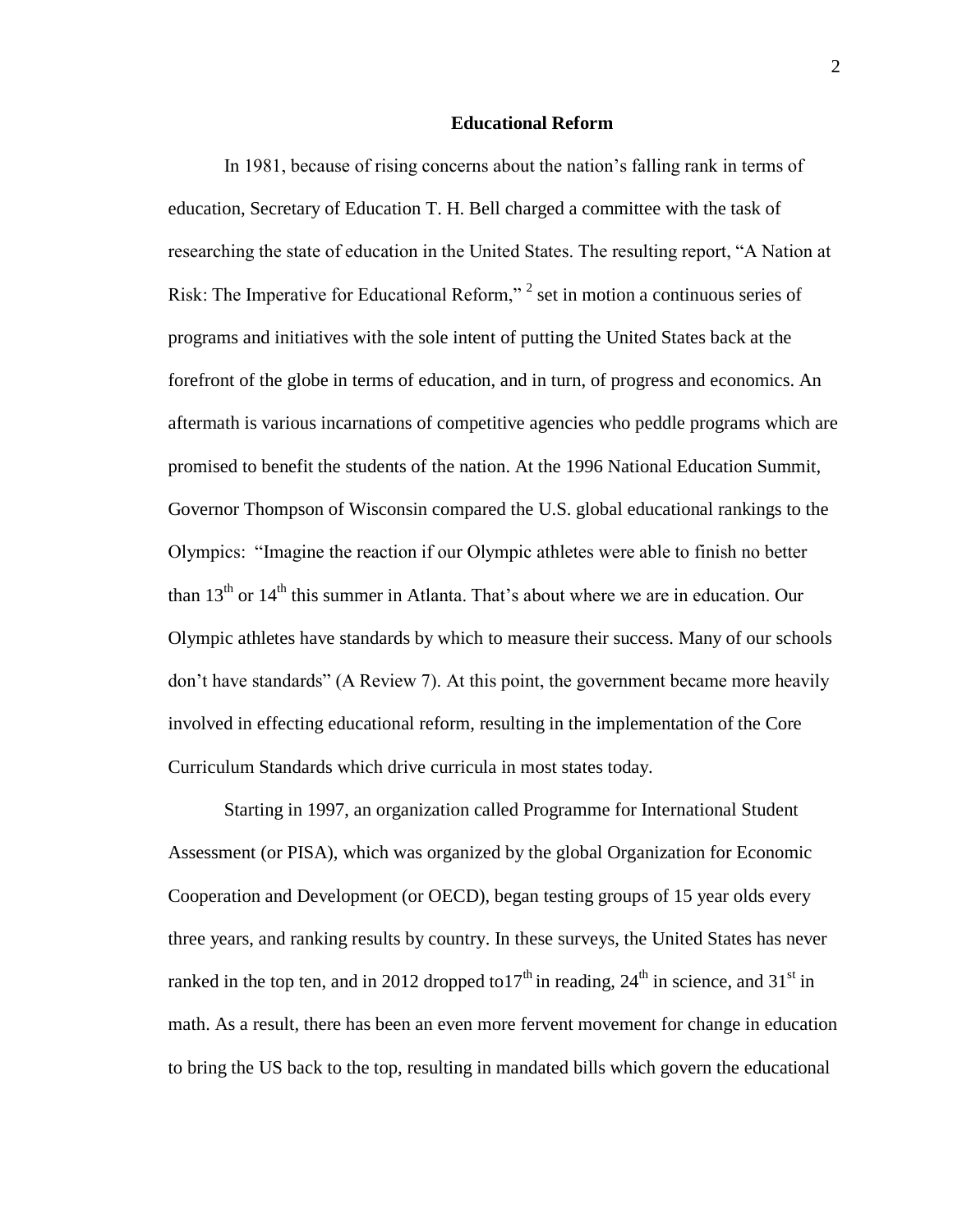## Educational Reform

In 1981, because of rising concerns about the nation's falling rank in terms of education, Secretary of Education T. H. Bell charged a committee with the task of researching the state of education in the United States. The resulting report, "A Nation at Risk: The Imperative for Educational Reform," [2] set in motion a continuous series of programs and initiatives with the sole intent of putting the United States back at the forefront of the globe in terms of education, and in turn, of progress and economics. An aftermath is various incarnations of competitive agencies who peddle programs which are promised to benefit the students of the nation. At the 1996 National Education Summit, Governor Thompson of Wisconsin compared the U.S. global educational rankings to the Olympics: "Imagine the reaction if our Olympic athletes were able to finish no better than 13th or 14th this summer in Atlanta. That's about where we are in education. Our Olympic athletes have standards by which to measure their success. Many of our schools don't have standards" (A Review 7). At this point, the government became more heavily involved in effecting educational reform, resulting in the implementation of the Core Curriculum Standards which drive curricula in most states today.

Starting in 1997, an organization called Programme for International Student Assessment (or PISA), which was organized by the global Organization for Economic Cooperation and Development (or OECD), began testing groups of 15 year olds every three years, and ranking results by country. In these surveys, the United States has never ranked in the top ten, and in 2012 dropped to17th in reading, 24th in science, and 31st in math. As a result, there has been an even more fervent movement for change in education to bring the US back to the top, resulting in mandated bills which govern the educational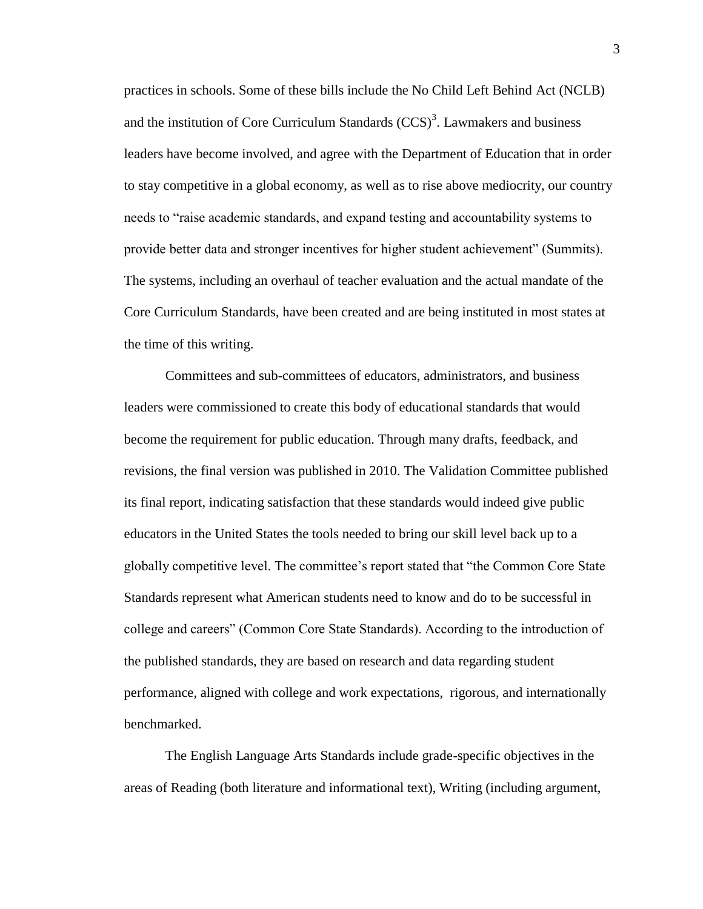practices in schools. Some of these bills include the No Child Left Behind Act (NCLB) and the institution of Core Curriculum Standards (CCS)[3]. Lawmakers and business leaders have become involved, and agree with the Department of Education that in order to stay competitive in a global economy, as well as to rise above mediocrity, our country needs to "raise academic standards, and expand testing and accountability systems to provide better data and stronger incentives for higher student achievement" (Summits). The systems, including an overhaul of teacher evaluation and the actual mandate of the Core Curriculum Standards, have been created and are being instituted in most states at the time of this writing.

Committees and sub-committees of educators, administrators, and business leaders were commissioned to create this body of educational standards that would become the requirement for public education. Through many drafts, feedback, and revisions, the final version was published in 2010. The Validation Committee published its final report, indicating satisfaction that these standards would indeed give public educators in the United States the tools needed to bring our skill level back up to a globally competitive level. The committee's report stated that "the Common Core State Standards represent what American students need to know and do to be successful in college and careers" (Common Core State Standards). According to the introduction of the published standards, they are based on research and data regarding student performance, aligned with college and work expectations, rigorous, and internationally benchmarked.

The English Language Arts Standards include grade-specific objectives in the areas of Reading (both literature and informational text), Writing (including argument,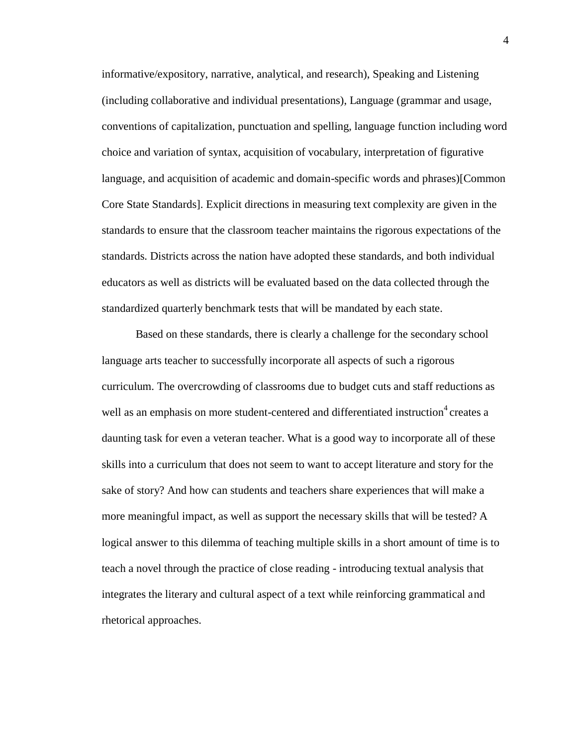informative/expository, narrative, analytical, and research), Speaking and Listening (including collaborative and individual presentations), Language (grammar and usage, conventions of capitalization, punctuation and spelling, language function including word choice and variation of syntax, acquisition of vocabulary, interpretation of figurative language, and acquisition of academic and domain-specific words and phrases)[Common Core State Standards]. Explicit directions in measuring text complexity are given in the standards to ensure that the classroom teacher maintains the rigorous expectations of the standards. Districts across the nation have adopted these standards, and both individual educators as well as districts will be evaluated based on the data collected through the standardized quarterly benchmark tests that will be mandated by each state.

Based on these standards, there is clearly a challenge for the secondary school language arts teacher to successfully incorporate all aspects of such a rigorous curriculum. The overcrowding of classrooms due to budget cuts and staff reductions as well as an emphasis on more student-centered and differentiated instruction[4] creates a daunting task for even a veteran teacher. What is a good way to incorporate all of these skills into a curriculum that does not seem to want to accept literature and story for the sake of story? And how can students and teachers share experiences that will make a more meaningful impact, as well as support the necessary skills that will be tested? A logical answer to this dilemma of teaching multiple skills in a short amount of time is to teach a novel through the practice of close reading - introducing textual analysis that integrates the literary and cultural aspect of a text while reinforcing grammatical and rhetorical approaches.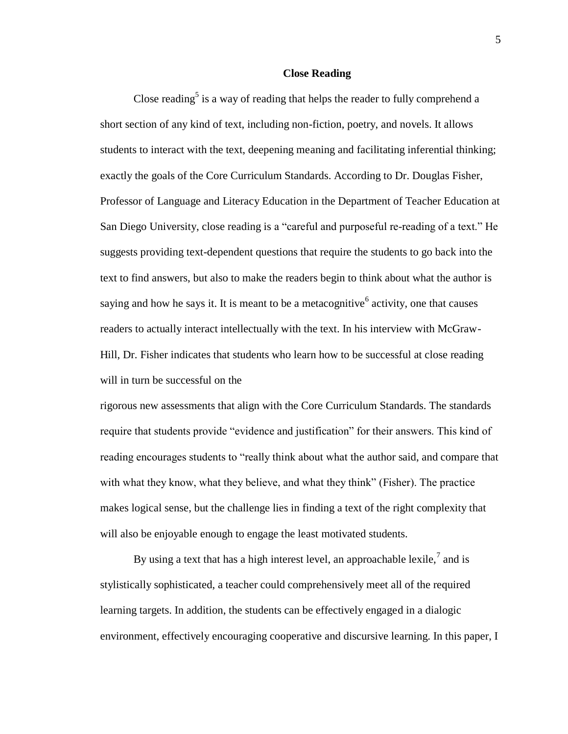## Close Reading

Close reading[5] is a way of reading that helps the reader to fully comprehend a short section of any kind of text, including non-fiction, poetry, and novels. It allows students to interact with the text, deepening meaning and facilitating inferential thinking; exactly the goals of the Core Curriculum Standards. According to Dr. Douglas Fisher, Professor of Language and Literacy Education in the Department of Teacher Education at San Diego University, close reading is a "careful and purposeful re-reading of a text." He suggests providing text-dependent questions that require the students to go back into the text to find answers, but also to make the readers begin to think about what the author is saying and how he says it. It is meant to be a metacognitive[6] activity, one that causes readers to actually interact intellectually with the text. In his interview with McGraw-Hill, Dr. Fisher indicates that students who learn how to be successful at close reading will in turn be successful on the rigorous new assessments that align with the Core Curriculum Standards. The standards require that students provide "evidence and justification" for their answers. This kind of reading encourages students to "really think about what the author said, and compare that with what they know, what they believe, and what they think" (Fisher). The practice makes logical sense, but the challenge lies in finding a text of the right complexity that will also be enjoyable enough to engage the least motivated students.

By using a text that has a high interest level, an approachable lexile,[7] and is stylistically sophisticated, a teacher could comprehensively meet all of the required learning targets. In addition, the students can be effectively engaged in a dialogic environment, effectively encouraging cooperative and discursive learning. In this paper, I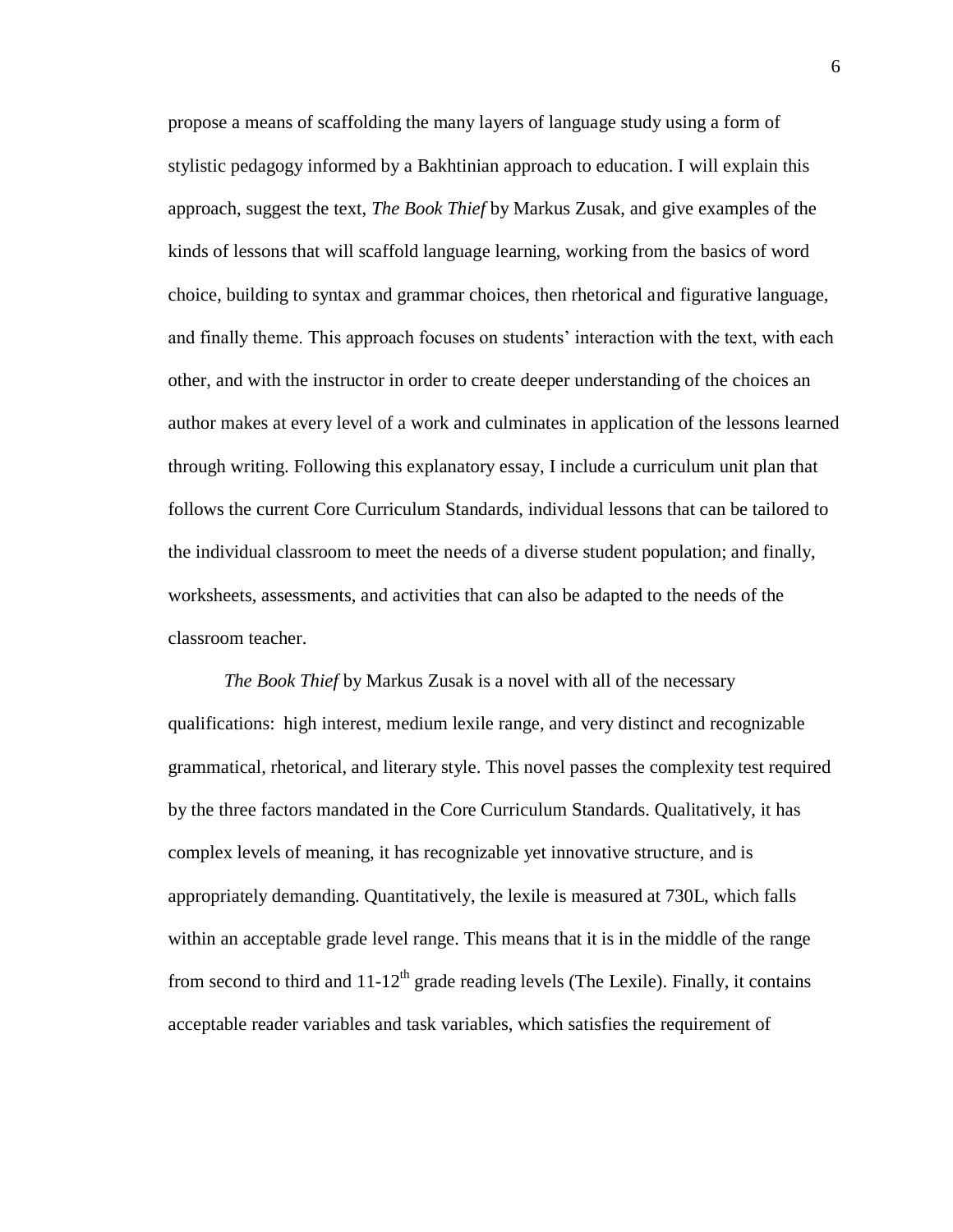propose a means of scaffolding the many layers of language study using a form of stylistic pedagogy informed by a Bakhtinian approach to education. I will explain this approach, suggest the text, *The Book Thief* by Markus Zusak, and give examples of the kinds of lessons that will scaffold language learning, working from the basics of word choice, building to syntax and grammar choices, then rhetorical and figurative language, and finally theme. This approach focuses on students' interaction with the text, with each other, and with the instructor in order to create deeper understanding of the choices an author makes at every level of a work and culminates in application of the lessons learned through writing. Following this explanatory essay, I include a curriculum unit plan that follows the current Core Curriculum Standards, individual lessons that can be tailored to the individual classroom to meet the needs of a diverse student population; and finally, worksheets, assessments, and activities that can also be adapted to the needs of the classroom teacher.

*The Book Thief* by Markus Zusak is a novel with all of the necessary qualifications: high interest, medium lexile range, and very distinct and recognizable grammatical, rhetorical, and literary style. This novel passes the complexity test required by the three factors mandated in the Core Curriculum Standards. Qualitatively, it has complex levels of meaning, it has recognizable yet innovative structure, and is appropriately demanding. Quantitatively, the lexile is measured at 730L, which falls within an acceptable grade level range. This means that it is in the middle of the range from second to third and 11-12th grade reading levels (The Lexile). Finally, it contains acceptable reader variables and task variables, which satisfies the requirement of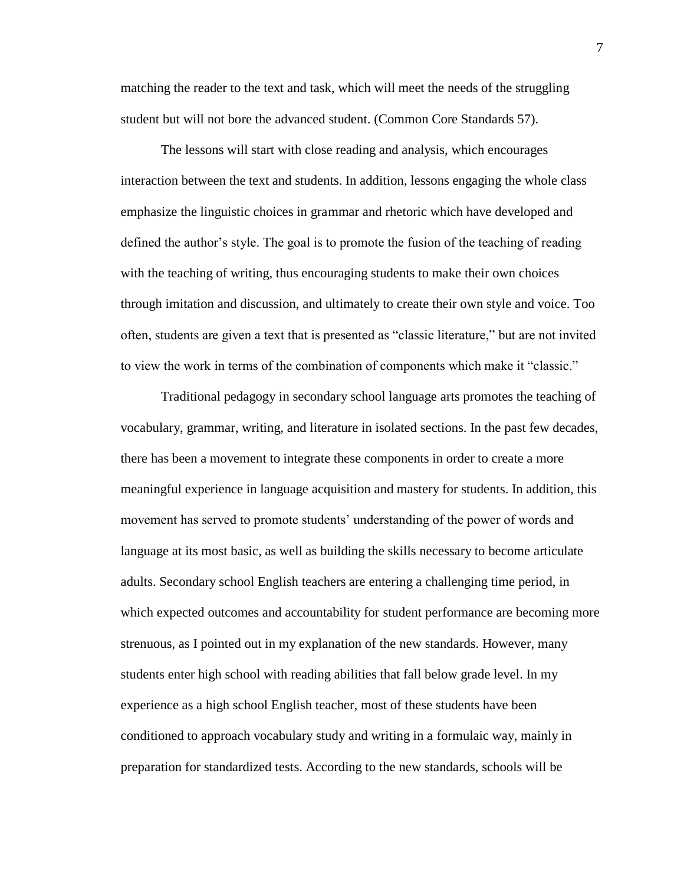matching the reader to the text and task, which will meet the needs of the struggling student but will not bore the advanced student. (Common Core Standards 57).

The lessons will start with close reading and analysis, which encourages interaction between the text and students. In addition, lessons engaging the whole class emphasize the linguistic choices in grammar and rhetoric which have developed and defined the author's style. The goal is to promote the fusion of the teaching of reading with the teaching of writing, thus encouraging students to make their own choices through imitation and discussion, and ultimately to create their own style and voice. Too often, students are given a text that is presented as "classic literature," but are not invited to view the work in terms of the combination of components which make it "classic."

Traditional pedagogy in secondary school language arts promotes the teaching of vocabulary, grammar, writing, and literature in isolated sections. In the past few decades, there has been a movement to integrate these components in order to create a more meaningful experience in language acquisition and mastery for students. In addition, this movement has served to promote students' understanding of the power of words and language at its most basic, as well as building the skills necessary to become articulate adults. Secondary school English teachers are entering a challenging time period, in which expected outcomes and accountability for student performance are becoming more strenuous, as I pointed out in my explanation of the new standards. However, many students enter high school with reading abilities that fall below grade level. In my experience as a high school English teacher, most of these students have been conditioned to approach vocabulary study and writing in a formulaic way, mainly in preparation for standardized tests. According to the new standards, schools will be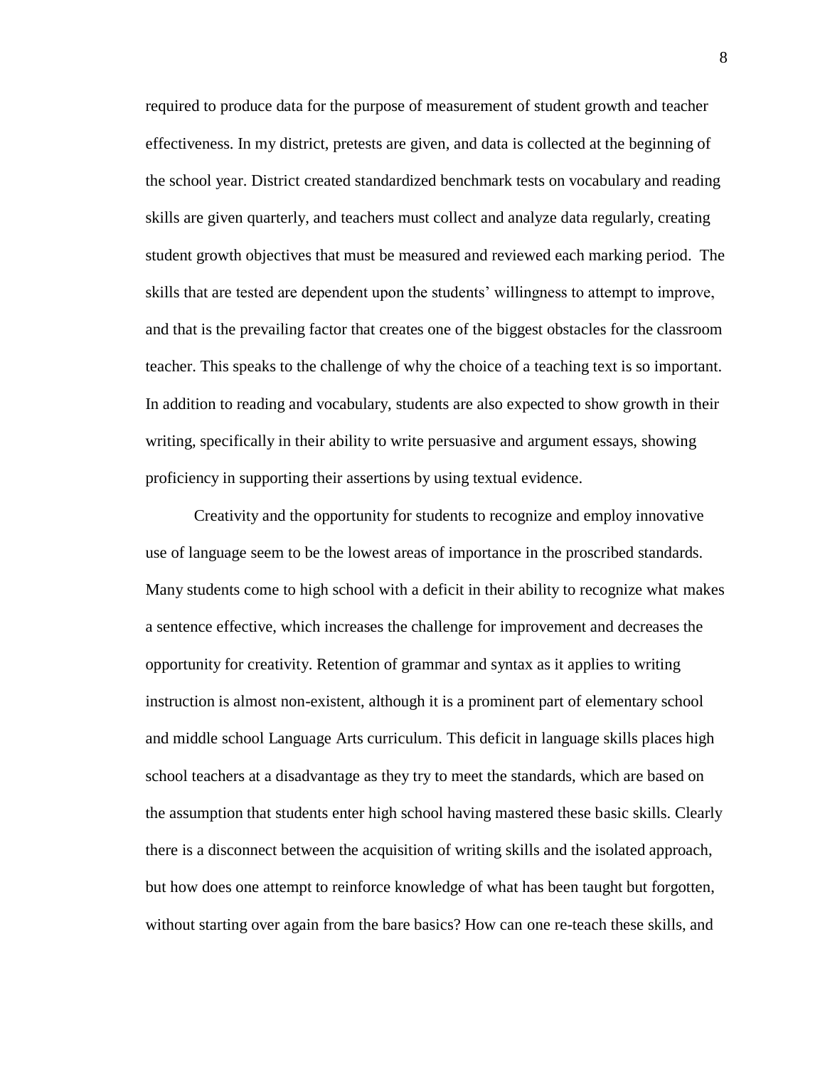required to produce data for the purpose of measurement of student growth and teacher effectiveness. In my district, pretests are given, and data is collected at the beginning of the school year. District created standardized benchmark tests on vocabulary and reading skills are given quarterly, and teachers must collect and analyze data regularly, creating student growth objectives that must be measured and reviewed each marking period. The skills that are tested are dependent upon the students' willingness to attempt to improve, and that is the prevailing factor that creates one of the biggest obstacles for the classroom teacher. This speaks to the challenge of why the choice of a teaching text is so important. In addition to reading and vocabulary, students are also expected to show growth in their writing, specifically in their ability to write persuasive and argument essays, showing proficiency in supporting their assertions by using textual evidence.

Creativity and the opportunity for students to recognize and employ innovative use of language seem to be the lowest areas of importance in the proscribed standards. Many students come to high school with a deficit in their ability to recognize what makes a sentence effective, which increases the challenge for improvement and decreases the opportunity for creativity. Retention of grammar and syntax as it applies to writing instruction is almost non-existent, although it is a prominent part of elementary school and middle school Language Arts curriculum. This deficit in language skills places high school teachers at a disadvantage as they try to meet the standards, which are based on the assumption that students enter high school having mastered these basic skills. Clearly there is a disconnect between the acquisition of writing skills and the isolated approach, but how does one attempt to reinforce knowledge of what has been taught but forgotten, without starting over again from the bare basics? How can one re-teach these skills, and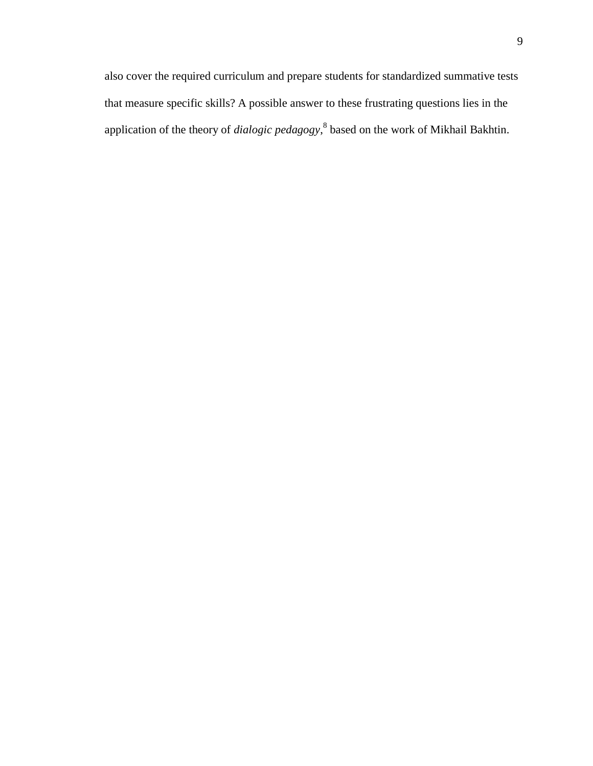also cover the required curriculum and prepare students for standardized summative tests that measure specific skills? A possible answer to these frustrating questions lies in the application of the theory of *dialogic pedagogy*,[8] based on the work of Mikhail Bakhtin.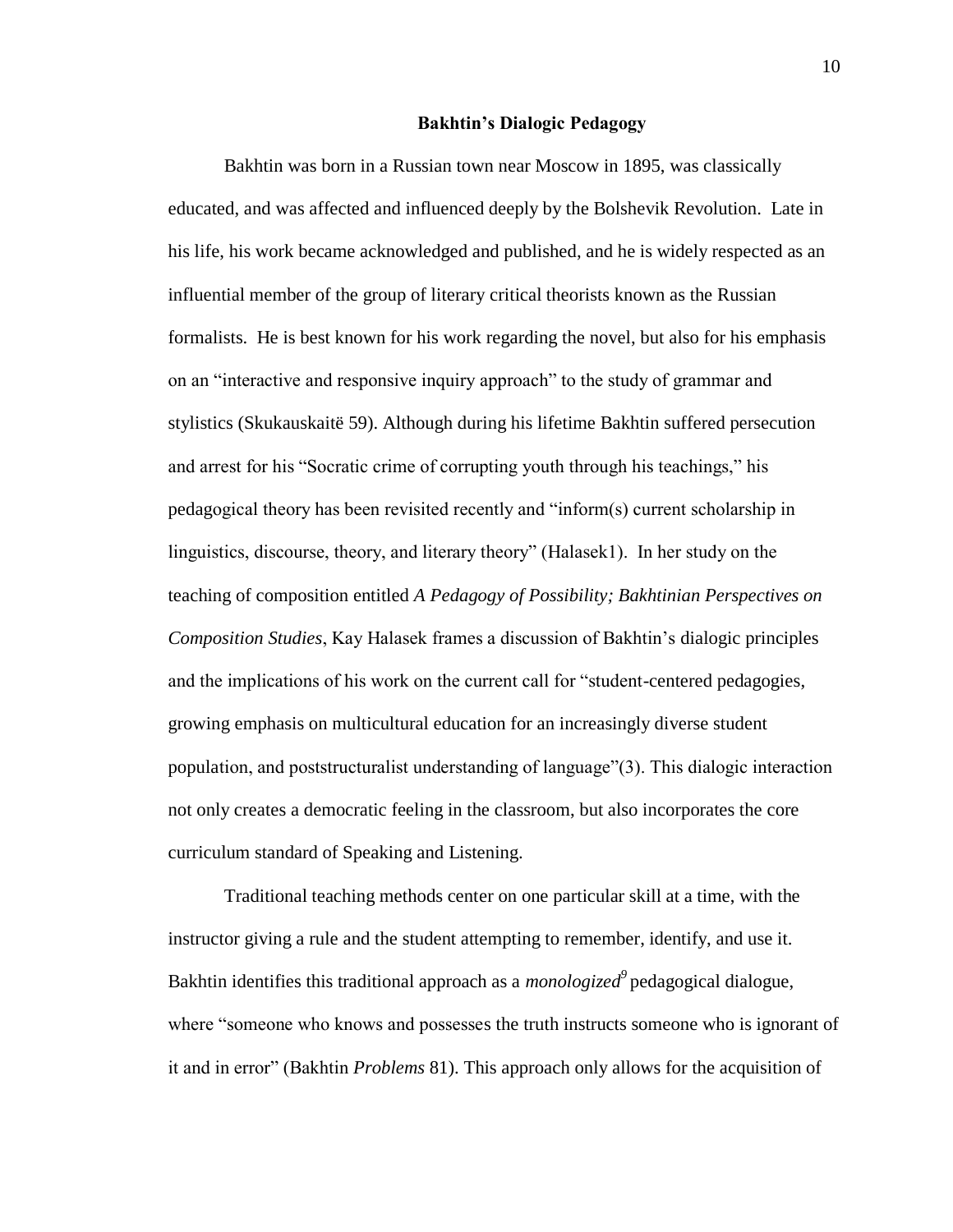## Bakhtin's Dialogic Pedagogy

Bakhtin was born in a Russian town near Moscow in 1895, was classically educated, and was affected and influenced deeply by the Bolshevik Revolution. Late in his life, his work became acknowledged and published, and he is widely respected as an influential member of the group of literary critical theorists known as the Russian formalists. He is best known for his work regarding the novel, but also for his emphasis on an "interactive and responsive inquiry approach" to the study of grammar and stylistics (Skukauskaitė 59). Although during his lifetime Bakhtin suffered persecution and arrest for his "Socratic crime of corrupting youth through his teachings," his pedagogical theory has been revisited recently and "inform(s) current scholarship in linguistics, discourse, theory, and literary theory" (Halasek1). In her study on the teaching of composition entitled *A Pedagogy of Possibility; Bakhtinian Perspectives on Composition Studies*, Kay Halasek frames a discussion of Bakhtin's dialogic principles and the implications of his work on the current call for "student-centered pedagogies, growing emphasis on multicultural education for an increasingly diverse student population, and poststructuralist understanding of language"(3). This dialogic interaction not only creates a democratic feeling in the classroom, but also incorporates the core curriculum standard of Speaking and Listening.

Traditional teaching methods center on one particular skill at a time, with the instructor giving a rule and the student attempting to remember, identify, and use it. Bakhtin identifies this traditional approach as a *monologized*[9] pedagogical dialogue, where "someone who knows and possesses the truth instructs someone who is ignorant of it and in error" (Bakhtin *Problems* 81). This approach only allows for the acquisition of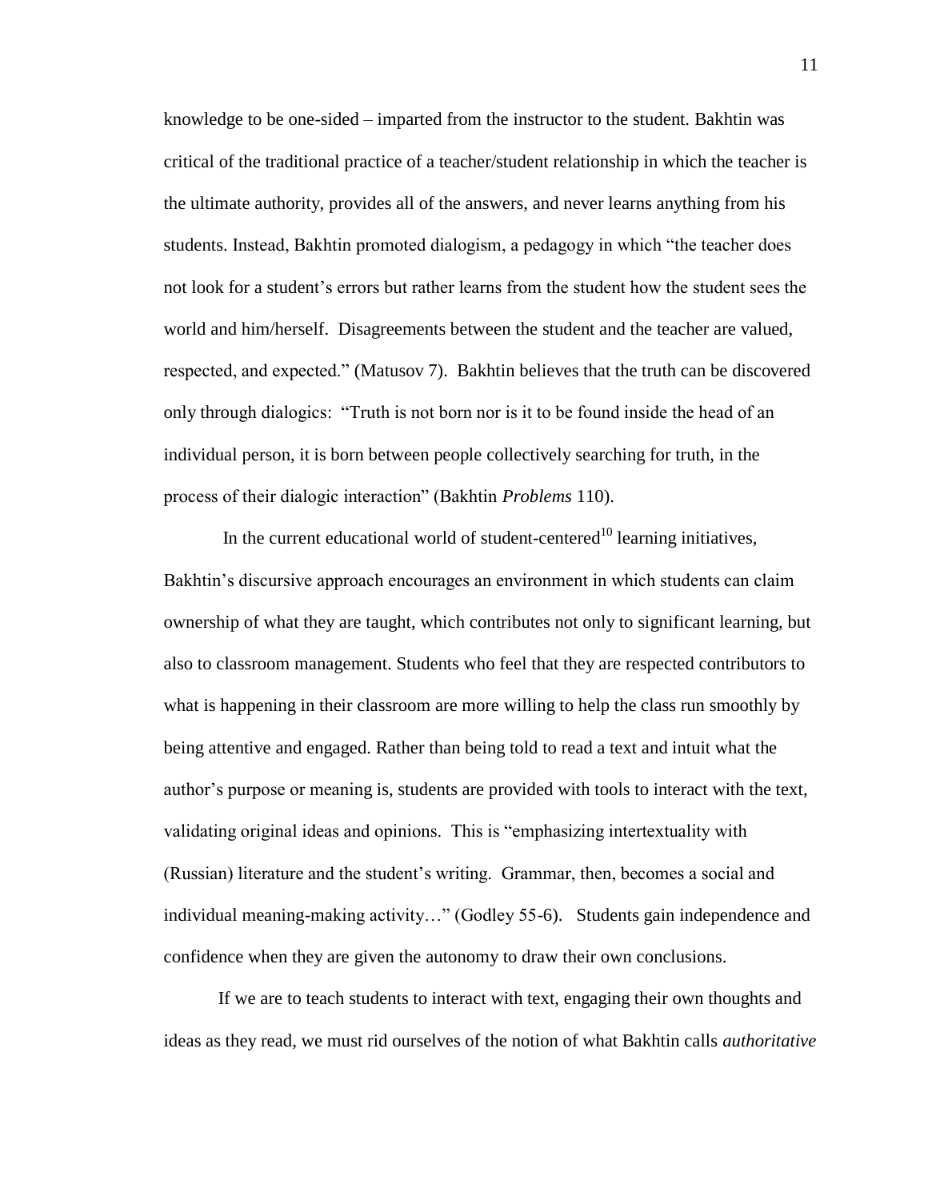knowledge to be one-sided – imparted from the instructor to the student. Bakhtin was critical of the traditional practice of a teacher/student relationship in which the teacher is the ultimate authority, provides all of the answers, and never learns anything from his students. Instead, Bakhtin promoted dialogism, a pedagogy in which "the teacher does not look for a student's errors but rather learns from the student how the student sees the world and him/herself. Disagreements between the student and the teacher are valued, respected, and expected." (Matusov 7). Bakhtin believes that the truth can be discovered only through dialogics: "Truth is not born nor is it to be found inside the head of an individual person, it is born between people collectively searching for truth, in the process of their dialogic interaction" (Bakhtin *Problems* 110).

In the current educational world of student-centered[10] learning initiatives, Bakhtin's discursive approach encourages an environment in which students can claim ownership of what they are taught, which contributes not only to significant learning, but also to classroom management. Students who feel that they are respected contributors to what is happening in their classroom are more willing to help the class run smoothly by being attentive and engaged. Rather than being told to read a text and intuit what the author's purpose or meaning is, students are provided with tools to interact with the text, validating original ideas and opinions. This is "emphasizing intertextuality with (Russian) literature and the student's writing. Grammar, then, becomes a social and individual meaning-making activity…" (Godley 55-6). Students gain independence and confidence when they are given the autonomy to draw their own conclusions.

If we are to teach students to interact with text, engaging their own thoughts and ideas as they read, we must rid ourselves of the notion of what Bakhtin calls *authoritative*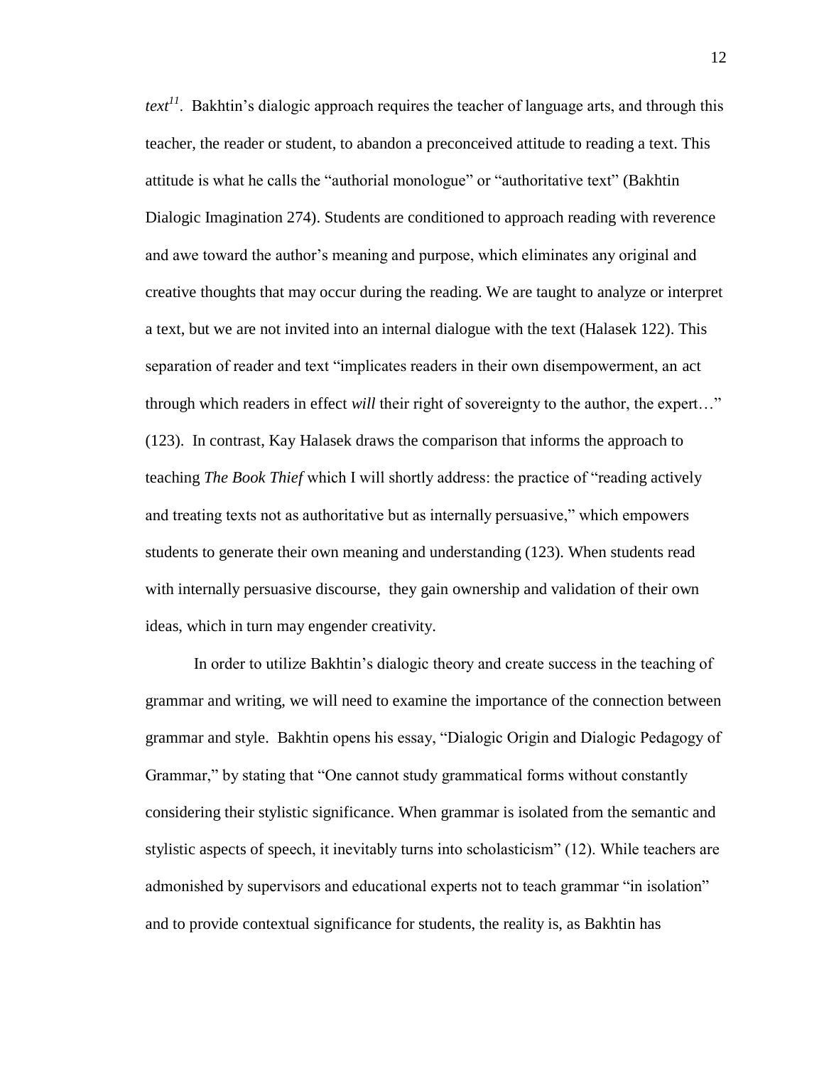*text*[11]. Bakhtin's dialogic approach requires the teacher of language arts, and through this teacher, the reader or student, to abandon a preconceived attitude to reading a text. This attitude is what he calls the "authorial monologue" or "authoritative text" (Bakhtin Dialogic Imagination 274). Students are conditioned to approach reading with reverence and awe toward the author's meaning and purpose, which eliminates any original and creative thoughts that may occur during the reading. We are taught to analyze or interpret a text, but we are not invited into an internal dialogue with the text (Halasek 122). This separation of reader and text "implicates readers in their own disempowerment, an act through which readers in effect *will* their right of sovereignty to the author, the expert…" (123). In contrast, Kay Halasek draws the comparison that informs the approach to teaching *The Book Thief* which I will shortly address: the practice of "reading actively and treating texts not as authoritative but as internally persuasive," which empowers students to generate their own meaning and understanding (123). When students read with internally persuasive discourse, they gain ownership and validation of their own ideas, which in turn may engender creativity.

In order to utilize Bakhtin's dialogic theory and create success in the teaching of grammar and writing, we will need to examine the importance of the connection between grammar and style. Bakhtin opens his essay, "Dialogic Origin and Dialogic Pedagogy of Grammar," by stating that "One cannot study grammatical forms without constantly considering their stylistic significance. When grammar is isolated from the semantic and stylistic aspects of speech, it inevitably turns into scholasticism" (12). While teachers are admonished by supervisors and educational experts not to teach grammar "in isolation" and to provide contextual significance for students, the reality is, as Bakhtin has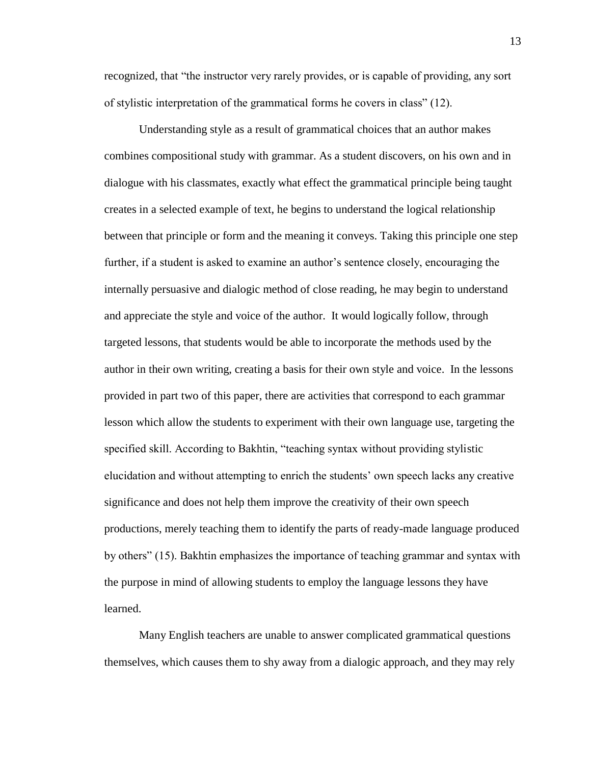recognized, that "the instructor very rarely provides, or is capable of providing, any sort of stylistic interpretation of the grammatical forms he covers in class" (12).

Understanding style as a result of grammatical choices that an author makes combines compositional study with grammar. As a student discovers, on his own and in dialogue with his classmates, exactly what effect the grammatical principle being taught creates in a selected example of text, he begins to understand the logical relationship between that principle or form and the meaning it conveys. Taking this principle one step further, if a student is asked to examine an author's sentence closely, encouraging the internally persuasive and dialogic method of close reading, he may begin to understand and appreciate the style and voice of the author. It would logically follow, through targeted lessons, that students would be able to incorporate the methods used by the author in their own writing, creating a basis for their own style and voice. In the lessons provided in part two of this paper, there are activities that correspond to each grammar lesson which allow the students to experiment with their own language use, targeting the specified skill. According to Bakhtin, "teaching syntax without providing stylistic elucidation and without attempting to enrich the students' own speech lacks any creative significance and does not help them improve the creativity of their own speech productions, merely teaching them to identify the parts of ready-made language produced by others" (15). Bakhtin emphasizes the importance of teaching grammar and syntax with the purpose in mind of allowing students to employ the language lessons they have learned.

Many English teachers are unable to answer complicated grammatical questions themselves, which causes them to shy away from a dialogic approach, and they may rely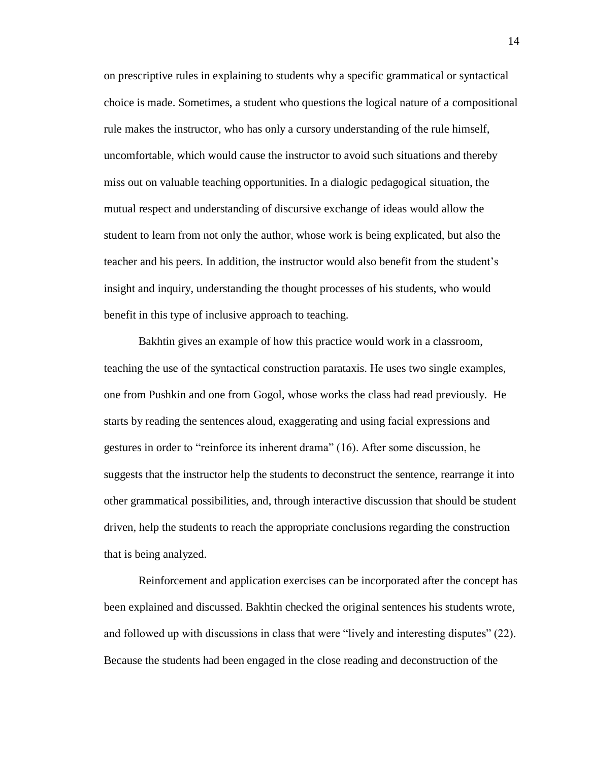on prescriptive rules in explaining to students why a specific grammatical or syntactical choice is made. Sometimes, a student who questions the logical nature of a compositional rule makes the instructor, who has only a cursory understanding of the rule himself, uncomfortable, which would cause the instructor to avoid such situations and thereby miss out on valuable teaching opportunities. In a dialogic pedagogical situation, the mutual respect and understanding of discursive exchange of ideas would allow the student to learn from not only the author, whose work is being explicated, but also the teacher and his peers. In addition, the instructor would also benefit from the student's insight and inquiry, understanding the thought processes of his students, who would benefit in this type of inclusive approach to teaching.

Bakhtin gives an example of how this practice would work in a classroom, teaching the use of the syntactical construction parataxis. He uses two single examples, one from Pushkin and one from Gogol, whose works the class had read previously. He starts by reading the sentences aloud, exaggerating and using facial expressions and gestures in order to "reinforce its inherent drama" (16). After some discussion, he suggests that the instructor help the students to deconstruct the sentence, rearrange it into other grammatical possibilities, and, through interactive discussion that should be student driven, help the students to reach the appropriate conclusions regarding the construction that is being analyzed.

Reinforcement and application exercises can be incorporated after the concept has been explained and discussed. Bakhtin checked the original sentences his students wrote, and followed up with discussions in class that were "lively and interesting disputes" (22). Because the students had been engaged in the close reading and deconstruction of the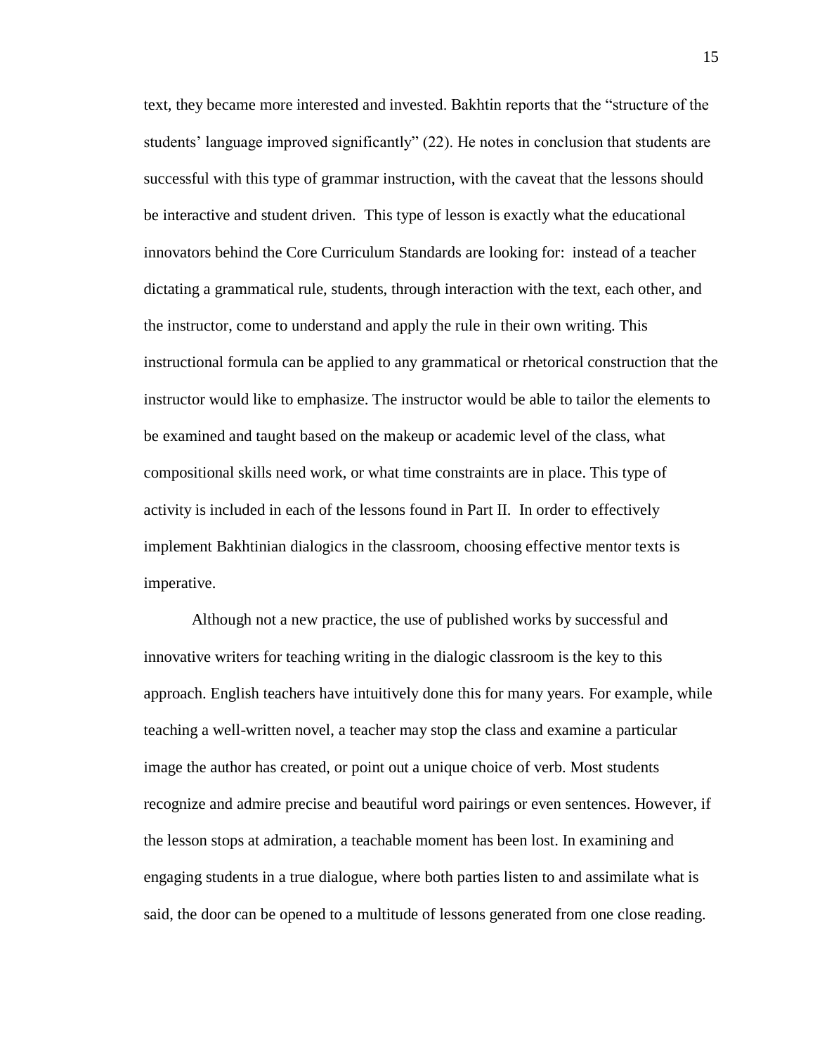text, they became more interested and invested. Bakhtin reports that the "structure of the students' language improved significantly" (22). He notes in conclusion that students are successful with this type of grammar instruction, with the caveat that the lessons should be interactive and student driven. This type of lesson is exactly what the educational innovators behind the Core Curriculum Standards are looking for: instead of a teacher dictating a grammatical rule, students, through interaction with the text, each other, and the instructor, come to understand and apply the rule in their own writing. This instructional formula can be applied to any grammatical or rhetorical construction that the instructor would like to emphasize. The instructor would be able to tailor the elements to be examined and taught based on the makeup or academic level of the class, what compositional skills need work, or what time constraints are in place. This type of activity is included in each of the lessons found in Part II. In order to effectively implement Bakhtinian dialogics in the classroom, choosing effective mentor texts is imperative.

Although not a new practice, the use of published works by successful and innovative writers for teaching writing in the dialogic classroom is the key to this approach. English teachers have intuitively done this for many years. For example, while teaching a well-written novel, a teacher may stop the class and examine a particular image the author has created, or point out a unique choice of verb. Most students recognize and admire precise and beautiful word pairings or even sentences. However, if the lesson stops at admiration, a teachable moment has been lost. In examining and engaging students in a true dialogue, where both parties listen to and assimilate what is said, the door can be opened to a multitude of lessons generated from one close reading.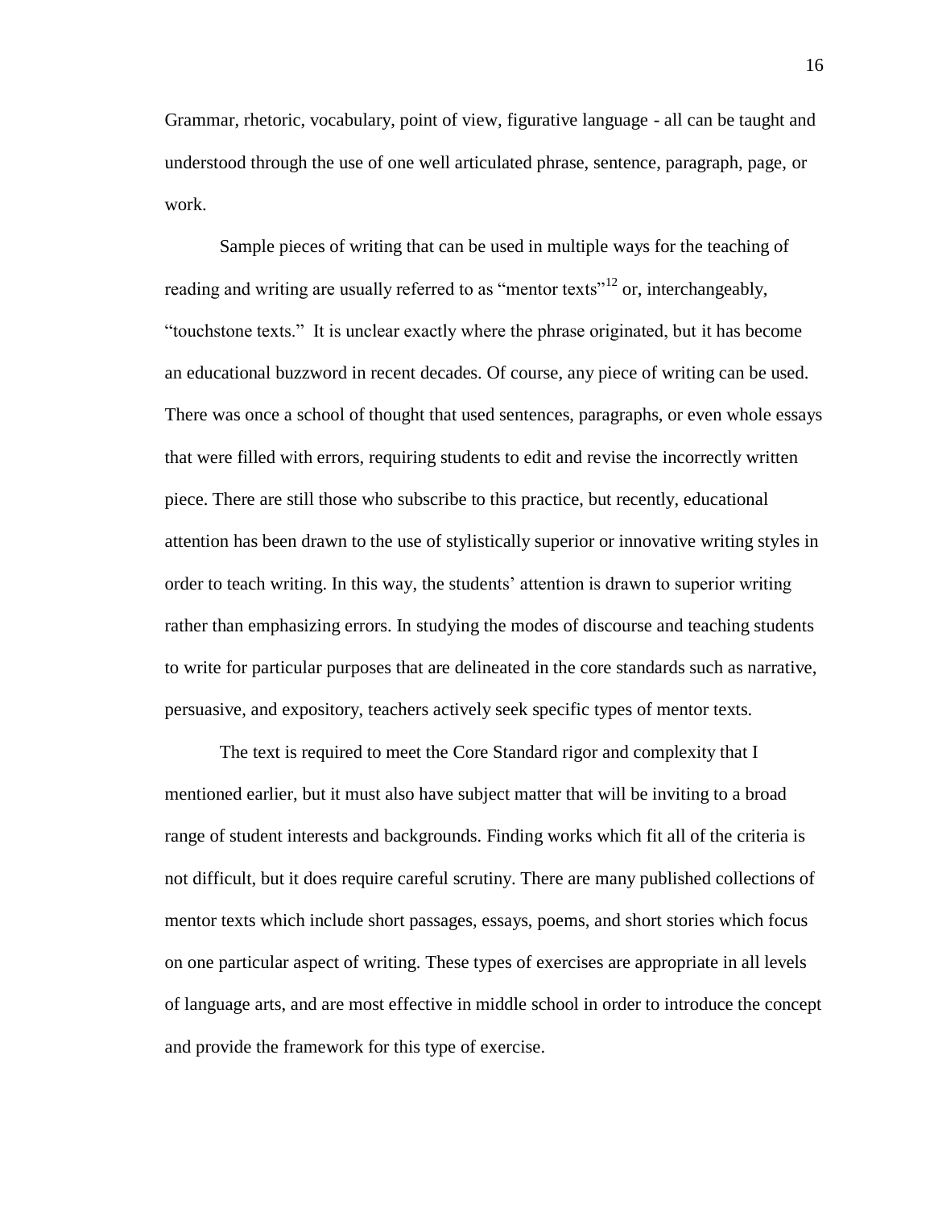Grammar, rhetoric, vocabulary, point of view, figurative language - all can be taught and understood through the use of one well articulated phrase, sentence, paragraph, page, or work.

Sample pieces of writing that can be used in multiple ways for the teaching of reading and writing are usually referred to as "mentor texts"[12] or, interchangeably, "touchstone texts." It is unclear exactly where the phrase originated, but it has become an educational buzzword in recent decades. Of course, any piece of writing can be used. There was once a school of thought that used sentences, paragraphs, or even whole essays that were filled with errors, requiring students to edit and revise the incorrectly written piece. There are still those who subscribe to this practice, but recently, educational attention has been drawn to the use of stylistically superior or innovative writing styles in order to teach writing. In this way, the students' attention is drawn to superior writing rather than emphasizing errors. In studying the modes of discourse and teaching students to write for particular purposes that are delineated in the core standards such as narrative, persuasive, and expository, teachers actively seek specific types of mentor texts.

The text is required to meet the Core Standard rigor and complexity that I mentioned earlier, but it must also have subject matter that will be inviting to a broad range of student interests and backgrounds. Finding works which fit all of the criteria is not difficult, but it does require careful scrutiny. There are many published collections of mentor texts which include short passages, essays, poems, and short stories which focus on one particular aspect of writing. These types of exercises are appropriate in all levels of language arts, and are most effective in middle school in order to introduce the concept and provide the framework for this type of exercise.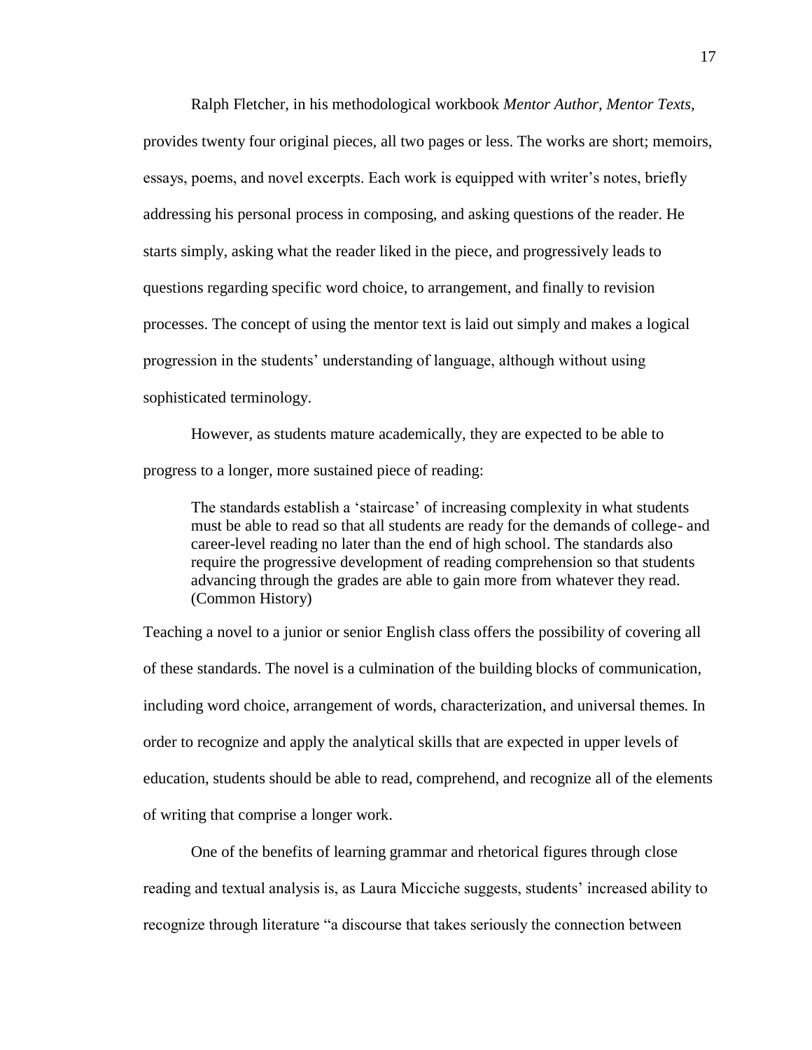Ralph Fletcher, in his methodological workbook *Mentor Author, Mentor Texts,* provides twenty four original pieces, all two pages or less. The works are short; memoirs, essays, poems, and novel excerpts. Each work is equipped with writer's notes, briefly addressing his personal process in composing, and asking questions of the reader. He starts simply, asking what the reader liked in the piece, and progressively leads to questions regarding specific word choice, to arrangement, and finally to revision processes. The concept of using the mentor text is laid out simply and makes a logical progression in the students' understanding of language, although without using sophisticated terminology.

However, as students mature academically, they are expected to be able to progress to a longer, more sustained piece of reading:

> The standards establish a 'staircase' of increasing complexity in what students must be able to read so that all students are ready for the demands of college- and career-level reading no later than the end of high school. The standards also require the progressive development of reading comprehension so that students advancing through the grades are able to gain more from whatever they read. (Common History)

Teaching a novel to a junior or senior English class offers the possibility of covering all of these standards. The novel is a culmination of the building blocks of communication, including word choice, arrangement of words, characterization, and universal themes. In order to recognize and apply the analytical skills that are expected in upper levels of education, students should be able to read, comprehend, and recognize all of the elements of writing that comprise a longer work.

One of the benefits of learning grammar and rhetorical figures through close reading and textual analysis is, as Laura Micciche suggests, students' increased ability to recognize through literature "a discourse that takes seriously the connection between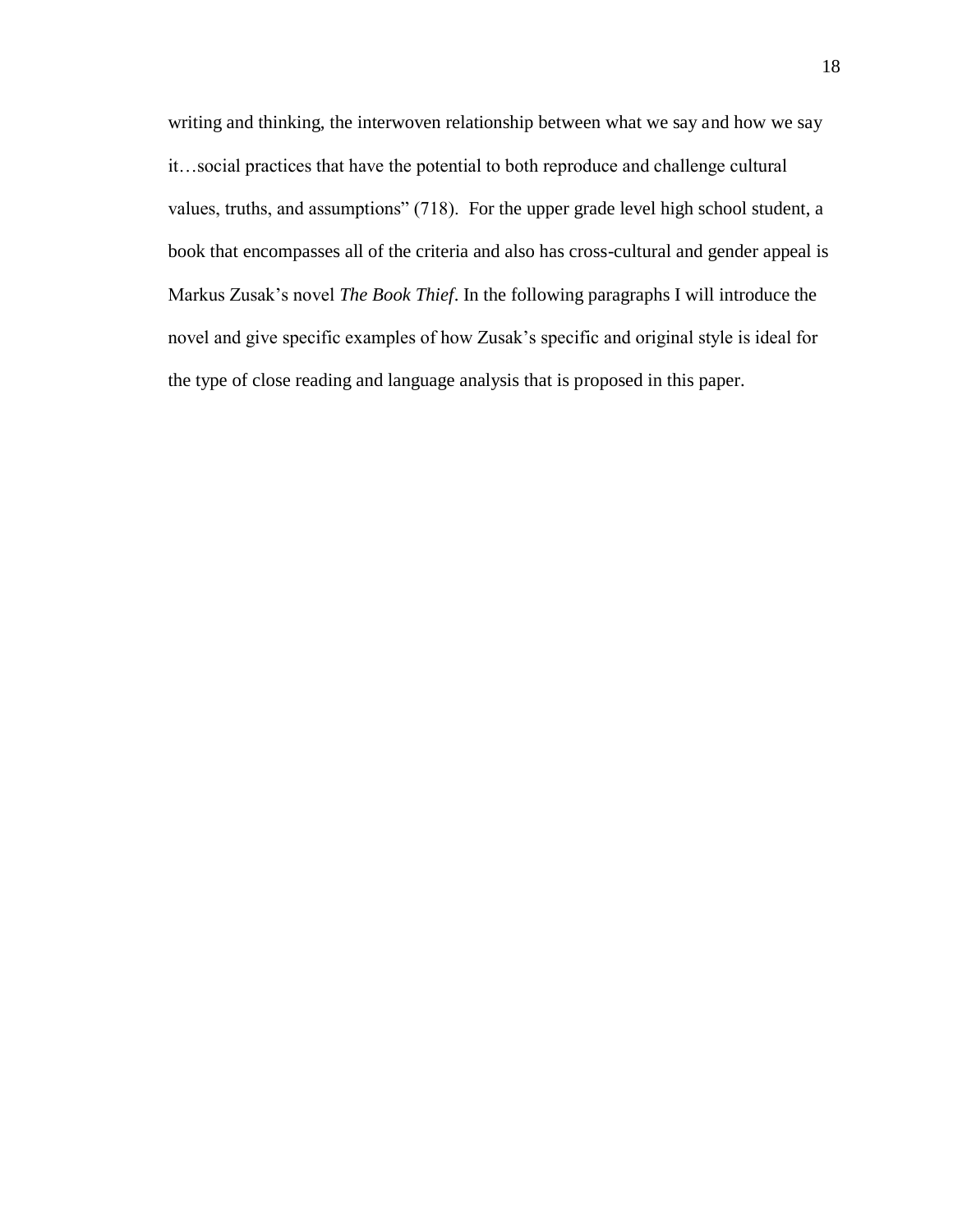writing and thinking, the interwoven relationship between what we say and how we say it…social practices that have the potential to both reproduce and challenge cultural values, truths, and assumptions" (718). For the upper grade level high school student, a book that encompasses all of the criteria and also has cross-cultural and gender appeal is Markus Zusak's novel *The Book Thief*. In the following paragraphs I will introduce the novel and give specific examples of how Zusak's specific and original style is ideal for the type of close reading and language analysis that is proposed in this paper.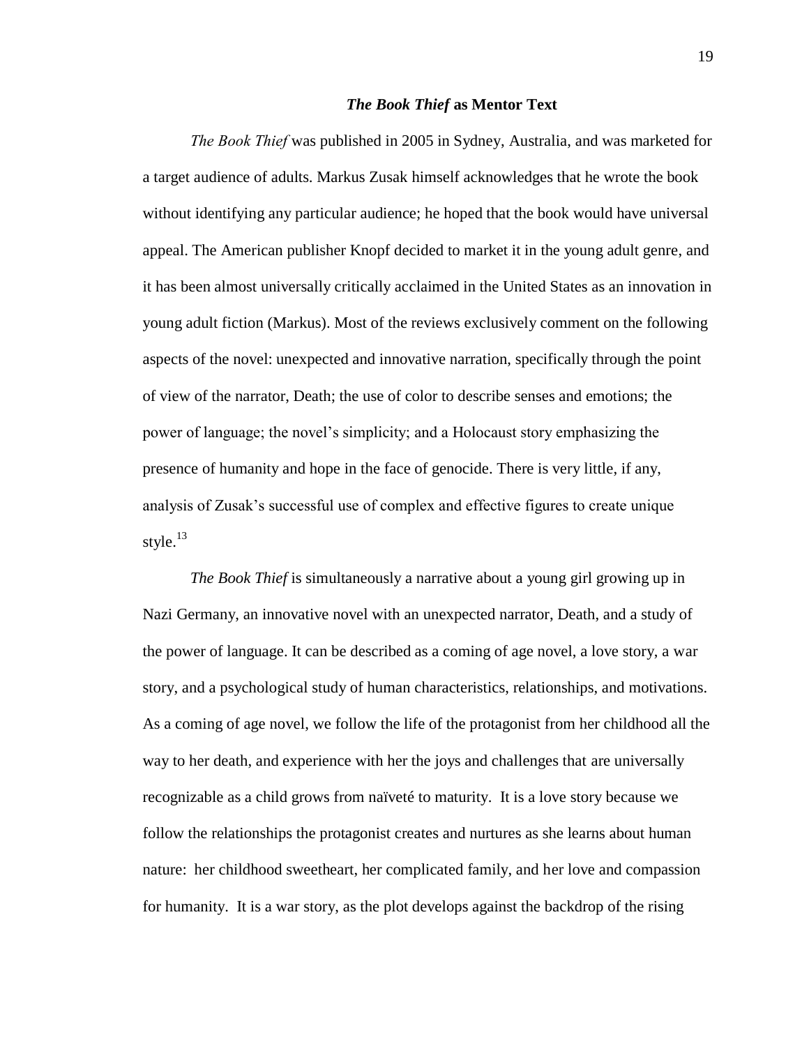### *The Book Thief* as Mentor Text

*The Book Thief* was published in 2005 in Sydney, Australia, and was marketed for a target audience of adults. Markus Zusak himself acknowledges that he wrote the book without identifying any particular audience; he hoped that the book would have universal appeal. The American publisher Knopf decided to market it in the young adult genre, and it has been almost universally critically acclaimed in the United States as an innovation in young adult fiction (Markus). Most of the reviews exclusively comment on the following aspects of the novel: unexpected and innovative narration, specifically through the point of view of the narrator, Death; the use of color to describe senses and emotions; the power of language; the novel's simplicity; and a Holocaust story emphasizing the presence of humanity and hope in the face of genocide. There is very little, if any, analysis of Zusak's successful use of complex and effective figures to create unique style.[13]

*The Book Thief* is simultaneously a narrative about a young girl growing up in Nazi Germany, an innovative novel with an unexpected narrator, Death, and a study of the power of language. It can be described as a coming of age novel, a love story, a war story, and a psychological study of human characteristics, relationships, and motivations. As a coming of age novel, we follow the life of the protagonist from her childhood all the way to her death, and experience with her the joys and challenges that are universally recognizable as a child grows from naïveté to maturity. It is a love story because we follow the relationships the protagonist creates and nurtures as she learns about human nature: her childhood sweetheart, her complicated family, and her love and compassion for humanity. It is a war story, as the plot develops against the backdrop of the rising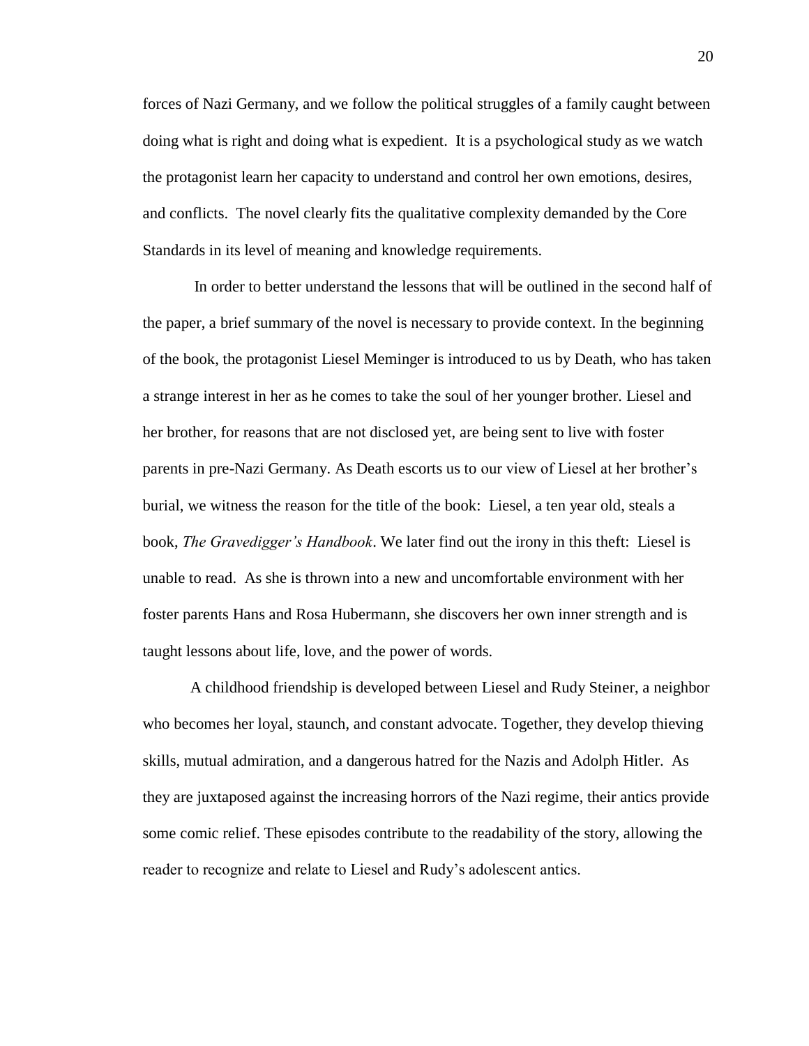forces of Nazi Germany, and we follow the political struggles of a family caught between doing what is right and doing what is expedient. It is a psychological study as we watch the protagonist learn her capacity to understand and control her own emotions, desires, and conflicts. The novel clearly fits the qualitative complexity demanded by the Core Standards in its level of meaning and knowledge requirements.

In order to better understand the lessons that will be outlined in the second half of the paper, a brief summary of the novel is necessary to provide context. In the beginning of the book, the protagonist Liesel Meminger is introduced to us by Death, who has taken a strange interest in her as he comes to take the soul of her younger brother. Liesel and her brother, for reasons that are not disclosed yet, are being sent to live with foster parents in pre-Nazi Germany. As Death escorts us to our view of Liesel at her brother's burial, we witness the reason for the title of the book: Liesel, a ten year old, steals a book, *The Gravedigger's Handbook*. We later find out the irony in this theft: Liesel is unable to read. As she is thrown into a new and uncomfortable environment with her foster parents Hans and Rosa Hubermann, she discovers her own inner strength and is taught lessons about life, love, and the power of words.

A childhood friendship is developed between Liesel and Rudy Steiner, a neighbor who becomes her loyal, staunch, and constant advocate. Together, they develop thieving skills, mutual admiration, and a dangerous hatred for the Nazis and Adolph Hitler. As they are juxtaposed against the increasing horrors of the Nazi regime, their antics provide some comic relief. These episodes contribute to the readability of the story, allowing the reader to recognize and relate to Liesel and Rudy's adolescent antics.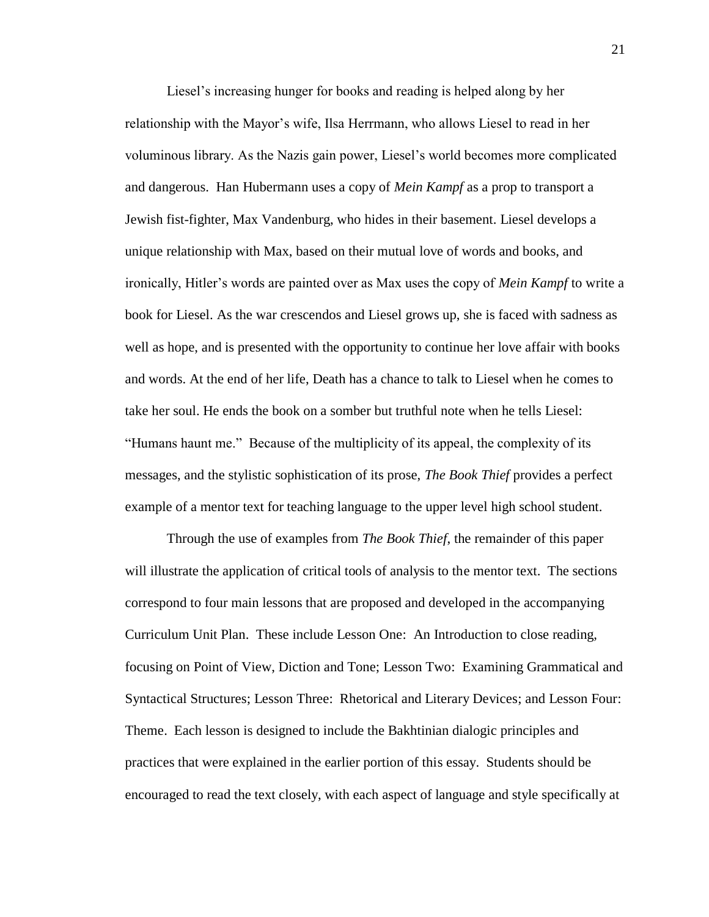Liesel's increasing hunger for books and reading is helped along by her relationship with the Mayor's wife, Ilsa Herrmann, who allows Liesel to read in her voluminous library. As the Nazis gain power, Liesel's world becomes more complicated and dangerous. Han Hubermann uses a copy of *Mein Kampf* as a prop to transport a Jewish fist-fighter, Max Vandenburg, who hides in their basement. Liesel develops a unique relationship with Max, based on their mutual love of words and books, and ironically, Hitler's words are painted over as Max uses the copy of *Mein Kampf* to write a book for Liesel. As the war crescendos and Liesel grows up, she is faced with sadness as well as hope, and is presented with the opportunity to continue her love affair with books and words. At the end of her life, Death has a chance to talk to Liesel when he comes to take her soul. He ends the book on a somber but truthful note when he tells Liesel: "Humans haunt me." Because of the multiplicity of its appeal, the complexity of its messages, and the stylistic sophistication of its prose, *The Book Thief* provides a perfect example of a mentor text for teaching language to the upper level high school student.

Through the use of examples from *The Book Thief*, the remainder of this paper will illustrate the application of critical tools of analysis to the mentor text. The sections correspond to four main lessons that are proposed and developed in the accompanying Curriculum Unit Plan. These include Lesson One: An Introduction to close reading, focusing on Point of View, Diction and Tone; Lesson Two: Examining Grammatical and Syntactical Structures; Lesson Three: Rhetorical and Literary Devices; and Lesson Four: Theme. Each lesson is designed to include the Bakhtinian dialogic principles and practices that were explained in the earlier portion of this essay. Students should be encouraged to read the text closely, with each aspect of language and style specifically at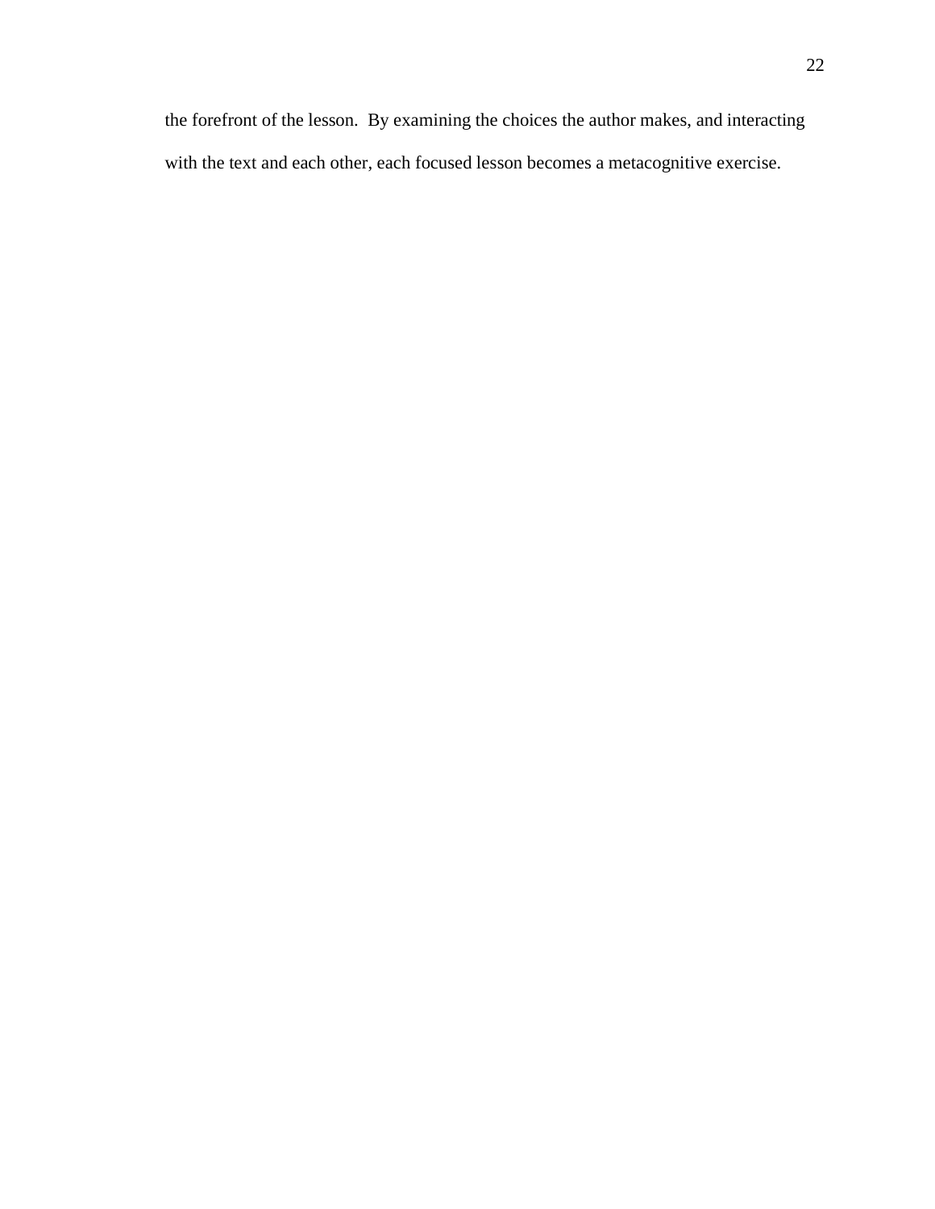the forefront of the lesson. By examining the choices the author makes, and interacting with the text and each other, each focused lesson becomes a metacognitive exercise.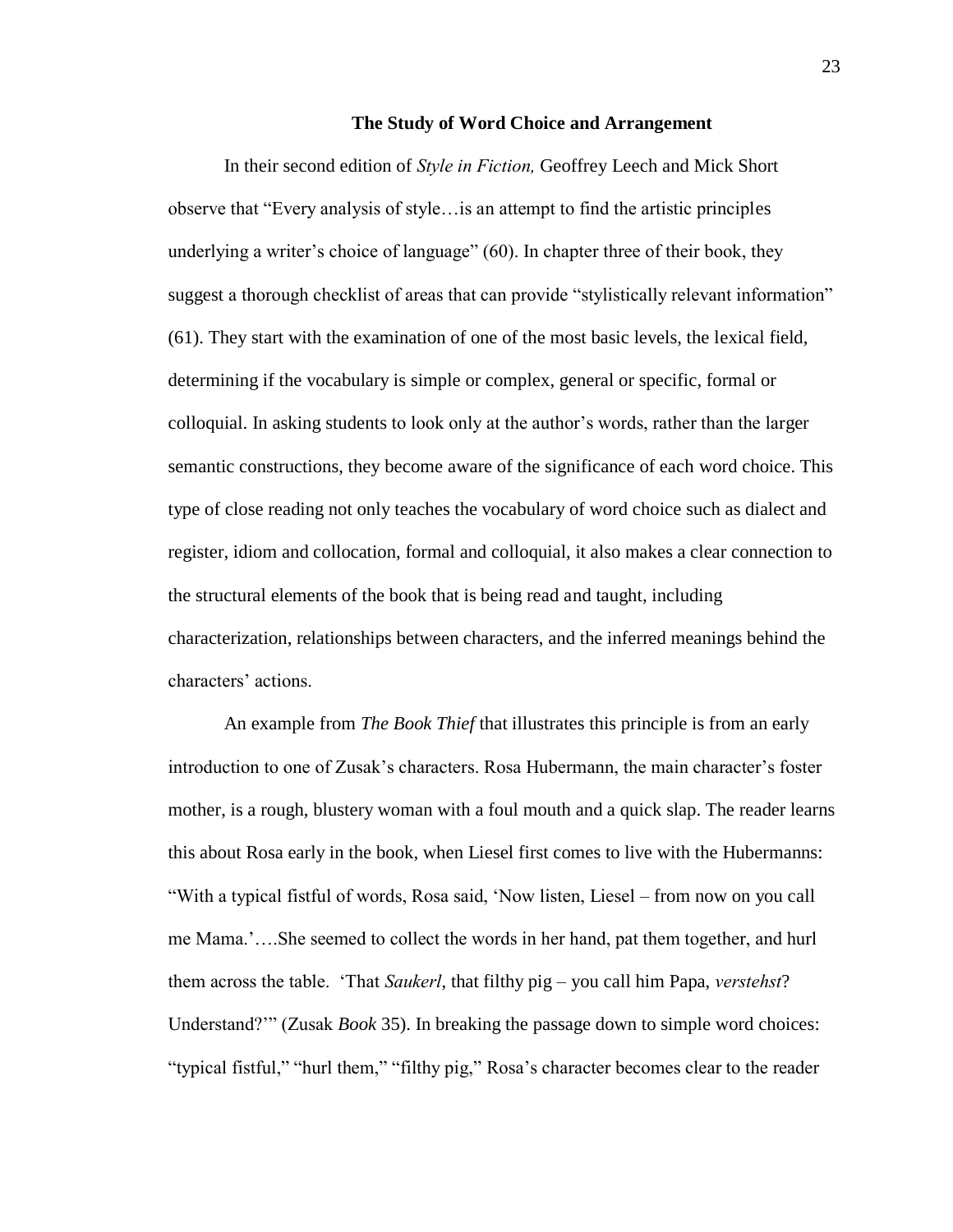## The Study of Word Choice and Arrangement

In their second edition of *Style in Fiction,* Geoffrey Leech and Mick Short observe that "Every analysis of style…is an attempt to find the artistic principles underlying a writer's choice of language" (60). In chapter three of their book, they suggest a thorough checklist of areas that can provide "stylistically relevant information" (61). They start with the examination of one of the most basic levels, the lexical field, determining if the vocabulary is simple or complex, general or specific, formal or colloquial. In asking students to look only at the author's words, rather than the larger semantic constructions, they become aware of the significance of each word choice. This type of close reading not only teaches the vocabulary of word choice such as dialect and register, idiom and collocation, formal and colloquial, it also makes a clear connection to the structural elements of the book that is being read and taught, including characterization, relationships between characters, and the inferred meanings behind the characters' actions.

An example from *The Book Thief* that illustrates this principle is from an early introduction to one of Zusak's characters. Rosa Hubermann, the main character's foster mother, is a rough, blustery woman with a foul mouth and a quick slap. The reader learns this about Rosa early in the book, when Liesel first comes to live with the Hubermanns: "With a typical fistful of words, Rosa said, 'Now listen, Liesel – from now on you call me Mama.'….She seemed to collect the words in her hand, pat them together, and hurl them across the table. 'That *Saukerl*, that filthy pig – you call him Papa, *verstehst*? Understand?'" (Zusak *Book* 35). In breaking the passage down to simple word choices: "typical fistful," "hurl them," "filthy pig," Rosa's character becomes clear to the reader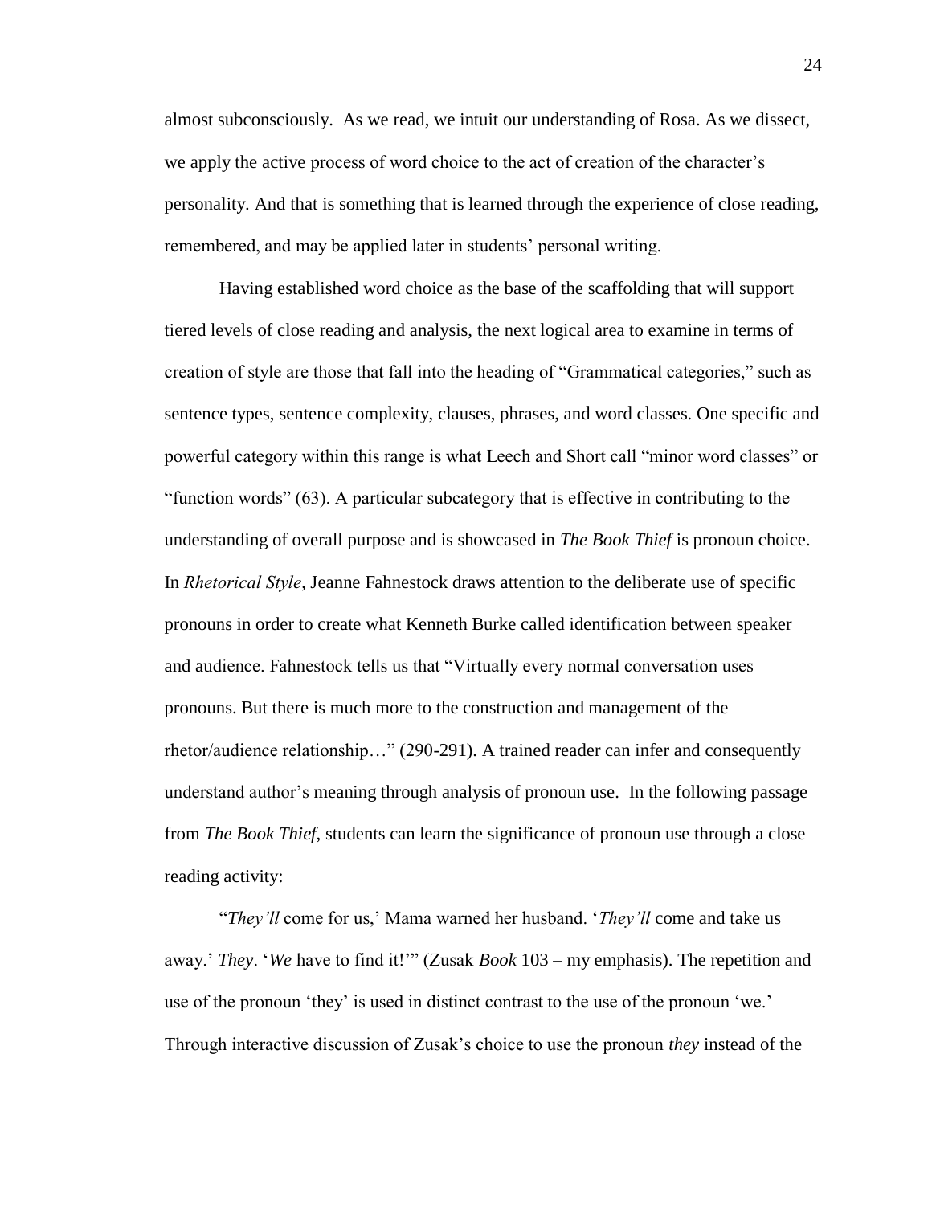almost subconsciously. As we read, we intuit our understanding of Rosa. As we dissect, we apply the active process of word choice to the act of creation of the character's personality. And that is something that is learned through the experience of close reading, remembered, and may be applied later in students' personal writing.

Having established word choice as the base of the scaffolding that will support tiered levels of close reading and analysis, the next logical area to examine in terms of creation of style are those that fall into the heading of "Grammatical categories," such as sentence types, sentence complexity, clauses, phrases, and word classes. One specific and powerful category within this range is what Leech and Short call "minor word classes" or "function words" (63). A particular subcategory that is effective in contributing to the understanding of overall purpose and is showcased in *The Book Thief* is pronoun choice. In *Rhetorical Style*, Jeanne Fahnestock draws attention to the deliberate use of specific pronouns in order to create what Kenneth Burke called identification between speaker and audience. Fahnestock tells us that "Virtually every normal conversation uses pronouns. But there is much more to the construction and management of the rhetor/audience relationship…" (290-291). A trained reader can infer and consequently understand author's meaning through analysis of pronoun use. In the following passage from *The Book Thief*, students can learn the significance of pronoun use through a close reading activity:

"*They'll* come for us,' Mama warned her husband. '*They'll* come and take us away.' *They*. '*We* have to find it!'" (Zusak *Book* 103 – my emphasis). The repetition and use of the pronoun 'they' is used in distinct contrast to the use of the pronoun 'we.' Through interactive discussion of Zusak's choice to use the pronoun *they* instead of the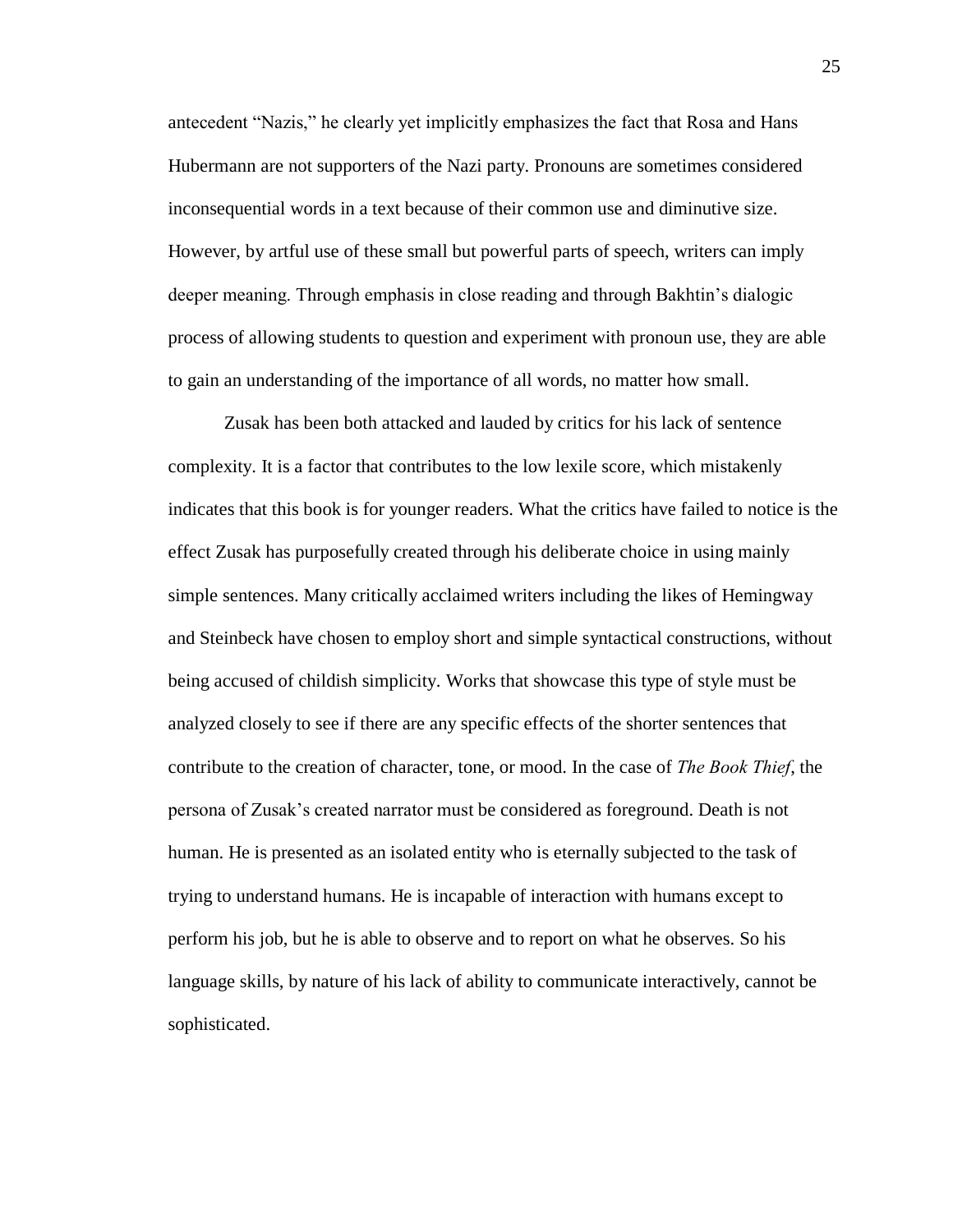antecedent "Nazis," he clearly yet implicitly emphasizes the fact that Rosa and Hans Hubermann are not supporters of the Nazi party. Pronouns are sometimes considered inconsequential words in a text because of their common use and diminutive size. However, by artful use of these small but powerful parts of speech, writers can imply deeper meaning. Through emphasis in close reading and through Bakhtin's dialogic process of allowing students to question and experiment with pronoun use, they are able to gain an understanding of the importance of all words, no matter how small.

Zusak has been both attacked and lauded by critics for his lack of sentence complexity. It is a factor that contributes to the low lexile score, which mistakenly indicates that this book is for younger readers. What the critics have failed to notice is the effect Zusak has purposefully created through his deliberate choice in using mainly simple sentences. Many critically acclaimed writers including the likes of Hemingway and Steinbeck have chosen to employ short and simple syntactical constructions, without being accused of childish simplicity. Works that showcase this type of style must be analyzed closely to see if there are any specific effects of the shorter sentences that contribute to the creation of character, tone, or mood. In the case of *The Book Thief*, the persona of Zusak's created narrator must be considered as foreground. Death is not human. He is presented as an isolated entity who is eternally subjected to the task of trying to understand humans. He is incapable of interaction with humans except to perform his job, but he is able to observe and to report on what he observes. So his language skills, by nature of his lack of ability to communicate interactively, cannot be sophisticated.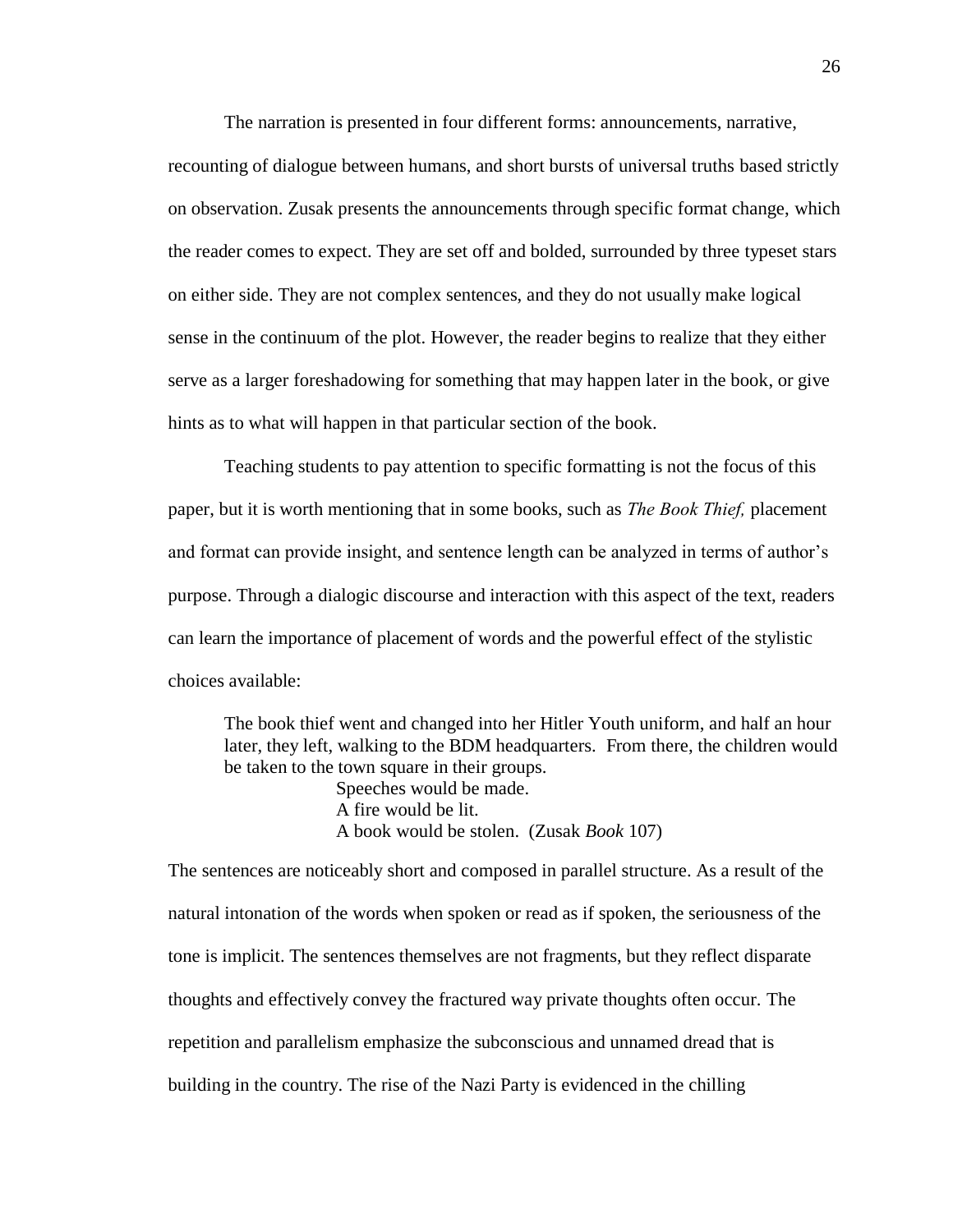The narration is presented in four different forms: announcements, narrative, recounting of dialogue between humans, and short bursts of universal truths based strictly on observation. Zusak presents the announcements through specific format change, which the reader comes to expect. They are set off and bolded, surrounded by three typeset stars on either side. They are not complex sentences, and they do not usually make logical sense in the continuum of the plot. However, the reader begins to realize that they either serve as a larger foreshadowing for something that may happen later in the book, or give hints as to what will happen in that particular section of the book.

Teaching students to pay attention to specific formatting is not the focus of this paper, but it is worth mentioning that in some books, such as *The Book Thief,* placement and format can provide insight, and sentence length can be analyzed in terms of author's purpose. Through a dialogic discourse and interaction with this aspect of the text, readers can learn the importance of placement of words and the powerful effect of the stylistic choices available:

> The book thief went and changed into her Hitler Youth uniform, and half an hour later, they left, walking to the BDM headquarters. From there, the children would be taken to the town square in their groups.
>
> Speeches would be made.
> A fire would be lit.
> A book would be stolen. (Zusak *Book* 107)

The sentences are noticeably short and composed in parallel structure. As a result of the natural intonation of the words when spoken or read as if spoken, the seriousness of the tone is implicit. The sentences themselves are not fragments, but they reflect disparate thoughts and effectively convey the fractured way private thoughts often occur. The repetition and parallelism emphasize the subconscious and unnamed dread that is building in the country. The rise of the Nazi Party is evidenced in the chilling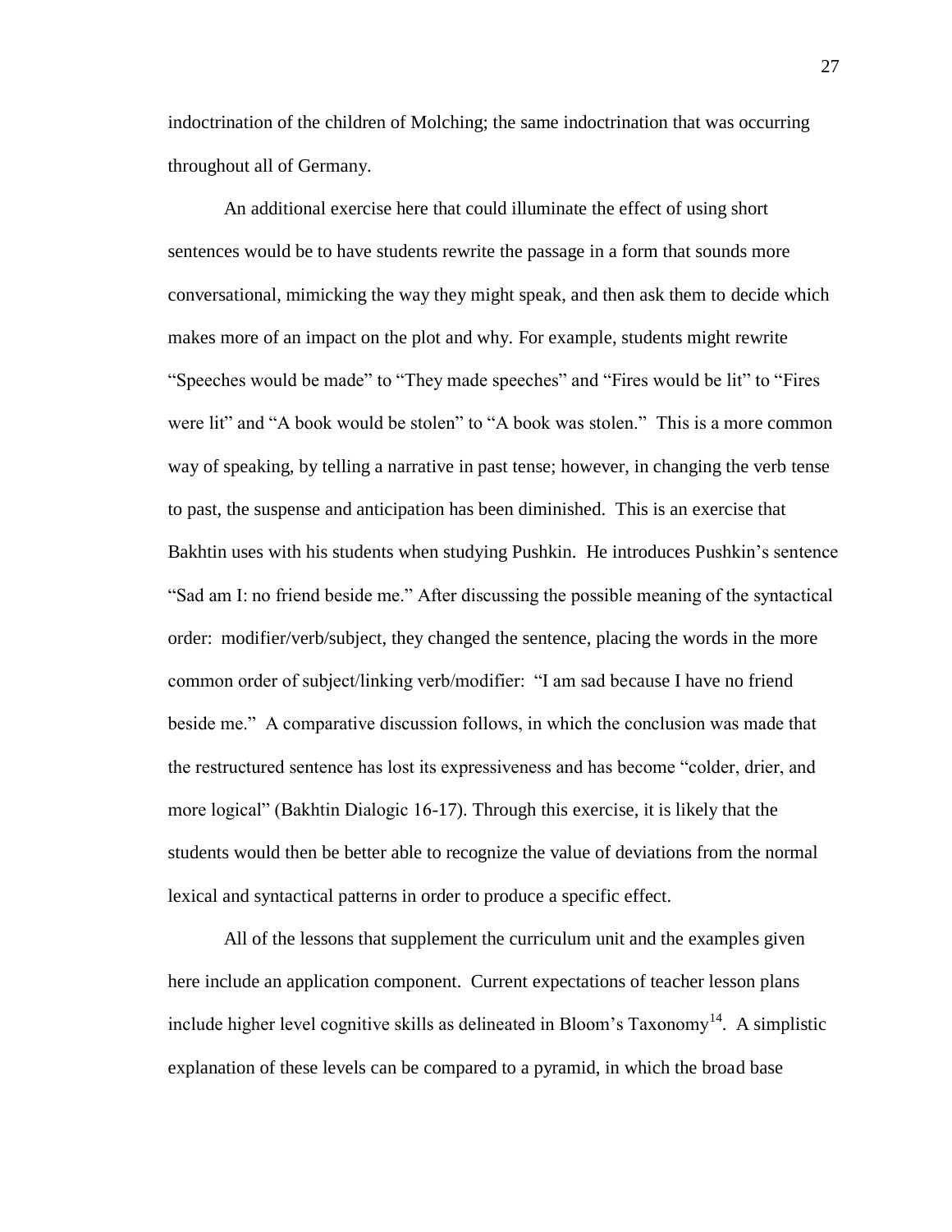indoctrination of the children of Molching; the same indoctrination that was occurring throughout all of Germany.

An additional exercise here that could illuminate the effect of using short sentences would be to have students rewrite the passage in a form that sounds more conversational, mimicking the way they might speak, and then ask them to decide which makes more of an impact on the plot and why. For example, students might rewrite "Speeches would be made" to "They made speeches" and "Fires would be lit" to "Fires were lit" and "A book would be stolen" to "A book was stolen." This is a more common way of speaking, by telling a narrative in past tense; however, in changing the verb tense to past, the suspense and anticipation has been diminished. This is an exercise that Bakhtin uses with his students when studying Pushkin. He introduces Pushkin's sentence "Sad am I: no friend beside me." After discussing the possible meaning of the syntactical order: modifier/verb/subject, they changed the sentence, placing the words in the more common order of subject/linking verb/modifier: "I am sad because I have no friend beside me." A comparative discussion follows, in which the conclusion was made that the restructured sentence has lost its expressiveness and has become "colder, drier, and more logical" (Bakhtin Dialogic 16-17). Through this exercise, it is likely that the students would then be better able to recognize the value of deviations from the normal lexical and syntactical patterns in order to produce a specific effect.

All of the lessons that supplement the curriculum unit and the examples given here include an application component. Current expectations of teacher lesson plans include higher level cognitive skills as delineated in Bloom's Taxonomy[14]. A simplistic explanation of these levels can be compared to a pyramid, in which the broad base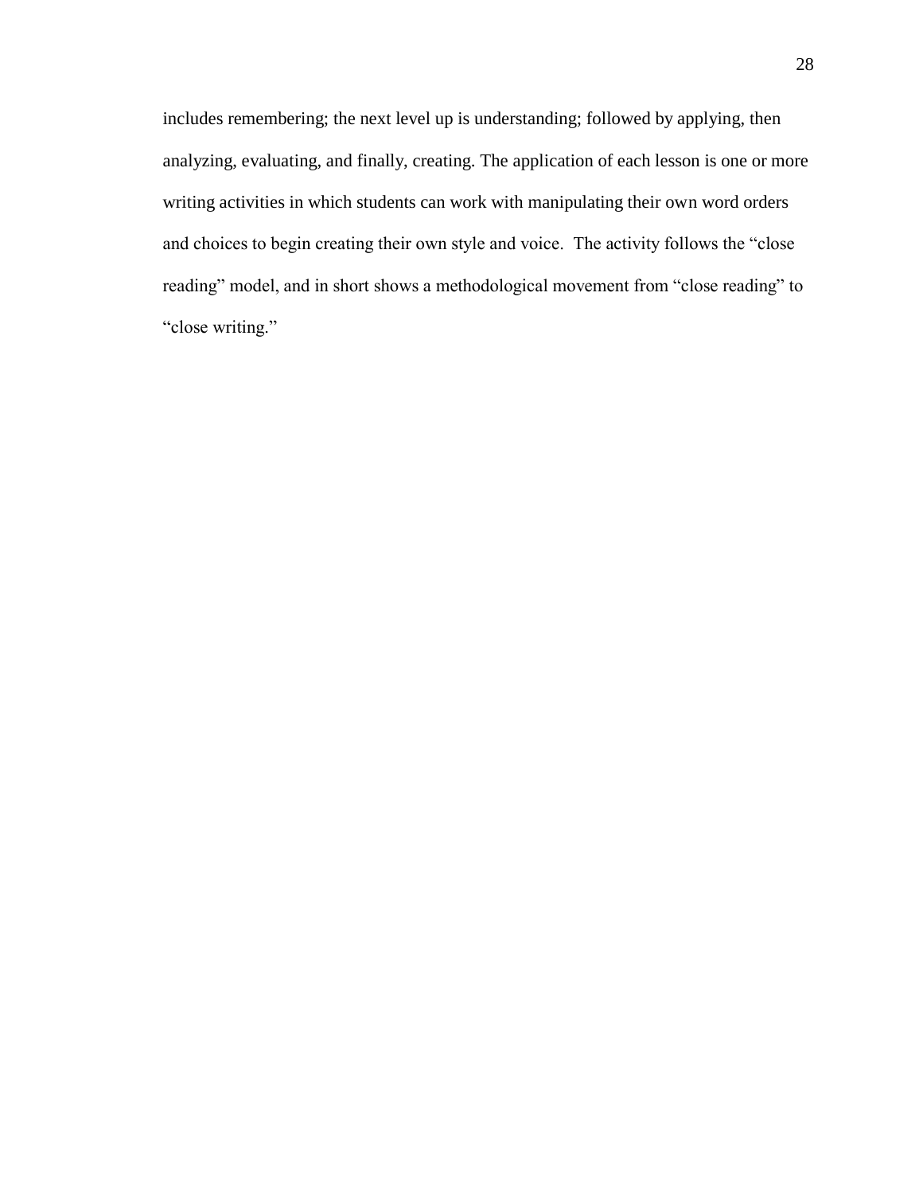includes remembering; the next level up is understanding; followed by applying, then analyzing, evaluating, and finally, creating. The application of each lesson is one or more writing activities in which students can work with manipulating their own word orders and choices to begin creating their own style and voice. The activity follows the "close reading" model, and in short shows a methodological movement from "close reading" to "close writing."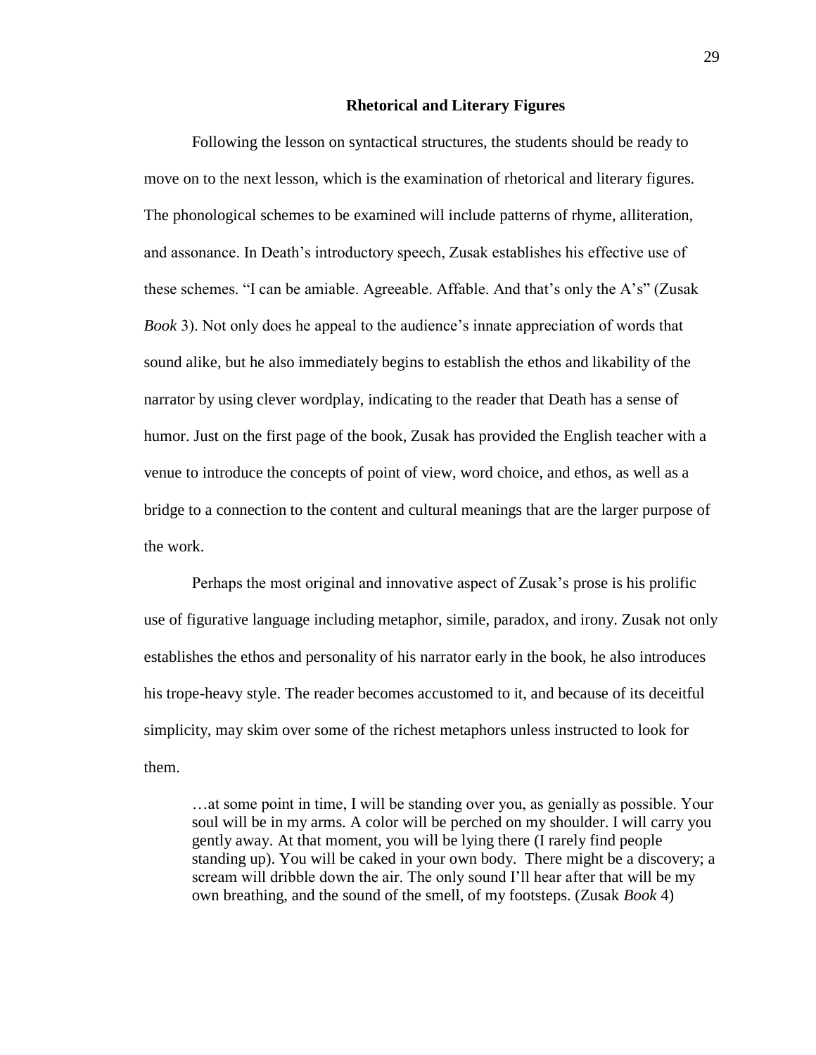## Rhetorical and Literary Figures

Following the lesson on syntactical structures, the students should be ready to move on to the next lesson, which is the examination of rhetorical and literary figures. The phonological schemes to be examined will include patterns of rhyme, alliteration, and assonance. In Death's introductory speech, Zusak establishes his effective use of these schemes. "I can be amiable. Agreeable. Affable. And that's only the A's" (Zusak *Book* 3). Not only does he appeal to the audience's innate appreciation of words that sound alike, but he also immediately begins to establish the ethos and likability of the narrator by using clever wordplay, indicating to the reader that Death has a sense of humor. Just on the first page of the book, Zusak has provided the English teacher with a venue to introduce the concepts of point of view, word choice, and ethos, as well as a bridge to a connection to the content and cultural meanings that are the larger purpose of the work.

Perhaps the most original and innovative aspect of Zusak's prose is his prolific use of figurative language including metaphor, simile, paradox, and irony. Zusak not only establishes the ethos and personality of his narrator early in the book, he also introduces his trope-heavy style. The reader becomes accustomed to it, and because of its deceitful simplicity, may skim over some of the richest metaphors unless instructed to look for them.

> …at some point in time, I will be standing over you, as genially as possible. Your soul will be in my arms. A color will be perched on my shoulder. I will carry you gently away. At that moment, you will be lying there (I rarely find people standing up). You will be caked in your own body. There might be a discovery; a scream will dribble down the air. The only sound I'll hear after that will be my own breathing, and the sound of the smell, of my footsteps. (Zusak *Book* 4)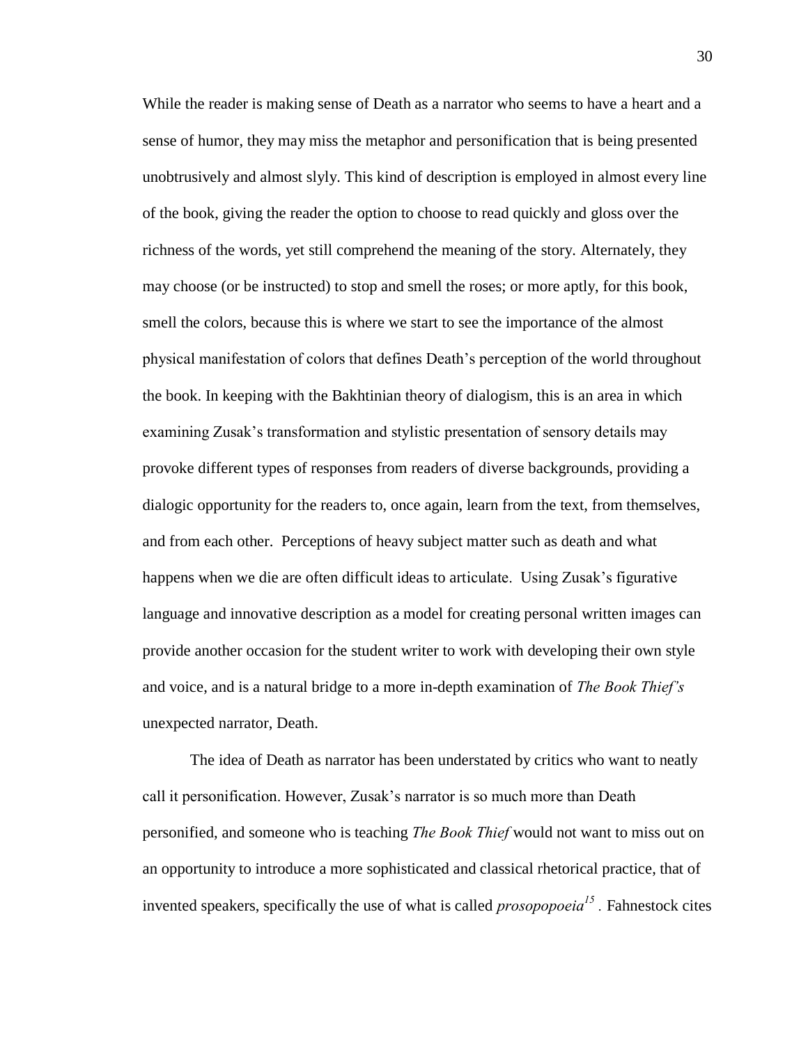While the reader is making sense of Death as a narrator who seems to have a heart and a sense of humor, they may miss the metaphor and personification that is being presented unobtrusively and almost slyly. This kind of description is employed in almost every line of the book, giving the reader the option to choose to read quickly and gloss over the richness of the words, yet still comprehend the meaning of the story. Alternately, they may choose (or be instructed) to stop and smell the roses; or more aptly, for this book, smell the colors, because this is where we start to see the importance of the almost physical manifestation of colors that defines Death's perception of the world throughout the book. In keeping with the Bakhtinian theory of dialogism, this is an area in which examining Zusak's transformation and stylistic presentation of sensory details may provoke different types of responses from readers of diverse backgrounds, providing a dialogic opportunity for the readers to, once again, learn from the text, from themselves, and from each other. Perceptions of heavy subject matter such as death and what happens when we die are often difficult ideas to articulate. Using Zusak's figurative language and innovative description as a model for creating personal written images can provide another occasion for the student writer to work with developing their own style and voice, and is a natural bridge to a more in-depth examination of *The Book Thief's* unexpected narrator, Death.

The idea of Death as narrator has been understated by critics who want to neatly call it personification. However, Zusak's narrator is so much more than Death personified, and someone who is teaching *The Book Thief* would not want to miss out on an opportunity to introduce a more sophisticated and classical rhetorical practice, that of invented speakers, specifically the use of what is called *prosopopoeia*[15] . Fahnestock cites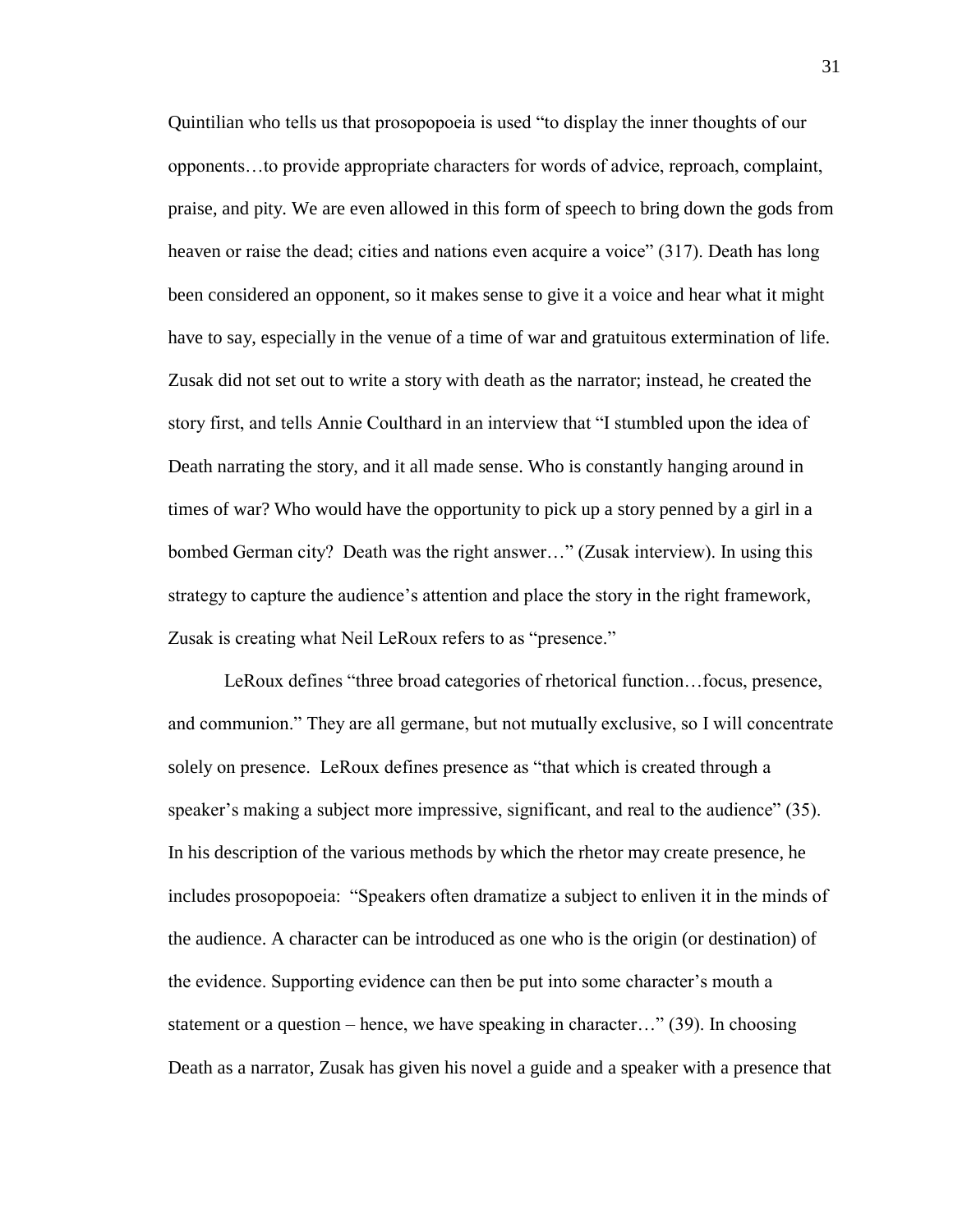Quintilian who tells us that prosopopoeia is used "to display the inner thoughts of our opponents…to provide appropriate characters for words of advice, reproach, complaint, praise, and pity. We are even allowed in this form of speech to bring down the gods from heaven or raise the dead; cities and nations even acquire a voice" (317). Death has long been considered an opponent, so it makes sense to give it a voice and hear what it might have to say, especially in the venue of a time of war and gratuitous extermination of life. Zusak did not set out to write a story with death as the narrator; instead, he created the story first, and tells Annie Coulthard in an interview that "I stumbled upon the idea of Death narrating the story, and it all made sense. Who is constantly hanging around in times of war? Who would have the opportunity to pick up a story penned by a girl in a bombed German city? Death was the right answer…" (Zusak interview). In using this strategy to capture the audience's attention and place the story in the right framework, Zusak is creating what Neil LeRoux refers to as "presence."

LeRoux defines "three broad categories of rhetorical function…focus, presence, and communion." They are all germane, but not mutually exclusive, so I will concentrate solely on presence. LeRoux defines presence as "that which is created through a speaker's making a subject more impressive, significant, and real to the audience" (35). In his description of the various methods by which the rhetor may create presence, he includes prosopopoeia: "Speakers often dramatize a subject to enliven it in the minds of the audience. A character can be introduced as one who is the origin (or destination) of the evidence. Supporting evidence can then be put into some character's mouth a statement or a question – hence, we have speaking in character…" (39). In choosing Death as a narrator, Zusak has given his novel a guide and a speaker with a presence that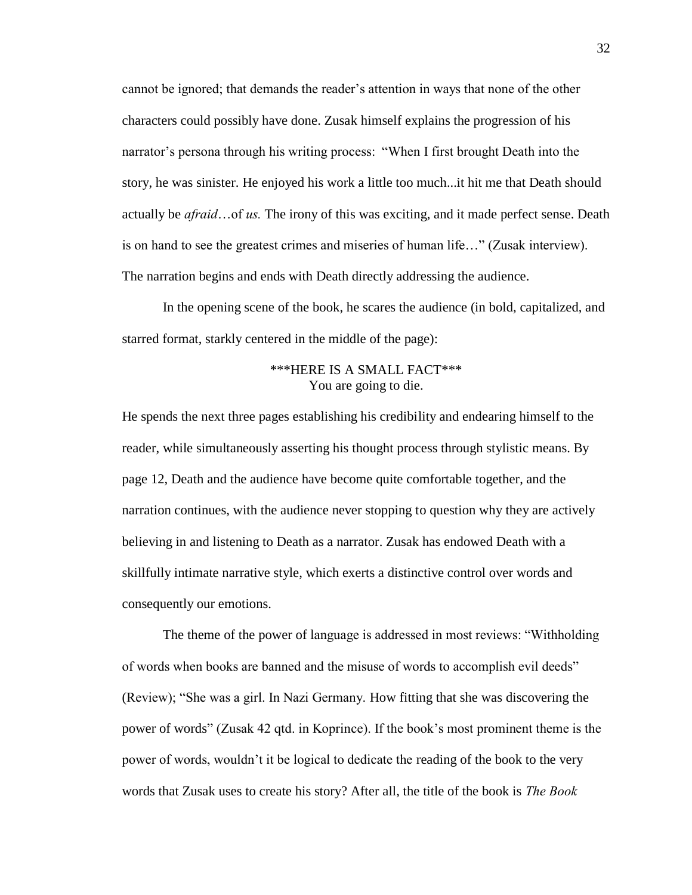cannot be ignored; that demands the reader's attention in ways that none of the other characters could possibly have done. Zusak himself explains the progression of his narrator's persona through his writing process: "When I first brought Death into the story, he was sinister. He enjoyed his work a little too much...it hit me that Death should actually be *afraid*…of *us.* The irony of this was exciting, and it made perfect sense. Death is on hand to see the greatest crimes and miseries of human life…" (Zusak interview). The narration begins and ends with Death directly addressing the audience.

In the opening scene of the book, he scares the audience (in bold, capitalized, and starred format, starkly centered in the middle of the page):

***HERE IS A SMALL FACT***
You are going to die.

He spends the next three pages establishing his credibility and endearing himself to the reader, while simultaneously asserting his thought process through stylistic means. By page 12, Death and the audience have become quite comfortable together, and the narration continues, with the audience never stopping to question why they are actively believing in and listening to Death as a narrator. Zusak has endowed Death with a skillfully intimate narrative style, which exerts a distinctive control over words and consequently our emotions.

The theme of the power of language is addressed in most reviews: "Withholding of words when books are banned and the misuse of words to accomplish evil deeds" (Review); "She was a girl. In Nazi Germany. How fitting that she was discovering the power of words" (Zusak 42 qtd. in Koprince). If the book's most prominent theme is the power of words, wouldn't it be logical to dedicate the reading of the book to the very words that Zusak uses to create his story? After all, the title of the book is *The Book*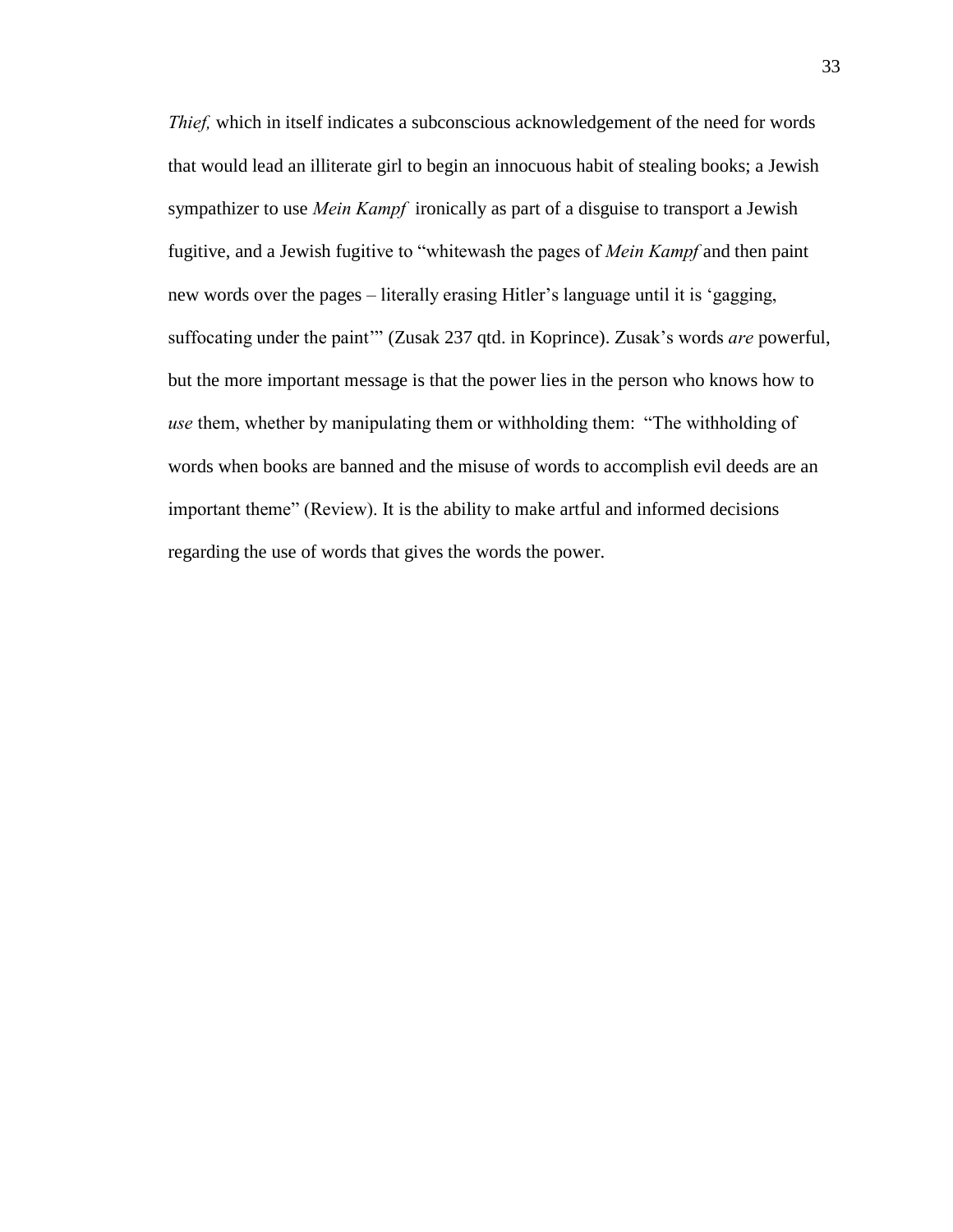*Thief,* which in itself indicates a subconscious acknowledgement of the need for words that would lead an illiterate girl to begin an innocuous habit of stealing books; a Jewish sympathizer to use *Mein Kampf* ironically as part of a disguise to transport a Jewish fugitive, and a Jewish fugitive to "whitewash the pages of *Mein Kampf* and then paint new words over the pages – literally erasing Hitler's language until it is 'gagging, suffocating under the paint'" (Zusak 237 qtd. in Koprince). Zusak's words *are* powerful, but the more important message is that the power lies in the person who knows how to *use* them, whether by manipulating them or withholding them: "The withholding of words when books are banned and the misuse of words to accomplish evil deeds are an important theme" (Review). It is the ability to make artful and informed decisions regarding the use of words that gives the words the power.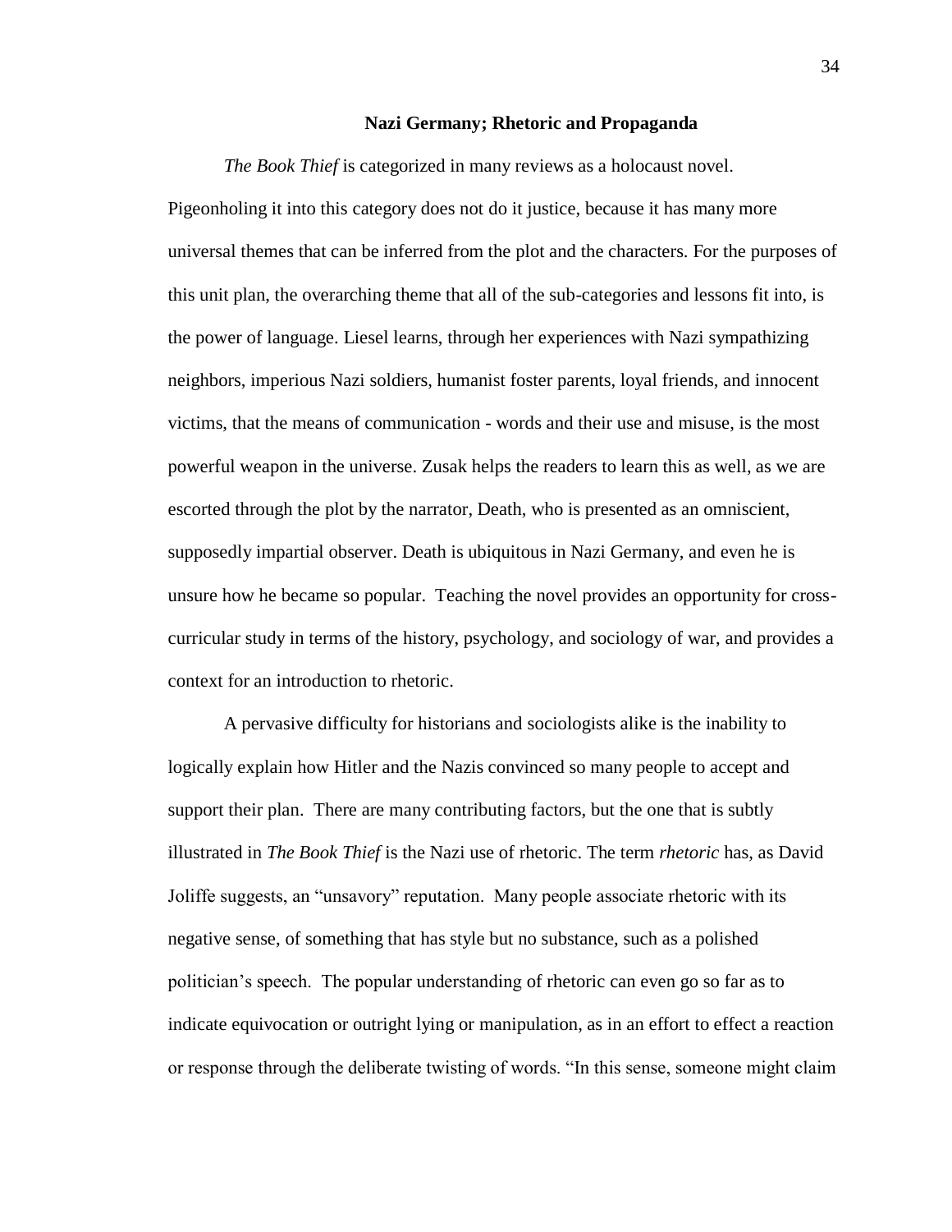## Nazi Germany; Rhetoric and Propaganda

*The Book Thief* is categorized in many reviews as a holocaust novel. Pigeonholing it into this category does not do it justice, because it has many more universal themes that can be inferred from the plot and the characters. For the purposes of this unit plan, the overarching theme that all of the sub-categories and lessons fit into, is the power of language. Liesel learns, through her experiences with Nazi sympathizing neighbors, imperious Nazi soldiers, humanist foster parents, loyal friends, and innocent victims, that the means of communication - words and their use and misuse, is the most powerful weapon in the universe. Zusak helps the readers to learn this as well, as we are escorted through the plot by the narrator, Death, who is presented as an omniscient, supposedly impartial observer. Death is ubiquitous in Nazi Germany, and even he is unsure how he became so popular. Teaching the novel provides an opportunity for cross-curricular study in terms of the history, psychology, and sociology of war, and provides a context for an introduction to rhetoric.

A pervasive difficulty for historians and sociologists alike is the inability to logically explain how Hitler and the Nazis convinced so many people to accept and support their plan. There are many contributing factors, but the one that is subtly illustrated in *The Book Thief* is the Nazi use of rhetoric. The term *rhetoric* has, as David Joliffe suggests, an "unsavory" reputation. Many people associate rhetoric with its negative sense, of something that has style but no substance, such as a polished politician's speech. The popular understanding of rhetoric can even go so far as to indicate equivocation or outright lying or manipulation, as in an effort to effect a reaction or response through the deliberate twisting of words. "In this sense, someone might claim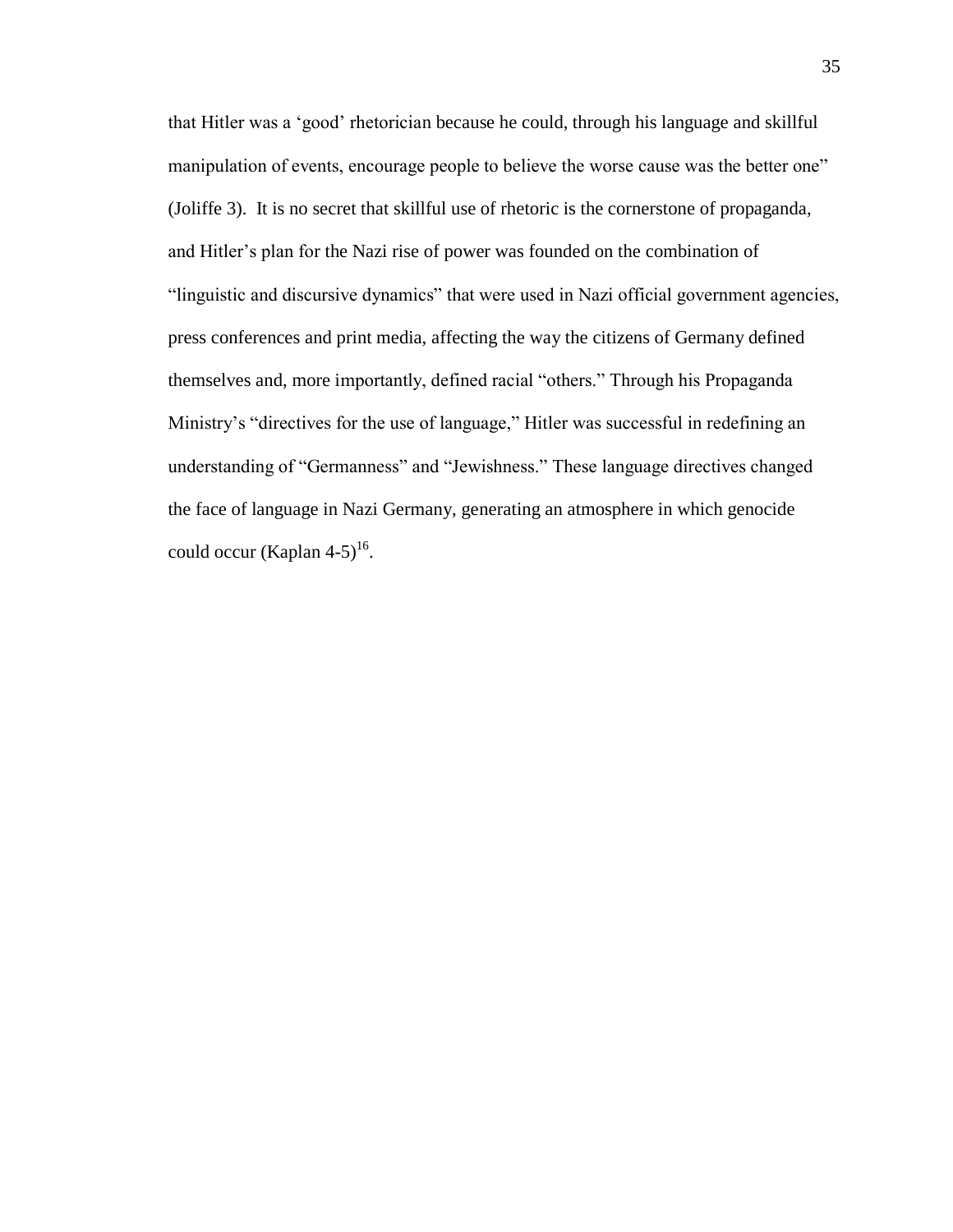that Hitler was a 'good' rhetorician because he could, through his language and skillful manipulation of events, encourage people to believe the worse cause was the better one" (Joliffe 3). It is no secret that skillful use of rhetoric is the cornerstone of propaganda, and Hitler's plan for the Nazi rise of power was founded on the combination of "linguistic and discursive dynamics" that were used in Nazi official government agencies, press conferences and print media, affecting the way the citizens of Germany defined themselves and, more importantly, defined racial "others." Through his Propaganda Ministry's "directives for the use of language," Hitler was successful in redefining an understanding of "Germanness" and "Jewishness." These language directives changed the face of language in Nazi Germany, generating an atmosphere in which genocide could occur (Kaplan 4-5)[16].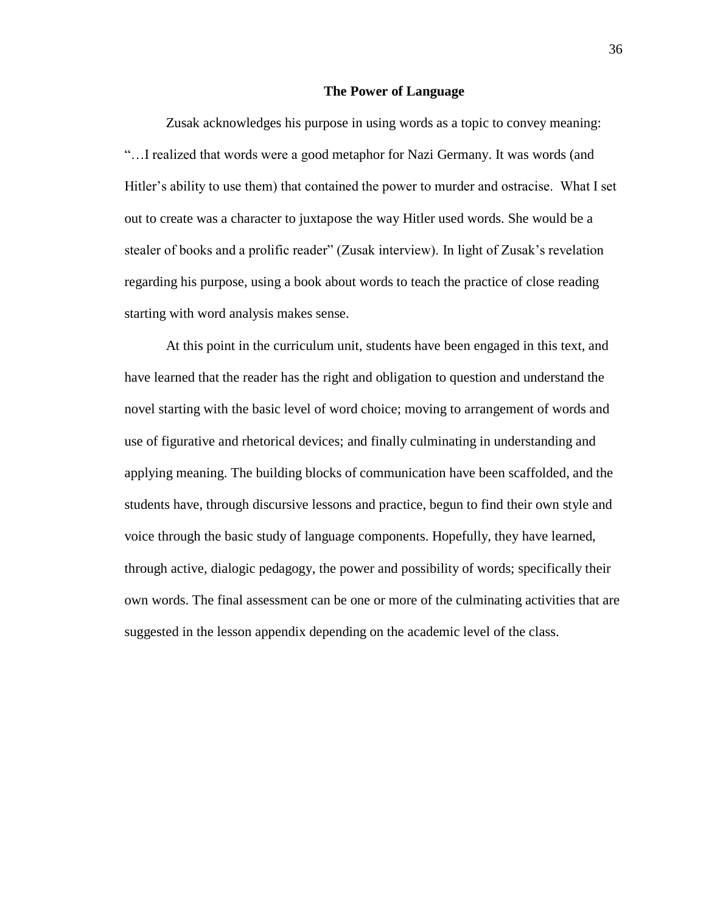## The Power of Language

Zusak acknowledges his purpose in using words as a topic to convey meaning: "…I realized that words were a good metaphor for Nazi Germany. It was words (and Hitler's ability to use them) that contained the power to murder and ostracise. What I set out to create was a character to juxtapose the way Hitler used words. She would be a stealer of books and a prolific reader" (Zusak interview). In light of Zusak's revelation regarding his purpose, using a book about words to teach the practice of close reading starting with word analysis makes sense.

At this point in the curriculum unit, students have been engaged in this text, and have learned that the reader has the right and obligation to question and understand the novel starting with the basic level of word choice; moving to arrangement of words and use of figurative and rhetorical devices; and finally culminating in understanding and applying meaning. The building blocks of communication have been scaffolded, and the students have, through discursive lessons and practice, begun to find their own style and voice through the basic study of language components. Hopefully, they have learned, through active, dialogic pedagogy, the power and possibility of words; specifically their own words. The final assessment can be one or more of the culminating activities that are suggested in the lesson appendix depending on the academic level of the class.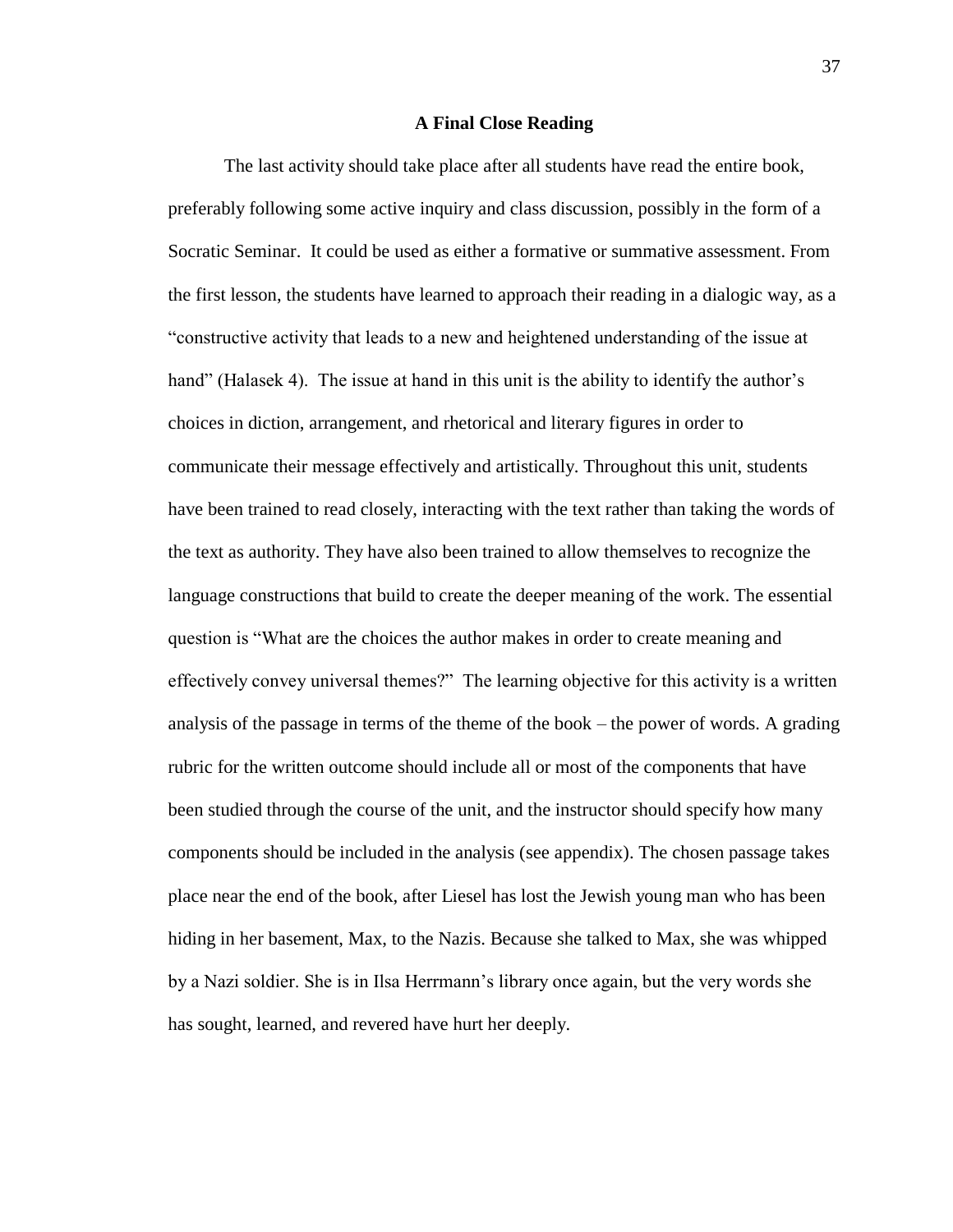## A Final Close Reading

The last activity should take place after all students have read the entire book, preferably following some active inquiry and class discussion, possibly in the form of a Socratic Seminar. It could be used as either a formative or summative assessment. From the first lesson, the students have learned to approach their reading in a dialogic way, as a "constructive activity that leads to a new and heightened understanding of the issue at hand" (Halasek 4). The issue at hand in this unit is the ability to identify the author's choices in diction, arrangement, and rhetorical and literary figures in order to communicate their message effectively and artistically. Throughout this unit, students have been trained to read closely, interacting with the text rather than taking the words of the text as authority. They have also been trained to allow themselves to recognize the language constructions that build to create the deeper meaning of the work. The essential question is "What are the choices the author makes in order to create meaning and effectively convey universal themes?" The learning objective for this activity is a written analysis of the passage in terms of the theme of the book – the power of words. A grading rubric for the written outcome should include all or most of the components that have been studied through the course of the unit, and the instructor should specify how many components should be included in the analysis (see appendix). The chosen passage takes place near the end of the book, after Liesel has lost the Jewish young man who has been hiding in her basement, Max, to the Nazis. Because she talked to Max, she was whipped by a Nazi soldier. She is in Ilsa Herrmann's library once again, but the very words she has sought, learned, and revered have hurt her deeply.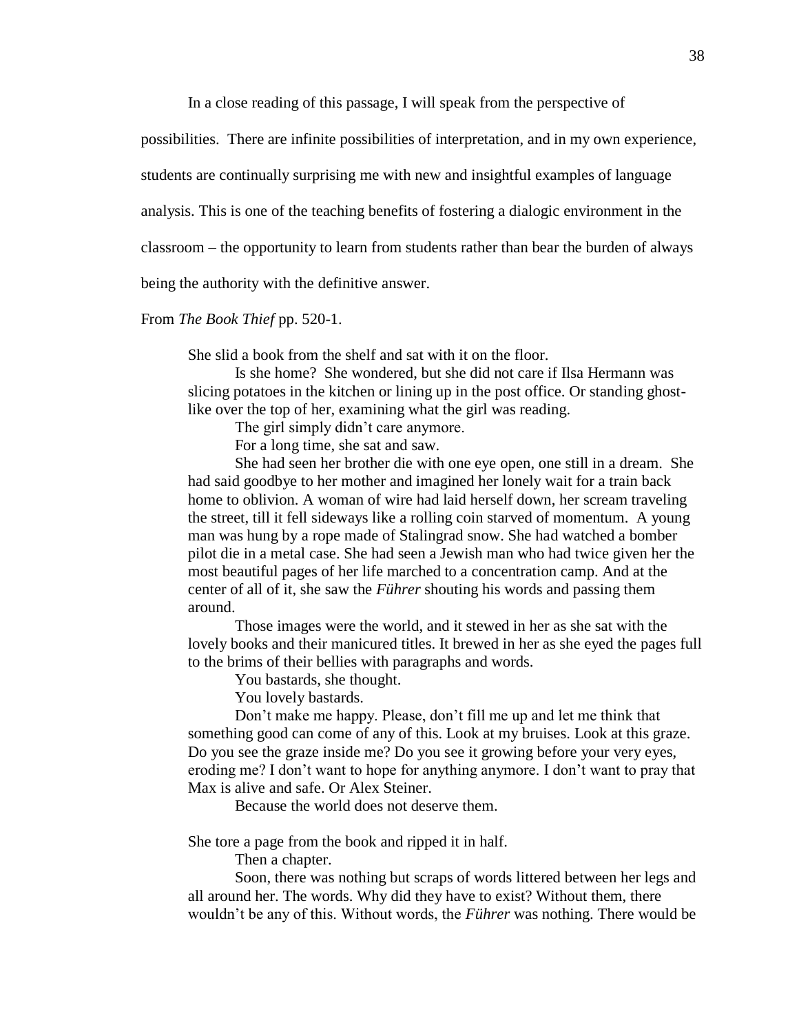In a close reading of this passage, I will speak from the perspective of possibilities. There are infinite possibilities of interpretation, and in my own experience, students are continually surprising me with new and insightful examples of language analysis. This is one of the teaching benefits of fostering a dialogic environment in the classroom – the opportunity to learn from students rather than bear the burden of always being the authority with the definitive answer.

From *The Book Thief* pp. 520-1.

> She slid a book from the shelf and sat with it on the floor.
>
> Is she home? She wondered, but she did not care if Ilsa Hermann was slicing potatoes in the kitchen or lining up in the post office. Or standing ghost-like over the top of her, examining what the girl was reading.
>
> The girl simply didn't care anymore.
>
> For a long time, she sat and saw.
>
> She had seen her brother die with one eye open, one still in a dream. She had said goodbye to her mother and imagined her lonely wait for a train back home to oblivion. A woman of wire had laid herself down, her scream traveling the street, till it fell sideways like a rolling coin starved of momentum. A young man was hung by a rope made of Stalingrad snow. She had watched a bomber pilot die in a metal case. She had seen a Jewish man who had twice given her the most beautiful pages of her life marched to a concentration camp. And at the center of all of it, she saw the *Führer* shouting his words and passing them around.
>
> Those images were the world, and it stewed in her as she sat with the lovely books and their manicured titles. It brewed in her as she eyed the pages full to the brims of their bellies with paragraphs and words.
>
> You bastards, she thought.
>
> You lovely bastards.
>
> Don't make me happy. Please, don't fill me up and let me think that something good can come of any of this. Look at my bruises. Look at this graze. Do you see the graze inside me? Do you see it growing before your very eyes, eroding me? I don't want to hope for anything anymore. I don't want to pray that Max is alive and safe. Or Alex Steiner.
>
> Because the world does not deserve them.
>
> She tore a page from the book and ripped it in half.
>
> Then a chapter.
>
> Soon, there was nothing but scraps of words littered between her legs and all around her. The words. Why did they have to exist? Without them, there wouldn't be any of this. Without words, the *Führer* was nothing. There would be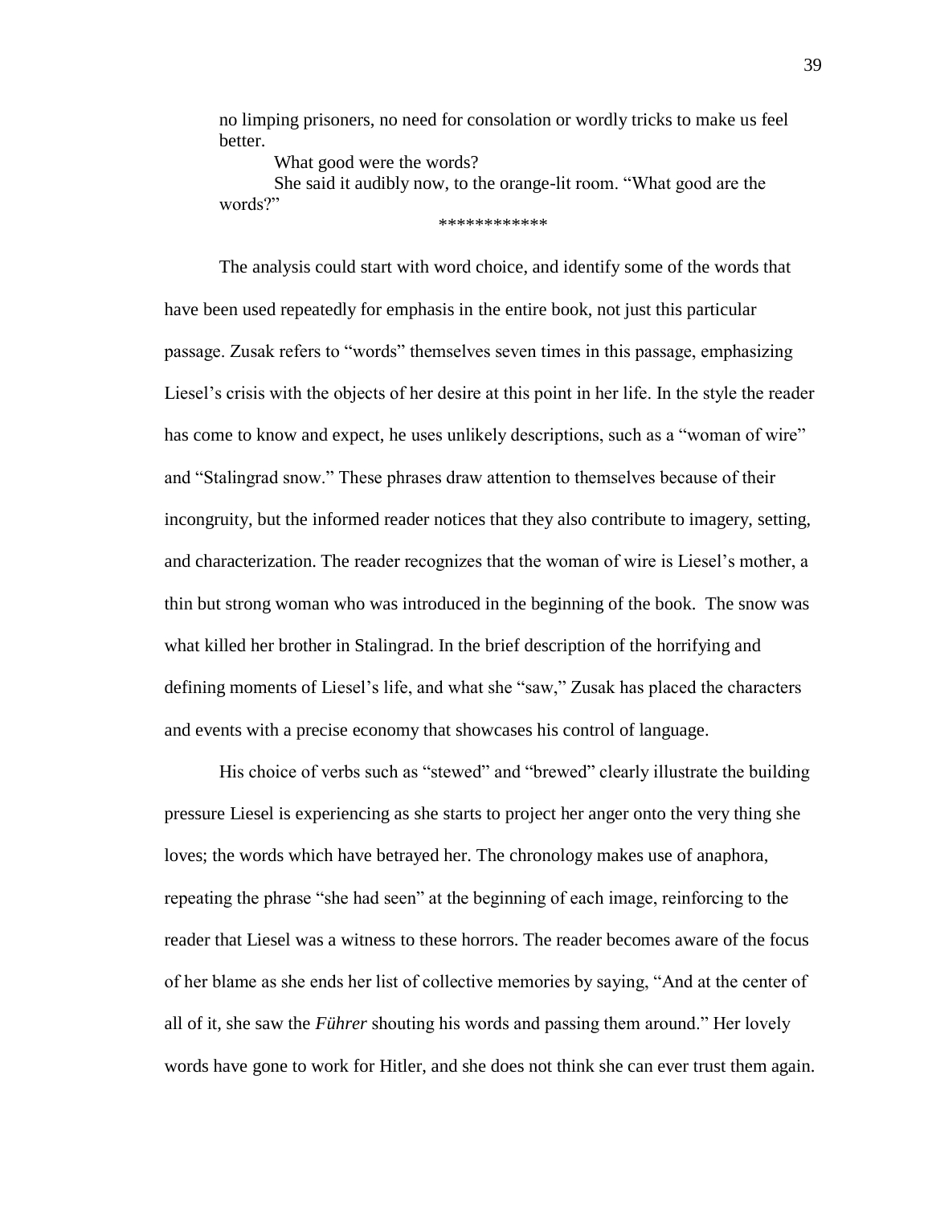no limping prisoners, no need for consolation or wordly tricks to make us feel better.

What good were the words?

She said it audibly now, to the orange-lit room. "What good are the words?"

************

The analysis could start with word choice, and identify some of the words that have been used repeatedly for emphasis in the entire book, not just this particular passage. Zusak refers to "words" themselves seven times in this passage, emphasizing Liesel's crisis with the objects of her desire at this point in her life. In the style the reader has come to know and expect, he uses unlikely descriptions, such as a "woman of wire" and "Stalingrad snow." These phrases draw attention to themselves because of their incongruity, but the informed reader notices that they also contribute to imagery, setting, and characterization. The reader recognizes that the woman of wire is Liesel's mother, a thin but strong woman who was introduced in the beginning of the book. The snow was what killed her brother in Stalingrad. In the brief description of the horrifying and defining moments of Liesel's life, and what she "saw," Zusak has placed the characters and events with a precise economy that showcases his control of language.

His choice of verbs such as "stewed" and "brewed" clearly illustrate the building pressure Liesel is experiencing as she starts to project her anger onto the very thing she loves; the words which have betrayed her. The chronology makes use of anaphora, repeating the phrase "she had seen" at the beginning of each image, reinforcing to the reader that Liesel was a witness to these horrors. The reader becomes aware of the focus of her blame as she ends her list of collective memories by saying, "And at the center of all of it, she saw the *Führer* shouting his words and passing them around." Her lovely words have gone to work for Hitler, and she does not think she can ever trust them again.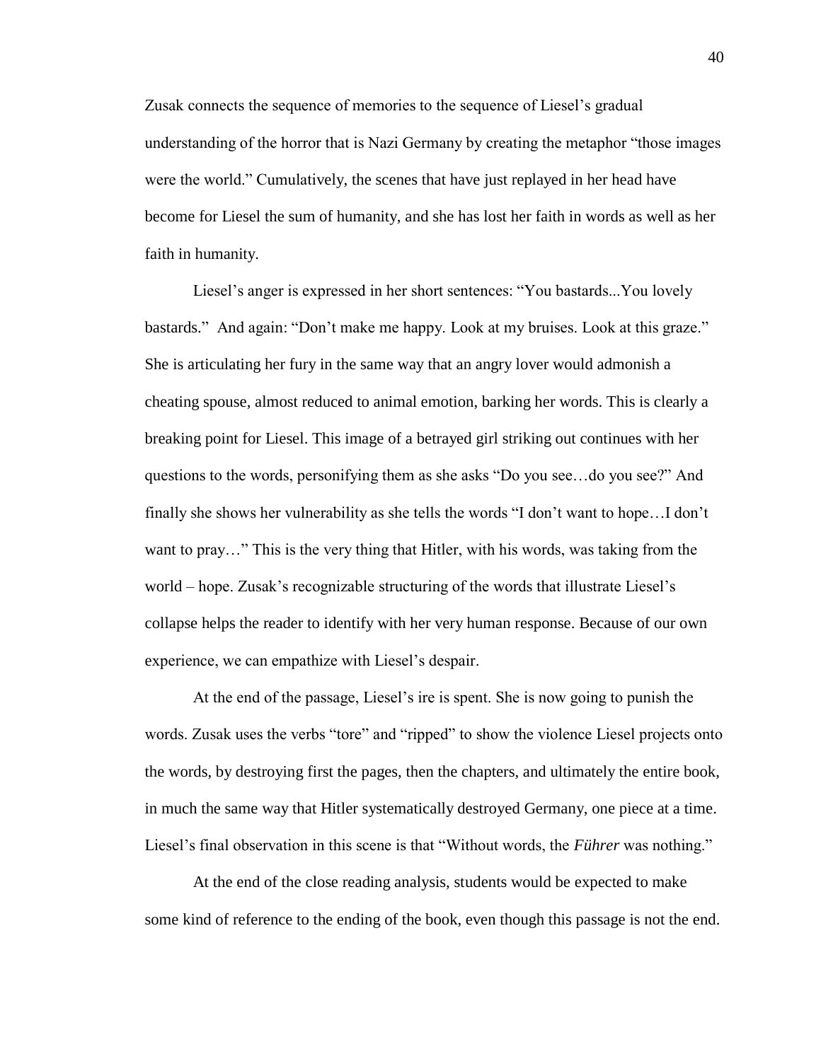Zusak connects the sequence of memories to the sequence of Liesel's gradual understanding of the horror that is Nazi Germany by creating the metaphor "those images were the world." Cumulatively, the scenes that have just replayed in her head have become for Liesel the sum of humanity, and she has lost her faith in words as well as her faith in humanity.

Liesel's anger is expressed in her short sentences: "You bastards...You lovely bastards." And again: "Don't make me happy. Look at my bruises. Look at this graze." She is articulating her fury in the same way that an angry lover would admonish a cheating spouse, almost reduced to animal emotion, barking her words. This is clearly a breaking point for Liesel. This image of a betrayed girl striking out continues with her questions to the words, personifying them as she asks "Do you see…do you see?" And finally she shows her vulnerability as she tells the words "I don't want to hope…I don't want to pray…" This is the very thing that Hitler, with his words, was taking from the world – hope. Zusak's recognizable structuring of the words that illustrate Liesel's collapse helps the reader to identify with her very human response. Because of our own experience, we can empathize with Liesel's despair.

At the end of the passage, Liesel's ire is spent. She is now going to punish the words. Zusak uses the verbs "tore" and "ripped" to show the violence Liesel projects onto the words, by destroying first the pages, then the chapters, and ultimately the entire book, in much the same way that Hitler systematically destroyed Germany, one piece at a time. Liesel's final observation in this scene is that "Without words, the *Führer* was nothing."

At the end of the close reading analysis, students would be expected to make some kind of reference to the ending of the book, even though this passage is not the end.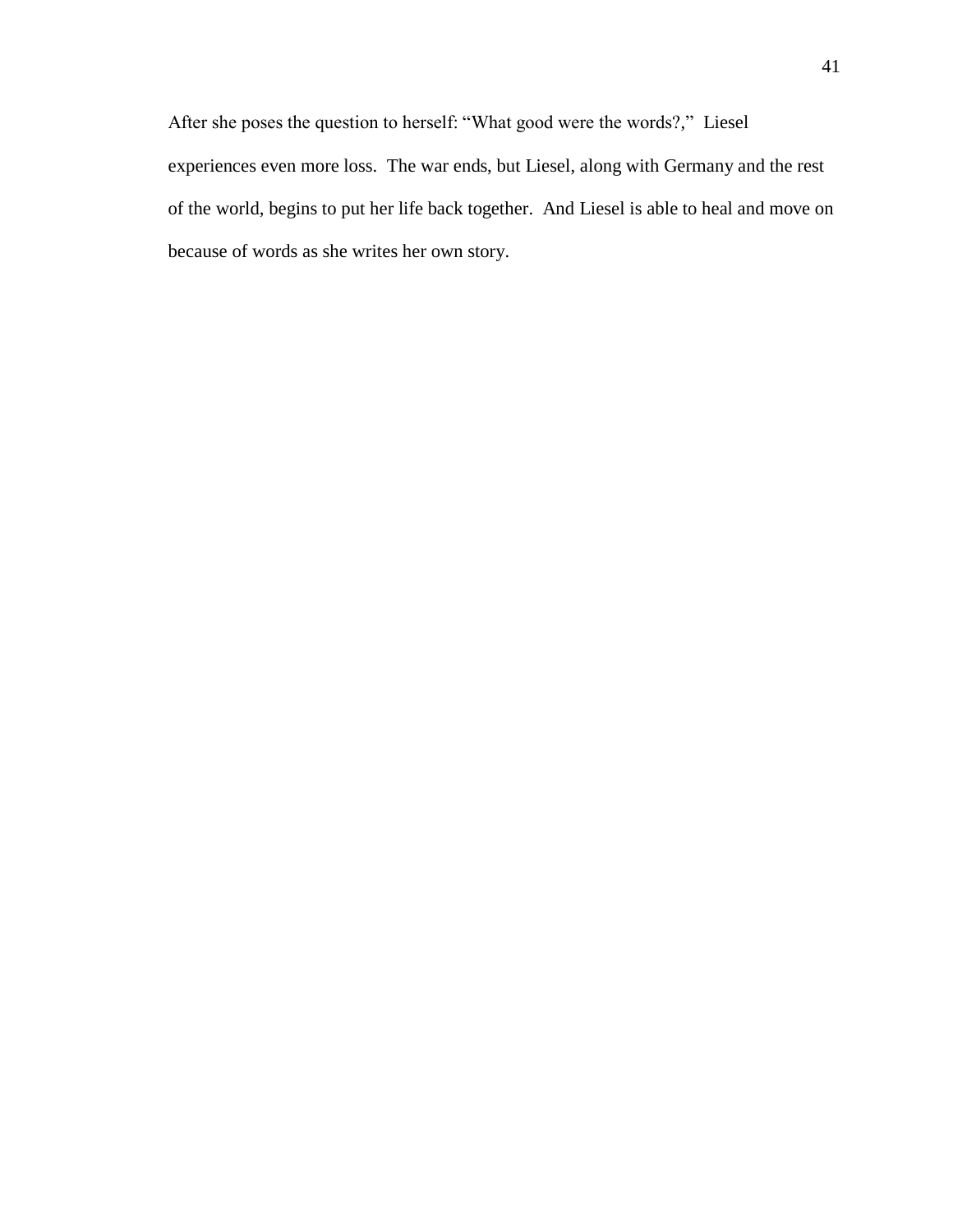After she poses the question to herself: “What good were the words?,” Liesel experiences even more loss. The war ends, but Liesel, along with Germany and the rest of the world, begins to put her life back together. And Liesel is able to heal and move on because of words as she writes her own story.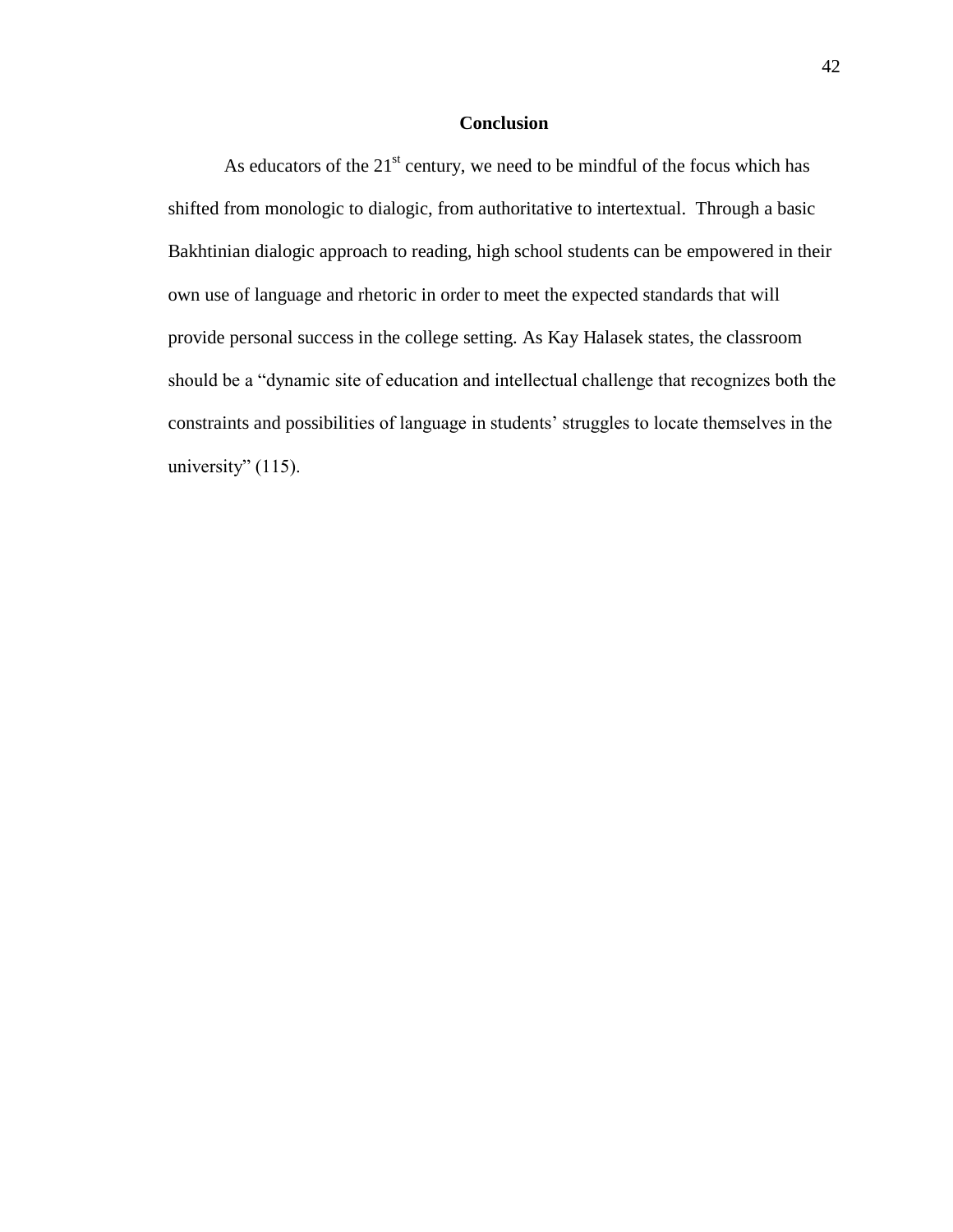## Conclusion

As educators of the 21st century, we need to be mindful of the focus which has shifted from monologic to dialogic, from authoritative to intertextual.  Through a basic Bakhtinian dialogic approach to reading, high school students can be empowered in their own use of language and rhetoric in order to meet the expected standards that will provide personal success in the college setting. As Kay Halasek states, the classroom should be a "dynamic site of education and intellectual challenge that recognizes both the constraints and possibilities of language in students' struggles to locate themselves in the university" (115).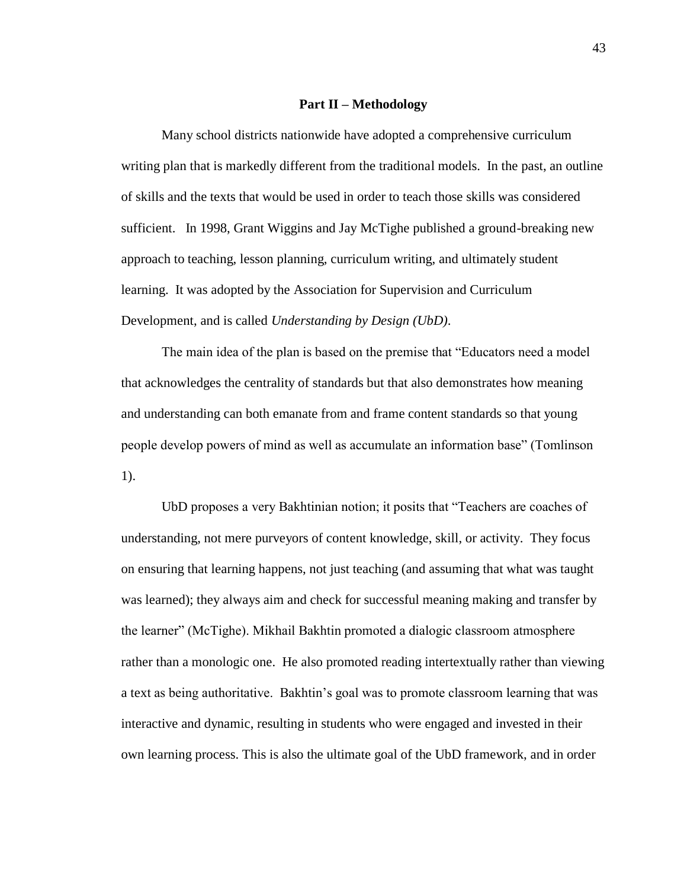## Part II – Methodology

Many school districts nationwide have adopted a comprehensive curriculum writing plan that is markedly different from the traditional models. In the past, an outline of skills and the texts that would be used in order to teach those skills was considered sufficient. In 1998, Grant Wiggins and Jay McTighe published a ground-breaking new approach to teaching, lesson planning, curriculum writing, and ultimately student learning. It was adopted by the Association for Supervision and Curriculum Development, and is called *Understanding by Design (UbD)*.

The main idea of the plan is based on the premise that "Educators need a model that acknowledges the centrality of standards but that also demonstrates how meaning and understanding can both emanate from and frame content standards so that young people develop powers of mind as well as accumulate an information base" (Tomlinson 1).

UbD proposes a very Bakhtinian notion; it posits that "Teachers are coaches of understanding, not mere purveyors of content knowledge, skill, or activity. They focus on ensuring that learning happens, not just teaching (and assuming that what was taught was learned); they always aim and check for successful meaning making and transfer by the learner" (McTighe). Mikhail Bakhtin promoted a dialogic classroom atmosphere rather than a monologic one. He also promoted reading intertextually rather than viewing a text as being authoritative. Bakhtin's goal was to promote classroom learning that was interactive and dynamic, resulting in students who were engaged and invested in their own learning process. This is also the ultimate goal of the UbD framework, and in order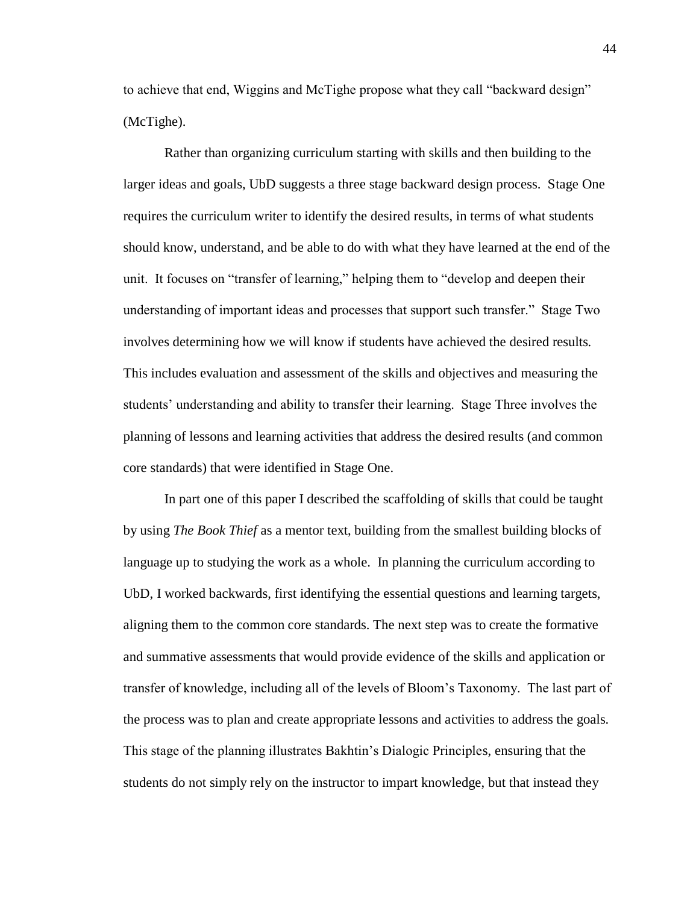to achieve that end, Wiggins and McTighe propose what they call "backward design" (McTighe).

Rather than organizing curriculum starting with skills and then building to the larger ideas and goals, UbD suggests a three stage backward design process. Stage One requires the curriculum writer to identify the desired results, in terms of what students should know, understand, and be able to do with what they have learned at the end of the unit. It focuses on "transfer of learning," helping them to "develop and deepen their understanding of important ideas and processes that support such transfer." Stage Two involves determining how we will know if students have achieved the desired results. This includes evaluation and assessment of the skills and objectives and measuring the students' understanding and ability to transfer their learning. Stage Three involves the planning of lessons and learning activities that address the desired results (and common core standards) that were identified in Stage One.

In part one of this paper I described the scaffolding of skills that could be taught by using *The Book Thief* as a mentor text, building from the smallest building blocks of language up to studying the work as a whole. In planning the curriculum according to UbD, I worked backwards, first identifying the essential questions and learning targets, aligning them to the common core standards. The next step was to create the formative and summative assessments that would provide evidence of the skills and application or transfer of knowledge, including all of the levels of Bloom's Taxonomy. The last part of the process was to plan and create appropriate lessons and activities to address the goals. This stage of the planning illustrates Bakhtin's Dialogic Principles, ensuring that the students do not simply rely on the instructor to impart knowledge, but that instead they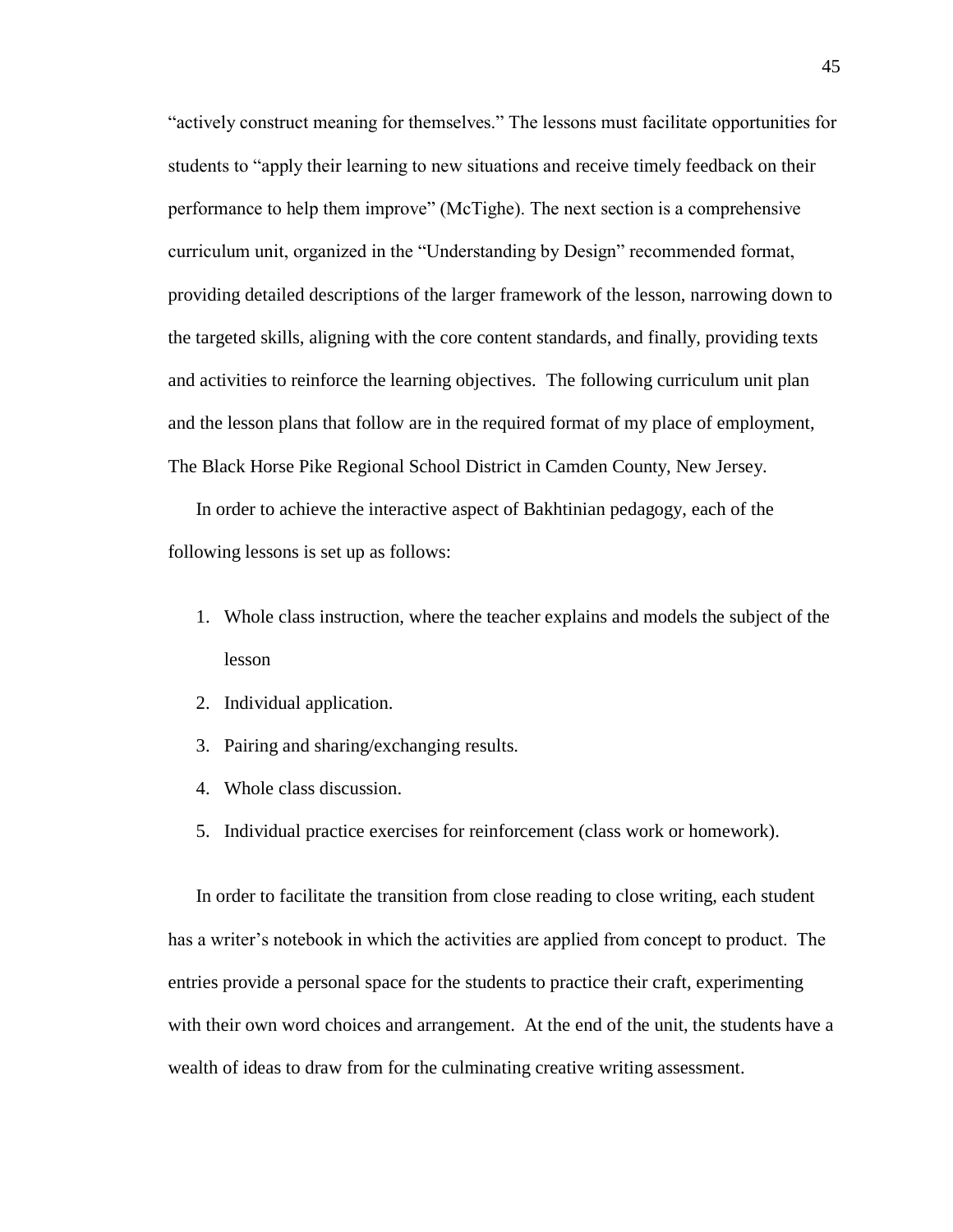"actively construct meaning for themselves." The lessons must facilitate opportunities for students to "apply their learning to new situations and receive timely feedback on their performance to help them improve" (McTighe). The next section is a comprehensive curriculum unit, organized in the "Understanding by Design" recommended format, providing detailed descriptions of the larger framework of the lesson, narrowing down to the targeted skills, aligning with the core content standards, and finally, providing texts and activities to reinforce the learning objectives. The following curriculum unit plan and the lesson plans that follow are in the required format of my place of employment, The Black Horse Pike Regional School District in Camden County, New Jersey.

In order to achieve the interactive aspect of Bakhtinian pedagogy, each of the following lessons is set up as follows:

1. Whole class instruction, where the teacher explains and models the subject of the lesson
2. Individual application.
3. Pairing and sharing/exchanging results.
4. Whole class discussion.
5. Individual practice exercises for reinforcement (class work or homework).

In order to facilitate the transition from close reading to close writing, each student has a writer's notebook in which the activities are applied from concept to product. The entries provide a personal space for the students to practice their craft, experimenting with their own word choices and arrangement. At the end of the unit, the students have a wealth of ideas to draw from for the culminating creative writing assessment.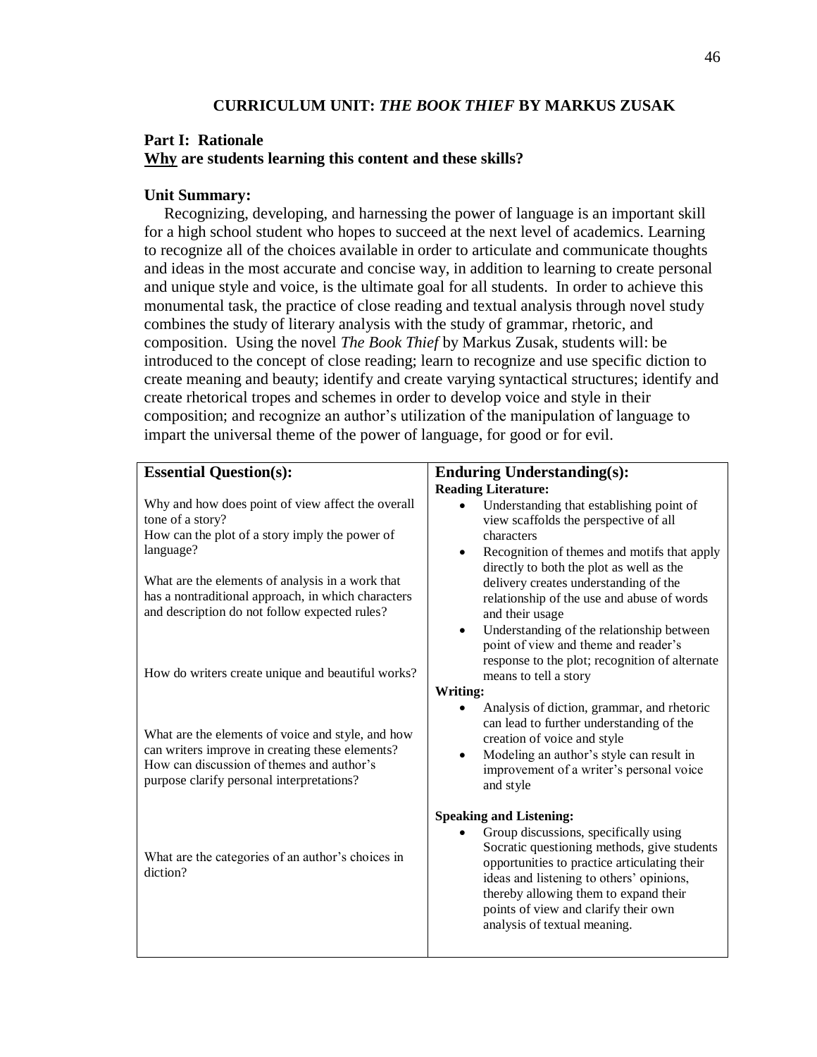# CURRICULUM UNIT: *THE BOOK THIEF* BY MARKUS ZUSAK

## Part I: Rationale

### Why are students learning this content and these skills?

**Unit Summary:**

Recognizing, developing, and harnessing the power of language is an important skill for a high school student who hopes to succeed at the next level of academics. Learning to recognize all of the choices available in order to articulate and communicate thoughts and ideas in the most accurate and concise way, in addition to learning to create personal and unique style and voice, is the ultimate goal for all students. In order to achieve this monumental task, the practice of close reading and textual analysis through novel study combines the study of literary analysis with the study of grammar, rhetoric, and composition. Using the novel *The Book Thief* by Markus Zusak, students will: be introduced to the concept of close reading; learn to recognize and use specific diction to create meaning and beauty; identify and create varying syntactical structures; identify and create rhetorical tropes and schemes in order to develop voice and style in their composition; and recognize an author's utilization of the manipulation of language to impart the universal theme of the power of language, for good or for evil.

| Essential Question(s): | Enduring Understanding(s): |
|---|---|
| Why and how does point of view affect the overall tone of a story?<br>How can the plot of a story imply the power of language?<br><br>What are the elements of analysis in a work that has a nontraditional approach, in which characters and description do not follow expected rules?<br><br>How do writers create unique and beautiful works?<br><br>What are the elements of voice and style, and how can writers improve in creating these elements?<br>How can discussion of themes and author's purpose clarify personal interpretations?<br><br>What are the categories of an author's choices in diction? | **Reading Literature:**<br>• Understanding that establishing point of view scaffolds the perspective of all characters<br>• Recognition of themes and motifs that apply directly to both the plot as well as the delivery creates understanding of the relationship of the use and abuse of words and their usage<br>• Understanding of the relationship between point of view and theme and reader's response to the plot; recognition of alternate means to tell a story<br>**Writing:**<br>• Analysis of diction, grammar, and rhetoric can lead to further understanding of the creation of voice and style<br>• Modeling an author's style can result in improvement of a writer's personal voice and style<br><br>**Speaking and Listening:**<br>• Group discussions, specifically using Socratic questioning methods, give students opportunities to practice articulating their ideas and listening to others' opinions, thereby allowing them to expand their points of view and clarify their own analysis of textual meaning. |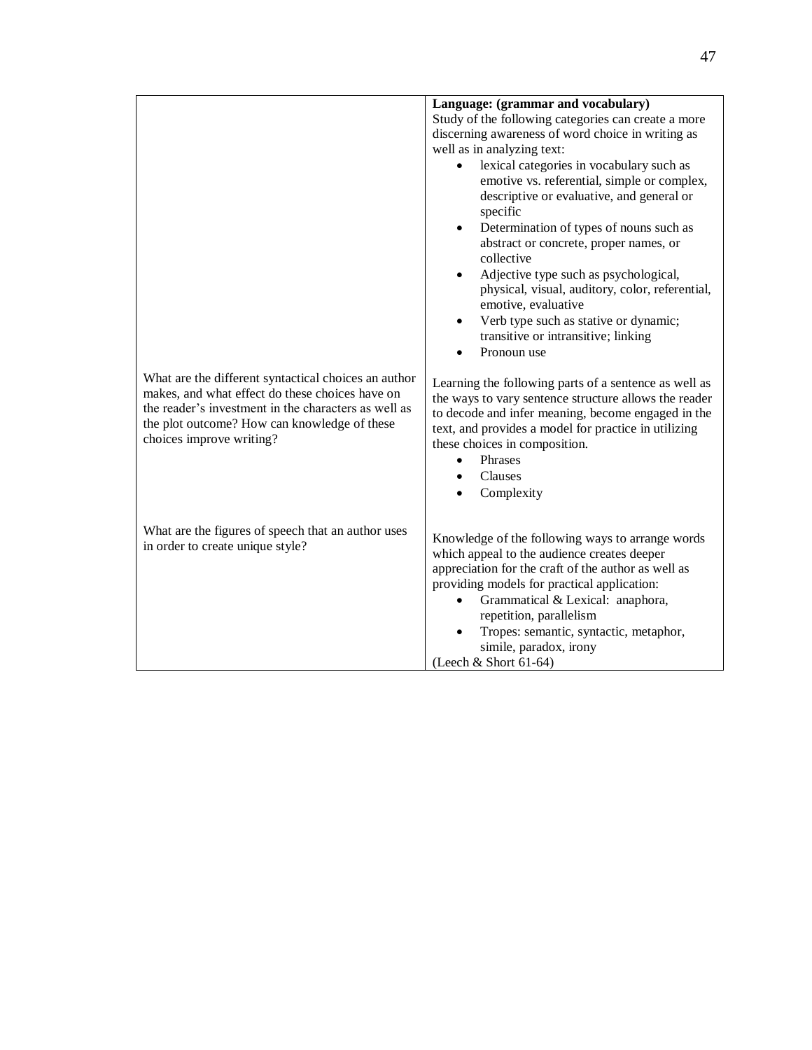| | |
|---|---|
| | **Language: (grammar and vocabulary)**<br>Study of the following categories can create a more discerning awareness of word choice in writing as well as in analyzing text:<br>• lexical categories in vocabulary such as emotive vs. referential, simple or complex, descriptive or evaluative, and general or specific<br>• Determination of types of nouns such as abstract or concrete, proper names, or collective<br>• Adjective type such as psychological, physical, visual, auditory, color, referential, emotive, evaluative<br>• Verb type such as stative or dynamic; transitive or intransitive; linking<br>• Pronoun use |
| What are the different syntactical choices an author makes, and what effect do these choices have on the reader's investment in the characters as well as the plot outcome? How can knowledge of these choices improve writing? | Learning the following parts of a sentence as well as the ways to vary sentence structure allows the reader to decode and infer meaning, become engaged in the text, and provides a model for practice in utilizing these choices in composition.<br>• Phrases<br>• Clauses<br>• Complexity |
| What are the figures of speech that an author uses in order to create unique style? | Knowledge of the following ways to arrange words which appeal to the audience creates deeper appreciation for the craft of the author as well as providing models for practical application:<br>• Grammatical & Lexical: anaphora, repetition, parallelism<br>• Tropes: semantic, syntactic, metaphor, simile, paradox, irony<br>(Leech & Short 61-64) |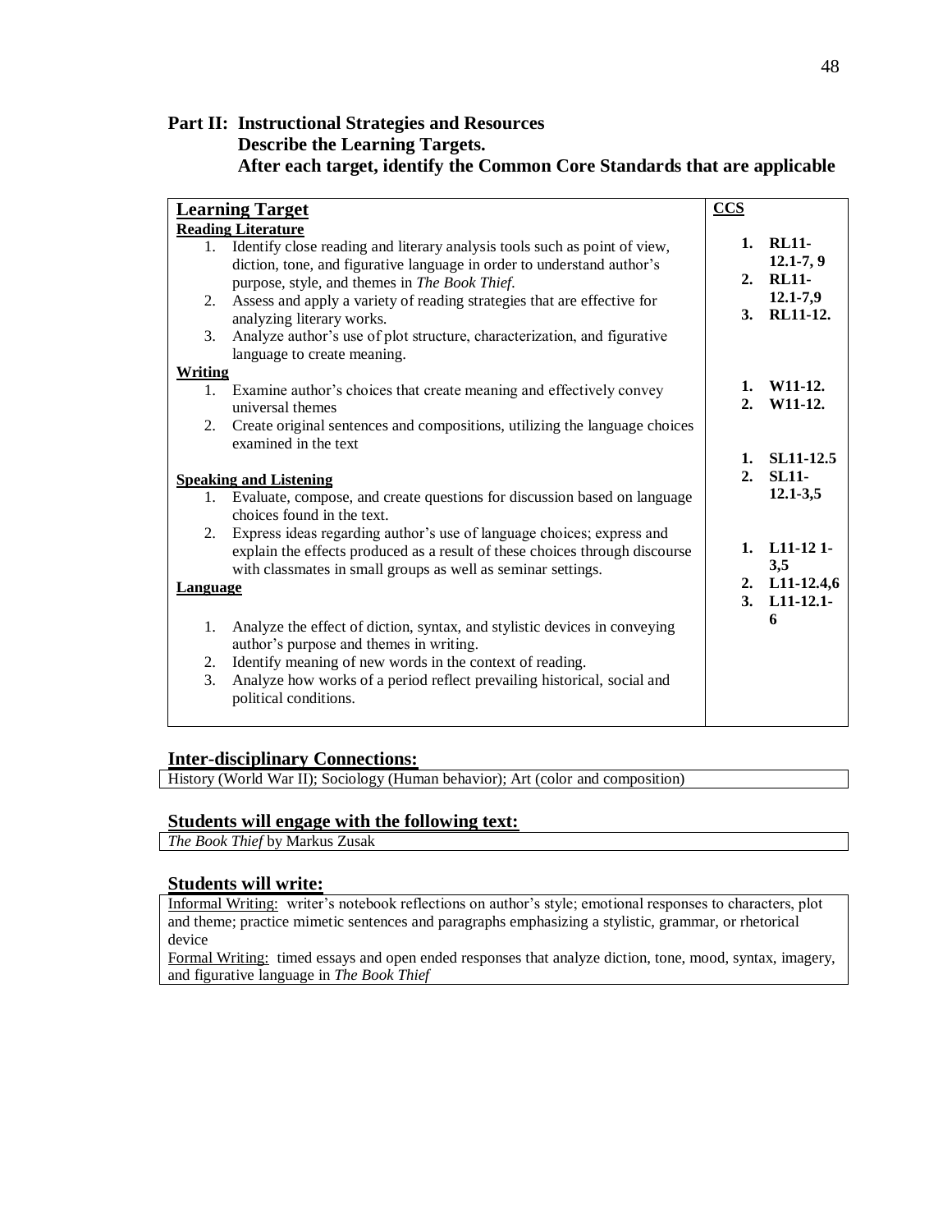**Part II: Instructional Strategies and Resources**
**Describe the Learning Targets.**
**After each target, identify the Common Core Standards that are applicable**

| Learning Target | CCS |
|---|---|
| **Reading Literature**<br>1. Identify close reading and literary analysis tools such as point of view, diction, tone, and figurative language in order to understand author's purpose, style, and themes in *The Book Thief*.<br>2. Assess and apply a variety of reading strategies that are effective for analyzing literary works.<br>3. Analyze author's use of plot structure, characterization, and figurative language to create meaning. | **1. RL11-12.1-7, 9**<br>**2. RL11-12.1-7,9**<br>**3. RL11-12.** |
| **Writing**<br>1. Examine author's choices that create meaning and effectively convey universal themes<br>2. Create original sentences and compositions, utilizing the language choices examined in the text | **1. W11-12.**<br>**2. W11-12.** |
| **Speaking and Listening**<br>1. Evaluate, compose, and create questions for discussion based on language choices found in the text.<br>2. Express ideas regarding author's use of language choices; express and explain the effects produced as a result of these choices through discourse with classmates in small groups as well as seminar settings. | **1. SL11-12.5**<br>**2. SL11-12.1-3,5** |
| **Language**<br>1. Analyze the effect of diction, syntax, and stylistic devices in conveying author's purpose and themes in writing.<br>2. Identify meaning of new words in the context of reading.<br>3. Analyze how works of a period reflect prevailing historical, social and political conditions. | **1. L11-12 1-3,5**<br>**2. L11-12.4,6**<br>**3. L11-12.1-6** |

## Inter-disciplinary Connections:

History (World War II); Sociology (Human behavior); Art (color and composition)

## Students will engage with the following text:

*The Book Thief* by Markus Zusak

## Students will write:

Informal Writing: writer's notebook reflections on author's style; emotional responses to characters, plot and theme; practice mimetic sentences and paragraphs emphasizing a stylistic, grammar, or rhetorical device

Formal Writing: timed essays and open ended responses that analyze diction, tone, mood, syntax, imagery, and figurative language in *The Book Thief*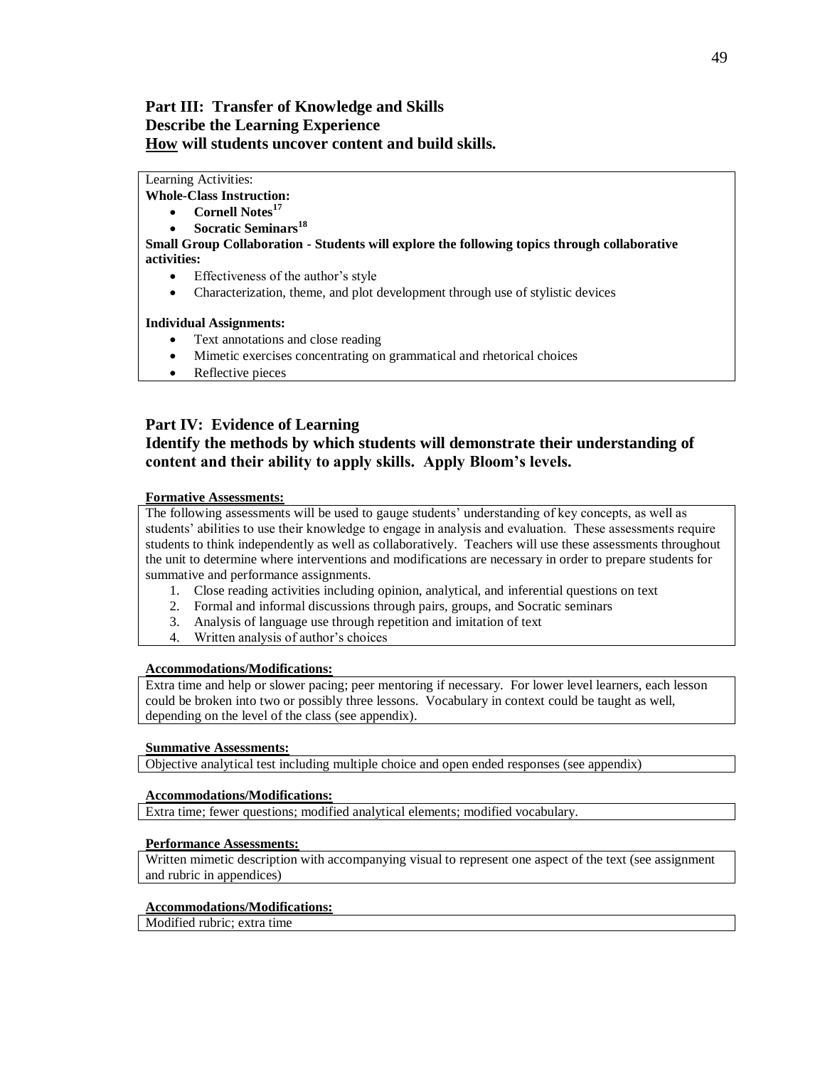## Part III: Transfer of Knowledge and Skills
## Describe the Learning Experience
## <u>How</u> will students uncover content and build skills.

Learning Activities:

**Whole-Class Instruction:**

- **Cornell Notes[17]**
- **Socratic Seminars[18]**

**Small Group Collaboration - Students will explore the following topics through collaborative activities:**

- Effectiveness of the author's style
- Characterization, theme, and plot development through use of stylistic devices

**Individual Assignments:**

- Text annotations and close reading
- Mimetic exercises concentrating on grammatical and rhetorical choices
- Reflective pieces

## Part IV: Evidence of Learning
## Identify the methods by which students will demonstrate their understanding of content and their ability to apply skills. Apply Bloom's levels.

**<u>Formative Assessments:</u>**

The following assessments will be used to gauge students' understanding of key concepts, as well as students' abilities to use their knowledge to engage in analysis and evaluation. These assessments require students to think independently as well as collaboratively. Teachers will use these assessments throughout the unit to determine where interventions and modifications are necessary in order to prepare students for summative and performance assignments.

1. Close reading activities including opinion, analytical, and inferential questions on text
2. Formal and informal discussions through pairs, groups, and Socratic seminars
3. Analysis of language use through repetition and imitation of text
4. Written analysis of author's choices

**<u>Accommodations/Modifications:</u>**

Extra time and help or slower pacing; peer mentoring if necessary. For lower level learners, each lesson could be broken into two or possibly three lessons. Vocabulary in context could be taught as well, depending on the level of the class (see appendix).

**<u>Summative Assessments:</u>**

Objective analytical test including multiple choice and open ended responses (see appendix)

**<u>Accommodations/Modifications:</u>**

Extra time; fewer questions; modified analytical elements; modified vocabulary.

**<u>Performance Assessments:</u>**

Written mimetic description with accompanying visual to represent one aspect of the text (see assignment and rubric in appendices)

**<u>Accommodations/Modifications:</u>**

Modified rubric; extra time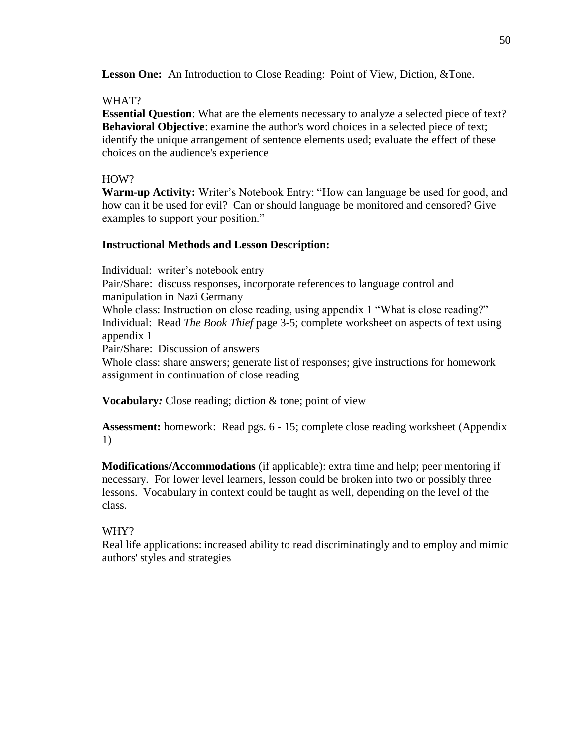**Lesson One:** An Introduction to Close Reading: Point of View, Diction, &Tone.

WHAT?

**Essential Question**: What are the elements necessary to analyze a selected piece of text?
**Behavioral Objective**: examine the author's word choices in a selected piece of text; identify the unique arrangement of sentence elements used; evaluate the effect of these choices on the audience's experience

HOW?

**Warm-up Activity:** Writer's Notebook Entry: "How can language be used for good, and how can it be used for evil? Can or should language be monitored and censored? Give examples to support your position."

**Instructional Methods and Lesson Description:**

Individual: writer's notebook entry
Pair/Share: discuss responses, incorporate references to language control and manipulation in Nazi Germany
Whole class: Instruction on close reading, using appendix 1 "What is close reading?"
Individual: Read *The Book Thief* page 3-5; complete worksheet on aspects of text using appendix 1
Pair/Share: Discussion of answers
Whole class: share answers; generate list of responses; give instructions for homework assignment in continuation of close reading

**Vocabulary***:* Close reading; diction & tone; point of view

**Assessment:** homework: Read pgs. 6 - 15; complete close reading worksheet (Appendix 1)

**Modifications/Accommodations** (if applicable): extra time and help; peer mentoring if necessary. For lower level learners, lesson could be broken into two or possibly three lessons. Vocabulary in context could be taught as well, depending on the level of the class.

WHY?

Real life applications: increased ability to read discriminatingly and to employ and mimic authors' styles and strategies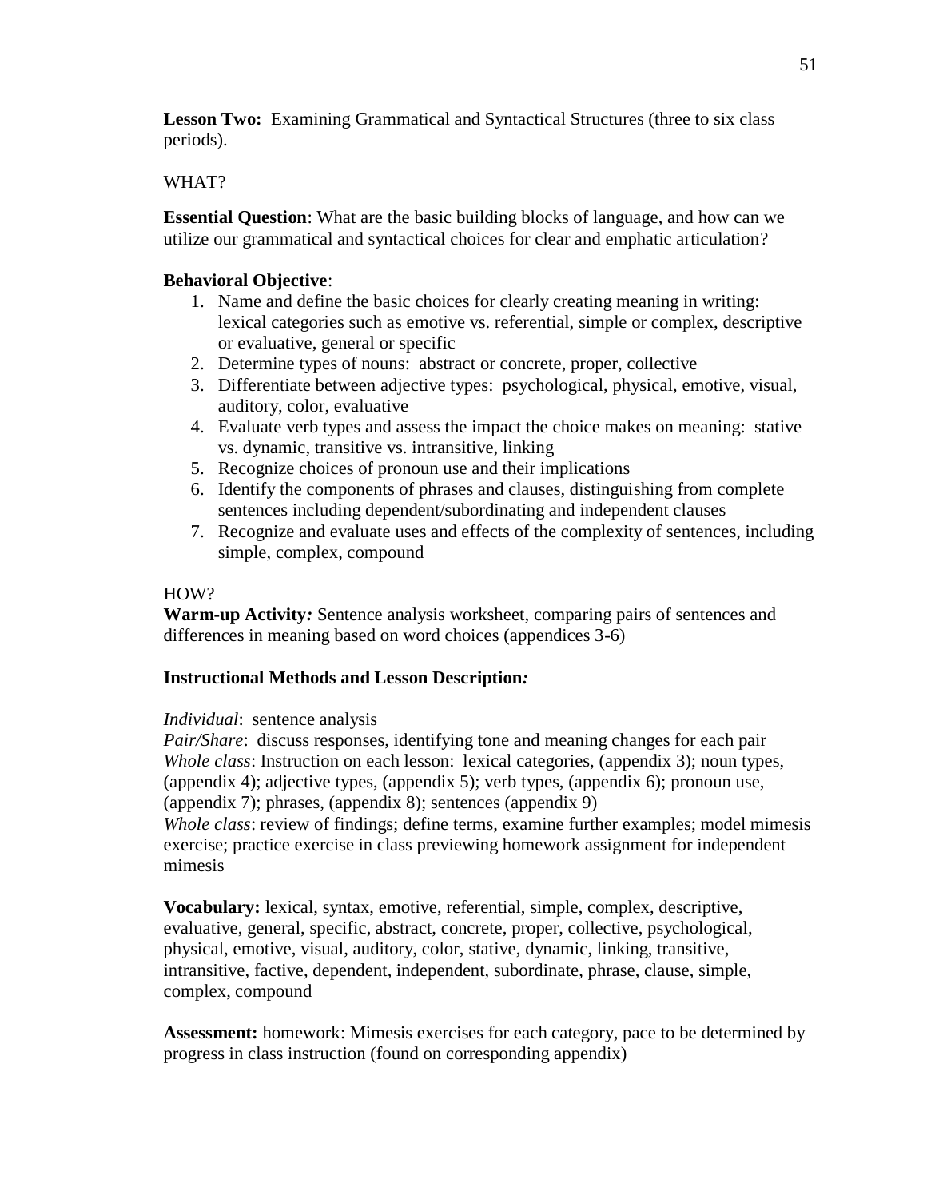**Lesson Two:** Examining Grammatical and Syntactical Structures (three to six class periods).

WHAT?

**Essential Question**: What are the basic building blocks of language, and how can we utilize our grammatical and syntactical choices for clear and emphatic articulation?

**Behavioral Objective**:

1. Name and define the basic choices for clearly creating meaning in writing: lexical categories such as emotive vs. referential, simple or complex, descriptive or evaluative, general or specific
2. Determine types of nouns: abstract or concrete, proper, collective
3. Differentiate between adjective types: psychological, physical, emotive, visual, auditory, color, evaluative
4. Evaluate verb types and assess the impact the choice makes on meaning: stative vs. dynamic, transitive vs. intransitive, linking
5. Recognize choices of pronoun use and their implications
6. Identify the components of phrases and clauses, distinguishing from complete sentences including dependent/subordinating and independent clauses
7. Recognize and evaluate uses and effects of the complexity of sentences, including simple, complex, compound

HOW?

**Warm-up Activity***:* Sentence analysis worksheet, comparing pairs of sentences and differences in meaning based on word choices (appendices 3-6)

**Instructional Methods and Lesson Description***:*

*Individual*: sentence analysis

*Pair/Share*: discuss responses, identifying tone and meaning changes for each pair

*Whole class*: Instruction on each lesson: lexical categories, (appendix 3); noun types, (appendix 4); adjective types, (appendix 5); verb types, (appendix 6); pronoun use, (appendix 7); phrases, (appendix 8); sentences (appendix 9)

*Whole class*: review of findings; define terms, examine further examples; model mimesis exercise; practice exercise in class previewing homework assignment for independent mimesis

**Vocabulary:** lexical, syntax, emotive, referential, simple, complex, descriptive, evaluative, general, specific, abstract, concrete, proper, collective, psychological, physical, emotive, visual, auditory, color, stative, dynamic, linking, transitive, intransitive, factive, dependent, independent, subordinate, phrase, clause, simple, complex, compound

**Assessment:** homework: Mimesis exercises for each category, pace to be determined by progress in class instruction (found on corresponding appendix)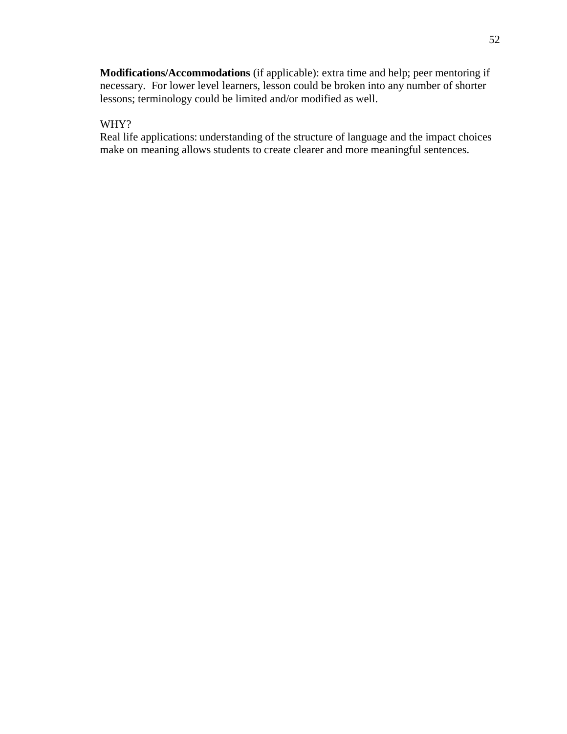**Modifications/Accommodations** (if applicable): extra time and help; peer mentoring if necessary. For lower level learners, lesson could be broken into any number of shorter lessons; terminology could be limited and/or modified as well.

WHY?

Real life applications: understanding of the structure of language and the impact choices make on meaning allows students to create clearer and more meaningful sentences.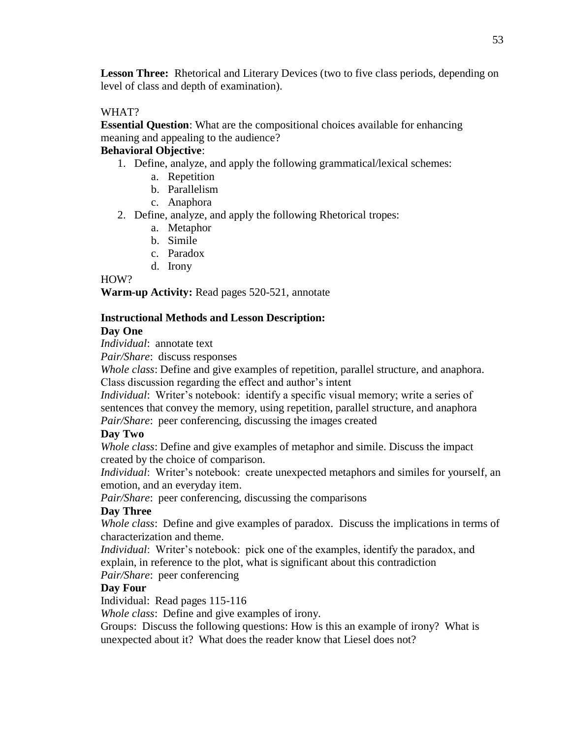**Lesson Three:** Rhetorical and Literary Devices (two to five class periods, depending on level of class and depth of examination).

WHAT?

**Essential Question**: What are the compositional choices available for enhancing meaning and appealing to the audience?

**Behavioral Objective**:

1. Define, analyze, and apply the following grammatical/lexical schemes:
    a. Repetition
    b. Parallelism
    c. Anaphora
2. Define, analyze, and apply the following Rhetorical tropes:
    a. Metaphor
    b. Simile
    c. Paradox
    d. Irony

HOW?

**Warm-up Activity:** Read pages 520-521, annotate

**Instructional Methods and Lesson Description:**

**Day One**

*Individual*: annotate text

*Pair/Share*: discuss responses

*Whole class*: Define and give examples of repetition, parallel structure, and anaphora. Class discussion regarding the effect and author's intent

*Individual*: Writer's notebook: identify a specific visual memory; write a series of sentences that convey the memory, using repetition, parallel structure, and anaphora

*Pair/Share*: peer conferencing, discussing the images created

**Day Two**

*Whole class*: Define and give examples of metaphor and simile. Discuss the impact created by the choice of comparison.

*Individual*: Writer's notebook: create unexpected metaphors and similes for yourself, an emotion, and an everyday item.

*Pair/Share*: peer conferencing, discussing the comparisons

**Day Three**

*Whole class*: Define and give examples of paradox. Discuss the implications in terms of characterization and theme.

*Individual*: Writer's notebook: pick one of the examples, identify the paradox, and explain, in reference to the plot, what is significant about this contradiction

*Pair/Share*: peer conferencing

**Day Four**

Individual: Read pages 115-116

*Whole class*: Define and give examples of irony.

Groups: Discuss the following questions: How is this an example of irony? What is unexpected about it? What does the reader know that Liesel does not?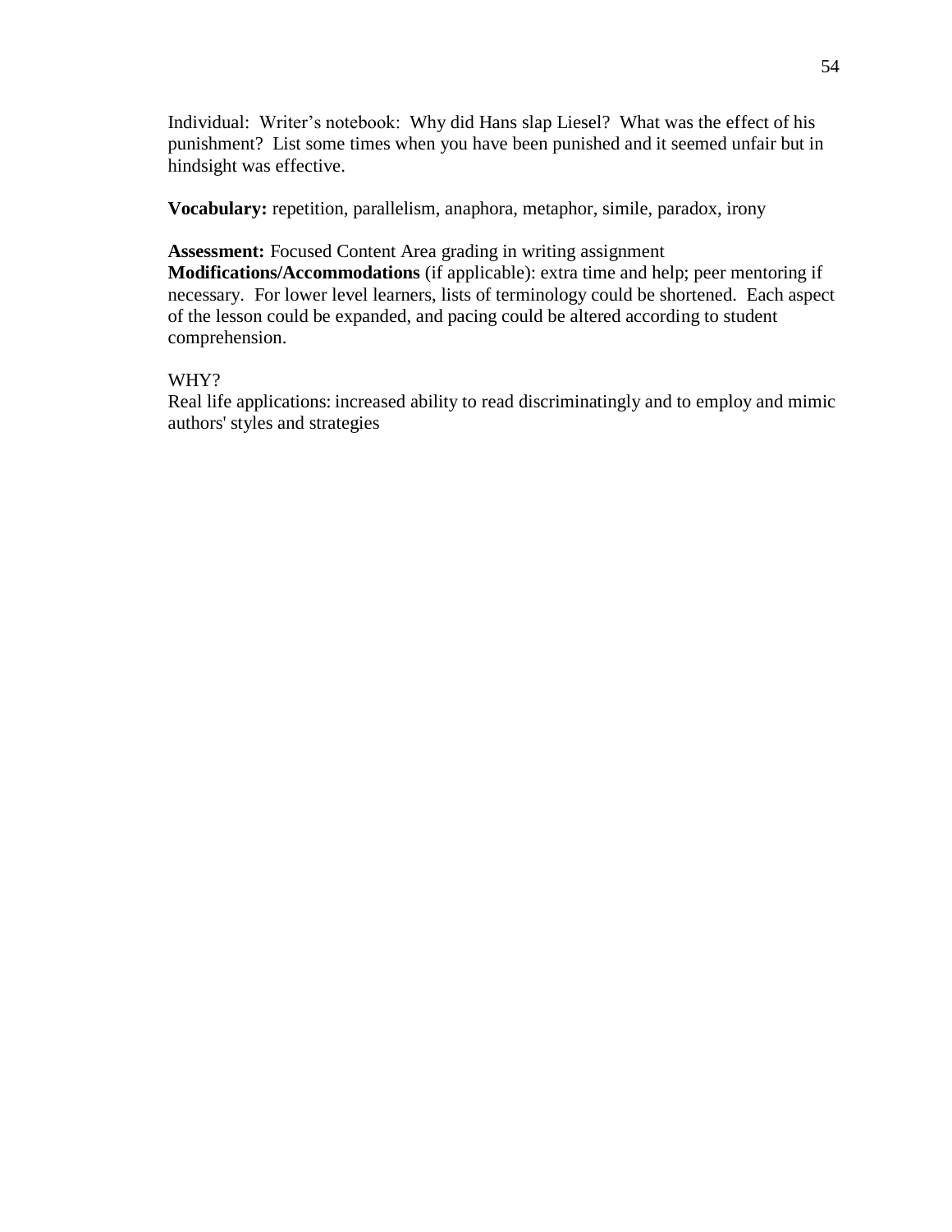Individual: Writer's notebook: Why did Hans slap Liesel? What was the effect of his punishment? List some times when you have been punished and it seemed unfair but in hindsight was effective.

**Vocabulary:** repetition, parallelism, anaphora, metaphor, simile, paradox, irony

**Assessment:** Focused Content Area grading in writing assignment
**Modifications/Accommodations** (if applicable): extra time and help; peer mentoring if necessary. For lower level learners, lists of terminology could be shortened. Each aspect of the lesson could be expanded, and pacing could be altered according to student comprehension.

WHY?
Real life applications: increased ability to read discriminatingly and to employ and mimic authors' styles and strategies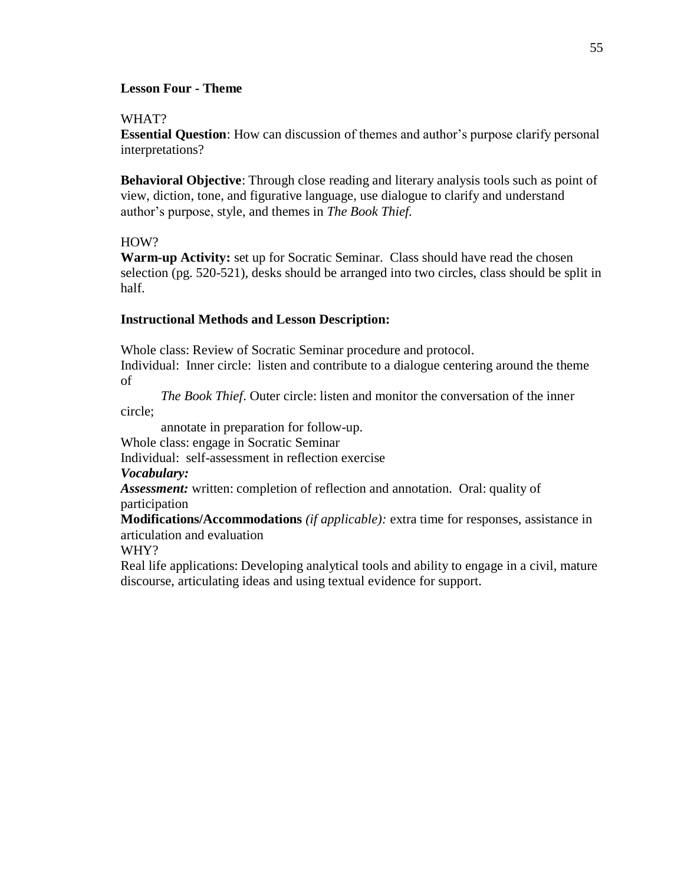**Lesson Four - Theme**

WHAT?

**Essential Question**: How can discussion of themes and author's purpose clarify personal interpretations?

**Behavioral Objective**: Through close reading and literary analysis tools such as point of view, diction, tone, and figurative language, use dialogue to clarify and understand author's purpose, style, and themes in *The Book Thief.*

HOW?

**Warm-up Activity:** set up for Socratic Seminar. Class should have read the chosen selection (pg. 520-521), desks should be arranged into two circles, class should be split in half.

**Instructional Methods and Lesson Description:**

Whole class: Review of Socratic Seminar procedure and protocol.

Individual: Inner circle: listen and contribute to a dialogue centering around the theme of *The Book Thief*. Outer circle: listen and monitor the conversation of the inner circle; annotate in preparation for follow-up.

Whole class: engage in Socratic Seminar

Individual: self-assessment in reflection exercise

***Vocabulary:***

***Assessment:*** written: completion of reflection and annotation. Oral: quality of participation

**Modifications/Accommodations** *(if applicable):* extra time for responses, assistance in articulation and evaluation

WHY?

Real life applications: Developing analytical tools and ability to engage in a civil, mature discourse, articulating ideas and using textual evidence for support.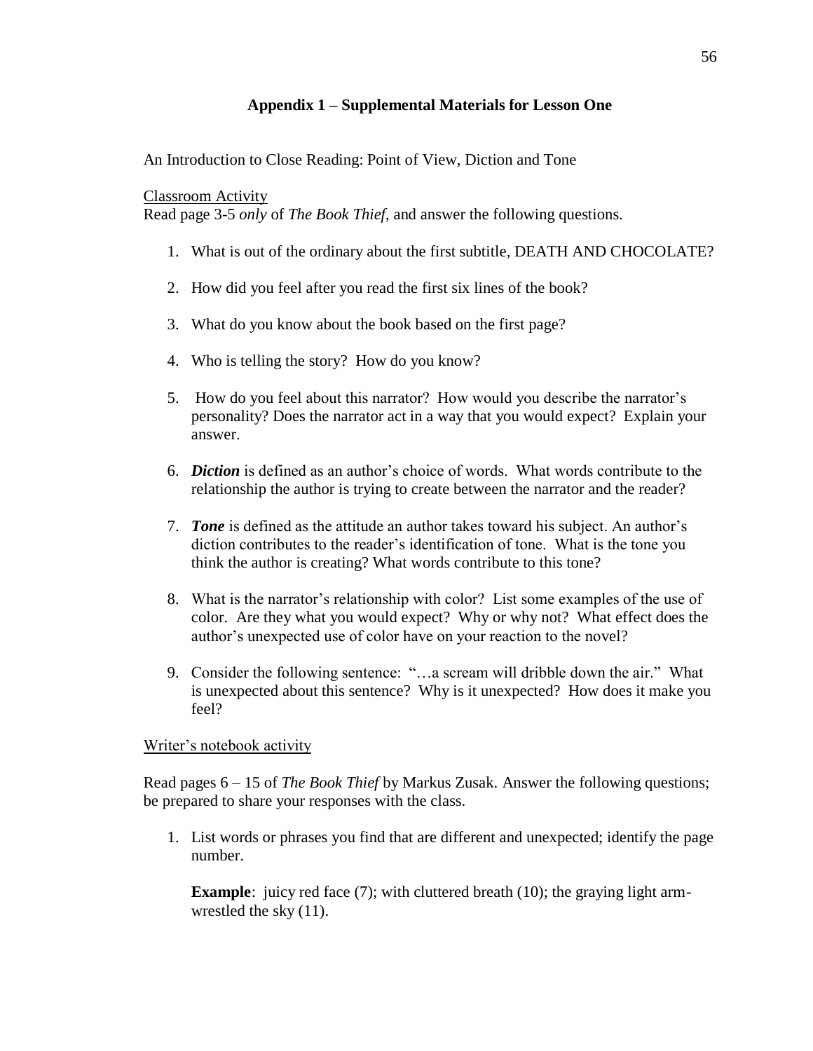## Appendix 1 – Supplemental Materials for Lesson One

An Introduction to Close Reading: Point of View, Diction and Tone

Classroom Activity

Read page 3-5 *only* of *The Book Thief*, and answer the following questions.

1. What is out of the ordinary about the first subtitle, DEATH AND CHOCOLATE?
2. How did you feel after you read the first six lines of the book?
3. What do you know about the book based on the first page?
4. Who is telling the story? How do you know?
5. How do you feel about this narrator? How would you describe the narrator's personality? Does the narrator act in a way that you would expect? Explain your answer.
6. ***Diction*** is defined as an author's choice of words. What words contribute to the relationship the author is trying to create between the narrator and the reader?
7. ***Tone*** is defined as the attitude an author takes toward his subject. An author's diction contributes to the reader's identification of tone. What is the tone you think the author is creating? What words contribute to this tone?
8. What is the narrator's relationship with color? List some examples of the use of color. Are they what you would expect? Why or why not? What effect does the author's unexpected use of color have on your reaction to the novel?
9. Consider the following sentence: "…a scream will dribble down the air." What is unexpected about this sentence? Why is it unexpected? How does it make you feel?

Writer's notebook activity

Read pages 6 – 15 of *The Book Thief* by Markus Zusak. Answer the following questions; be prepared to share your responses with the class.

1. List words or phrases you find that are different and unexpected; identify the page number.

   **Example**: juicy red face (7); with cluttered breath (10); the graying light arm-wrestled the sky (11).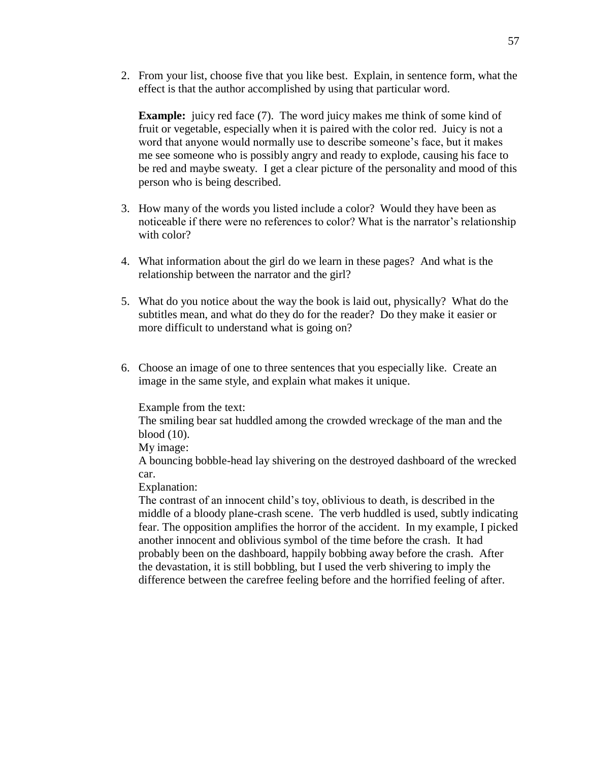2. From your list, choose five that you like best. Explain, in sentence form, what the effect is that the author accomplished by using that particular word.

   **Example:** juicy red face (7). The word juicy makes me think of some kind of fruit or vegetable, especially when it is paired with the color red. Juicy is not a word that anyone would normally use to describe someone's face, but it makes me see someone who is possibly angry and ready to explode, causing his face to be red and maybe sweaty. I get a clear picture of the personality and mood of this person who is being described.

3. How many of the words you listed include a color? Would they have been as noticeable if there were no references to color? What is the narrator's relationship with color?

4. What information about the girl do we learn in these pages? And what is the relationship between the narrator and the girl?

5. What do you notice about the way the book is laid out, physically? What do the subtitles mean, and what do they do for the reader? Do they make it easier or more difficult to understand what is going on?

6. Choose an image of one to three sentences that you especially like. Create an image in the same style, and explain what makes it unique.

   Example from the text:
   The smiling bear sat huddled among the crowded wreckage of the man and the blood (10).
   My image:
   A bouncing bobble-head lay shivering on the destroyed dashboard of the wrecked car.
   Explanation:
   The contrast of an innocent child's toy, oblivious to death, is described in the middle of a bloody plane-crash scene. The verb huddled is used, subtly indicating fear. The opposition amplifies the horror of the accident. In my example, I picked another innocent and oblivious symbol of the time before the crash. It had probably been on the dashboard, happily bobbing away before the crash. After the devastation, it is still bobbling, but I used the verb shivering to imply the difference between the carefree feeling before and the horrified feeling of after.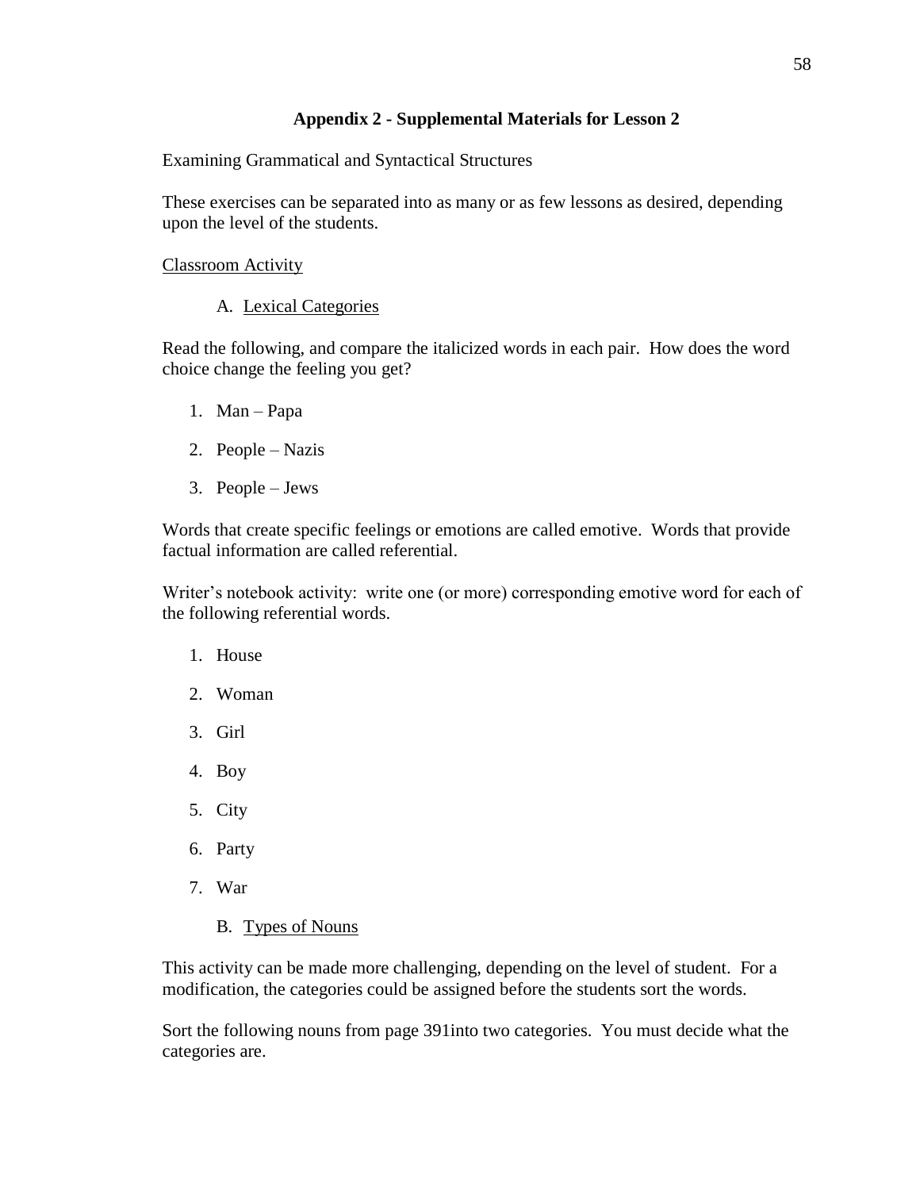## Appendix 2 - Supplemental Materials for Lesson 2

Examining Grammatical and Syntactical Structures

These exercises can be separated into as many or as few lessons as desired, depending upon the level of the students.

Classroom Activity

A. Lexical Categories

Read the following, and compare the italicized words in each pair. How does the word choice change the feeling you get?

1. Man – Papa
2. People – Nazis
3. People – Jews

Words that create specific feelings or emotions are called emotive. Words that provide factual information are called referential.

Writer's notebook activity: write one (or more) corresponding emotive word for each of the following referential words.

1. House
2. Woman
3. Girl
4. Boy
5. City
6. Party
7. War

B. Types of Nouns

This activity can be made more challenging, depending on the level of student. For a modification, the categories could be assigned before the students sort the words.

Sort the following nouns from page 391into two categories. You must decide what the categories are.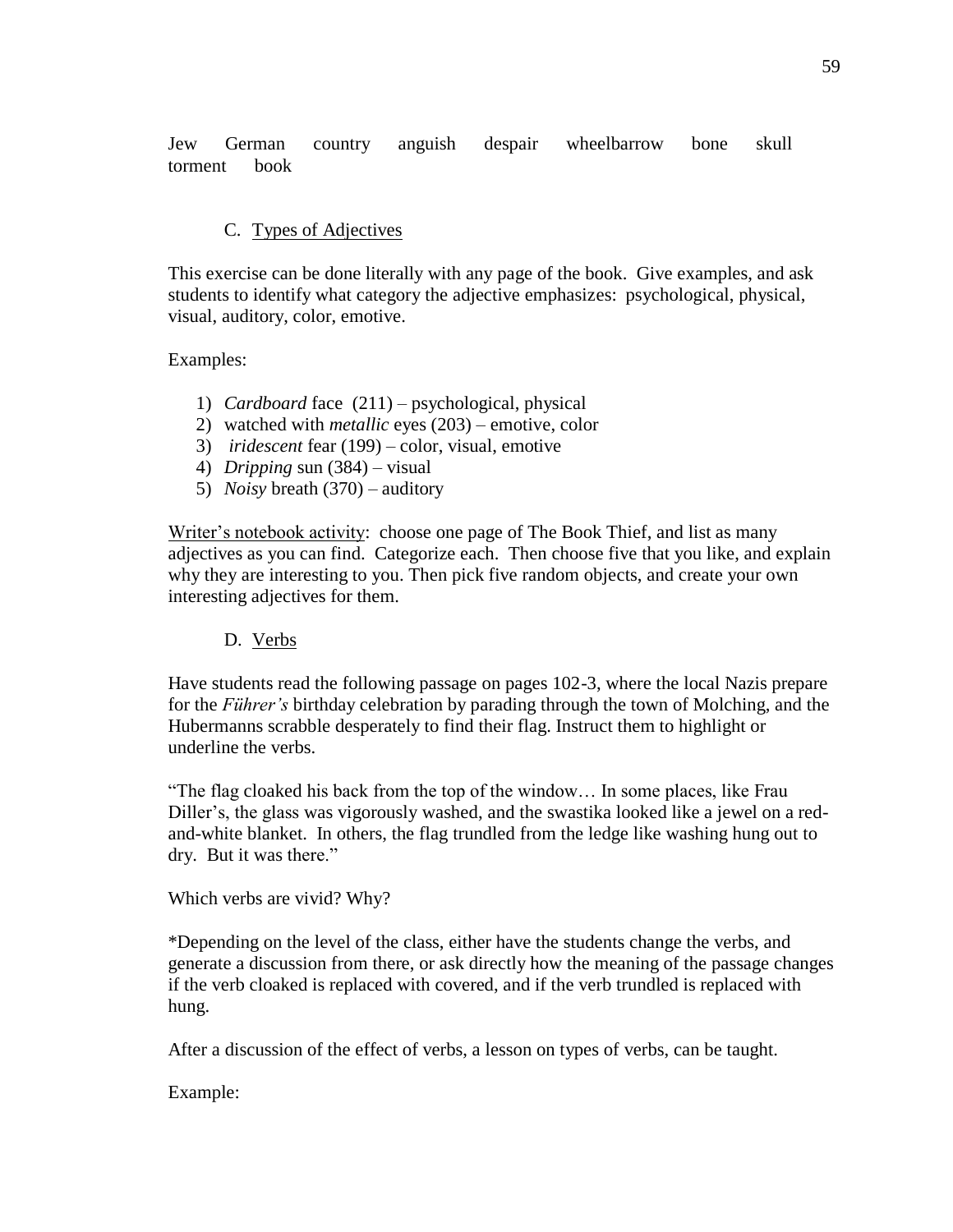Jew German country anguish despair wheelbarrow bone skull torment book

C. Types of Adjectives

This exercise can be done literally with any page of the book. Give examples, and ask students to identify what category the adjective emphasizes: psychological, physical, visual, auditory, color, emotive.

Examples:

1) *Cardboard* face (211) – psychological, physical
2) watched with *metallic* eyes (203) – emotive, color
3) *iridescent* fear (199) – color, visual, emotive
4) *Dripping* sun (384) – visual
5) *Noisy* breath (370) – auditory

Writer's notebook activity: choose one page of The Book Thief, and list as many adjectives as you can find. Categorize each. Then choose five that you like, and explain why they are interesting to you. Then pick five random objects, and create your own interesting adjectives for them.

D. Verbs

Have students read the following passage on pages 102-3, where the local Nazis prepare for the *Führer's* birthday celebration by parading through the town of Molching, and the Hubermanns scrabble desperately to find their flag. Instruct them to highlight or underline the verbs.

"The flag cloaked his back from the top of the window… In some places, like Frau Diller's, the glass was vigorously washed, and the swastika looked like a jewel on a red-and-white blanket. In others, the flag trundled from the ledge like washing hung out to dry. But it was there."

Which verbs are vivid? Why?

*Depending on the level of the class, either have the students change the verbs, and generate a discussion from there, or ask directly how the meaning of the passage changes if the verb cloaked is replaced with covered, and if the verb trundled is replaced with hung.

After a discussion of the effect of verbs, a lesson on types of verbs, can be taught.

Example: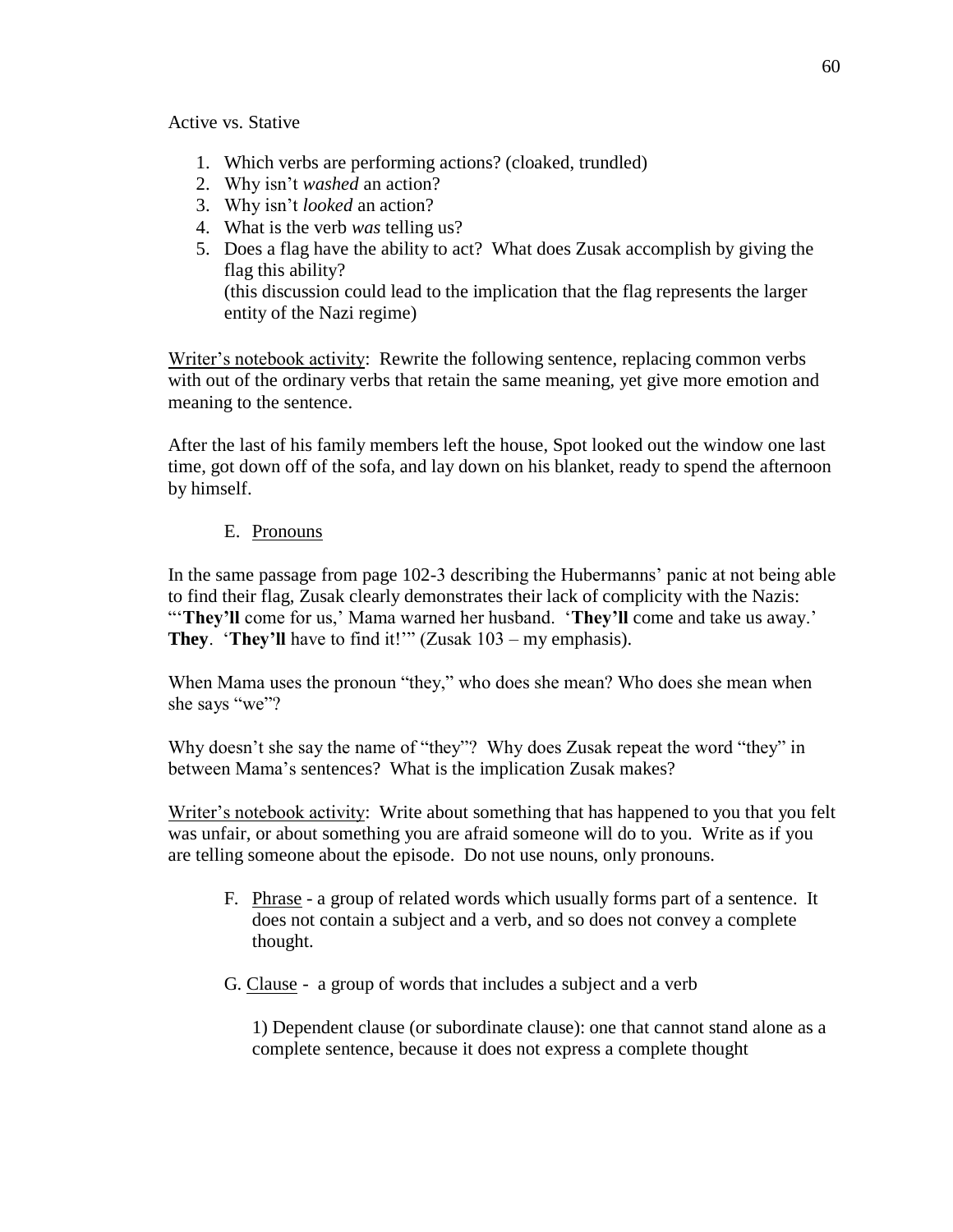Active vs. Stative

1. Which verbs are performing actions? (cloaked, trundled)
2. Why isn't *washed* an action?
3. Why isn't *looked* an action?
4. What is the verb *was* telling us?
5. Does a flag have the ability to act? What does Zusak accomplish by giving the flag this ability?
   (this discussion could lead to the implication that the flag represents the larger entity of the Nazi regime)

Writer's notebook activity: Rewrite the following sentence, replacing common verbs with out of the ordinary verbs that retain the same meaning, yet give more emotion and meaning to the sentence.

After the last of his family members left the house, Spot looked out the window one last time, got down off of the sofa, and lay down on his blanket, ready to spend the afternoon by himself.

E. Pronouns

In the same passage from page 102-3 describing the Hubermanns' panic at not being able to find their flag, Zusak clearly demonstrates their lack of complicity with the Nazis: "'**They'll** come for us,' Mama warned her husband. '**They'll** come and take us away.' **They**. '**They'll** have to find it!'" (Zusak 103 – my emphasis).

When Mama uses the pronoun "they," who does she mean? Who does she mean when she says "we"?

Why doesn't she say the name of "they"? Why does Zusak repeat the word "they" in between Mama's sentences? What is the implication Zusak makes?

Writer's notebook activity: Write about something that has happened to you that you felt was unfair, or about something you are afraid someone will do to you. Write as if you are telling someone about the episode. Do not use nouns, only pronouns.

F. Phrase - a group of related words which usually forms part of a sentence. It does not contain a subject and a verb, and so does not convey a complete thought.

G. Clause - a group of words that includes a subject and a verb

1) Dependent clause (or subordinate clause): one that cannot stand alone as a complete sentence, because it does not express a complete thought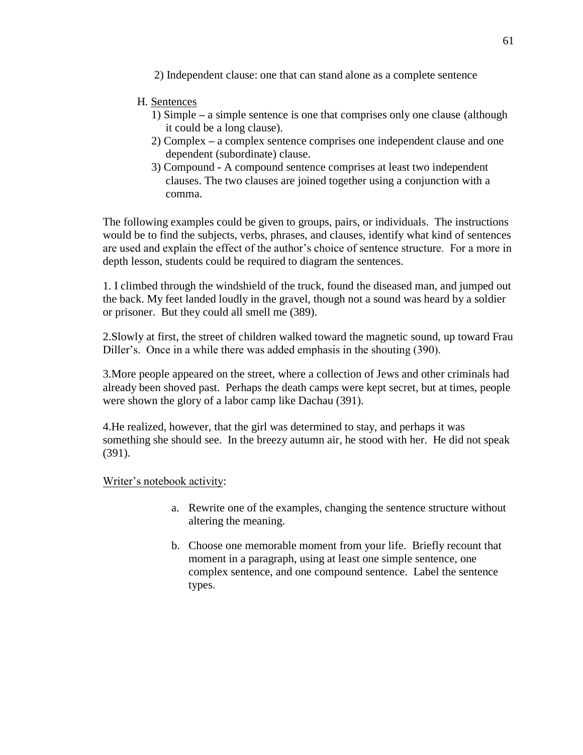2) Independent clause: one that can stand alone as a complete sentence

H. Sentences

1) Simple – a simple sentence is one that comprises only one clause (although it could be a long clause).
2) Complex – a complex sentence comprises one independent clause and one dependent (subordinate) clause.
3) Compound - A compound sentence comprises at least two independent clauses. The two clauses are joined together using a conjunction with a comma.

The following examples could be given to groups, pairs, or individuals. The instructions would be to find the subjects, verbs, phrases, and clauses, identify what kind of sentences are used and explain the effect of the author's choice of sentence structure. For a more in depth lesson, students could be required to diagram the sentences.

1. I climbed through the windshield of the truck, found the diseased man, and jumped out the back. My feet landed loudly in the gravel, though not a sound was heard by a soldier or prisoner. But they could all smell me (389).

2.Slowly at first, the street of children walked toward the magnetic sound, up toward Frau Diller's. Once in a while there was added emphasis in the shouting (390).

3.More people appeared on the street, where a collection of Jews and other criminals had already been shoved past. Perhaps the death camps were kept secret, but at times, people were shown the glory of a labor camp like Dachau (391).

4.He realized, however, that the girl was determined to stay, and perhaps it was something she should see. In the breezy autumn air, he stood with her. He did not speak (391).

Writer's notebook activity:

a. Rewrite one of the examples, changing the sentence structure without altering the meaning.

b. Choose one memorable moment from your life. Briefly recount that moment in a paragraph, using at least one simple sentence, one complex sentence, and one compound sentence. Label the sentence types.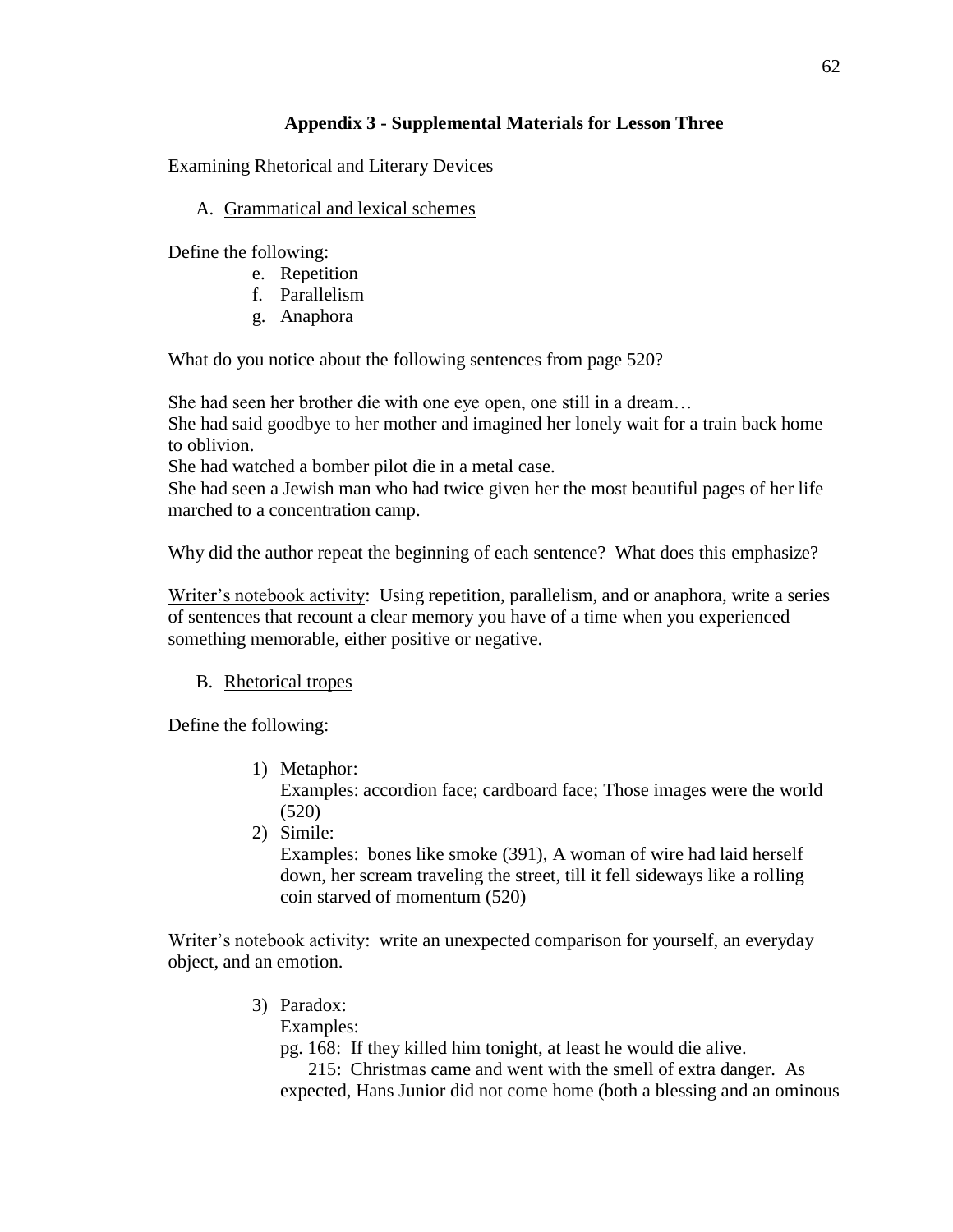## Appendix 3 - Supplemental Materials for Lesson Three

Examining Rhetorical and Literary Devices

A. <u>Grammatical and lexical schemes</u>

Define the following:

e. Repetition
f. Parallelism
g. Anaphora

What do you notice about the following sentences from page 520?

She had seen her brother die with one eye open, one still in a dream…
She had said goodbye to her mother and imagined her lonely wait for a train back home to oblivion.
She had watched a bomber pilot die in a metal case.
She had seen a Jewish man who had twice given her the most beautiful pages of her life marched to a concentration camp.

Why did the author repeat the beginning of each sentence? What does this emphasize?

<u>Writer's notebook activity</u>: Using repetition, parallelism, and or anaphora, write a series of sentences that recount a clear memory you have of a time when you experienced something memorable, either positive or negative.

B. <u>Rhetorical tropes</u>

Define the following:

1) Metaphor:
   Examples: accordion face; cardboard face; Those images were the world (520)
2) Simile:
   Examples: bones like smoke (391), A woman of wire had laid herself down, her scream traveling the street, till it fell sideways like a rolling coin starved of momentum (520)

<u>Writer's notebook activity</u>: write an unexpected comparison for yourself, an everyday object, and an emotion.

3) Paradox:
   Examples:
   pg. 168: If they killed him tonight, at least he would die alive.
   215: Christmas came and went with the smell of extra danger. As expected, Hans Junior did not come home (both a blessing and an ominous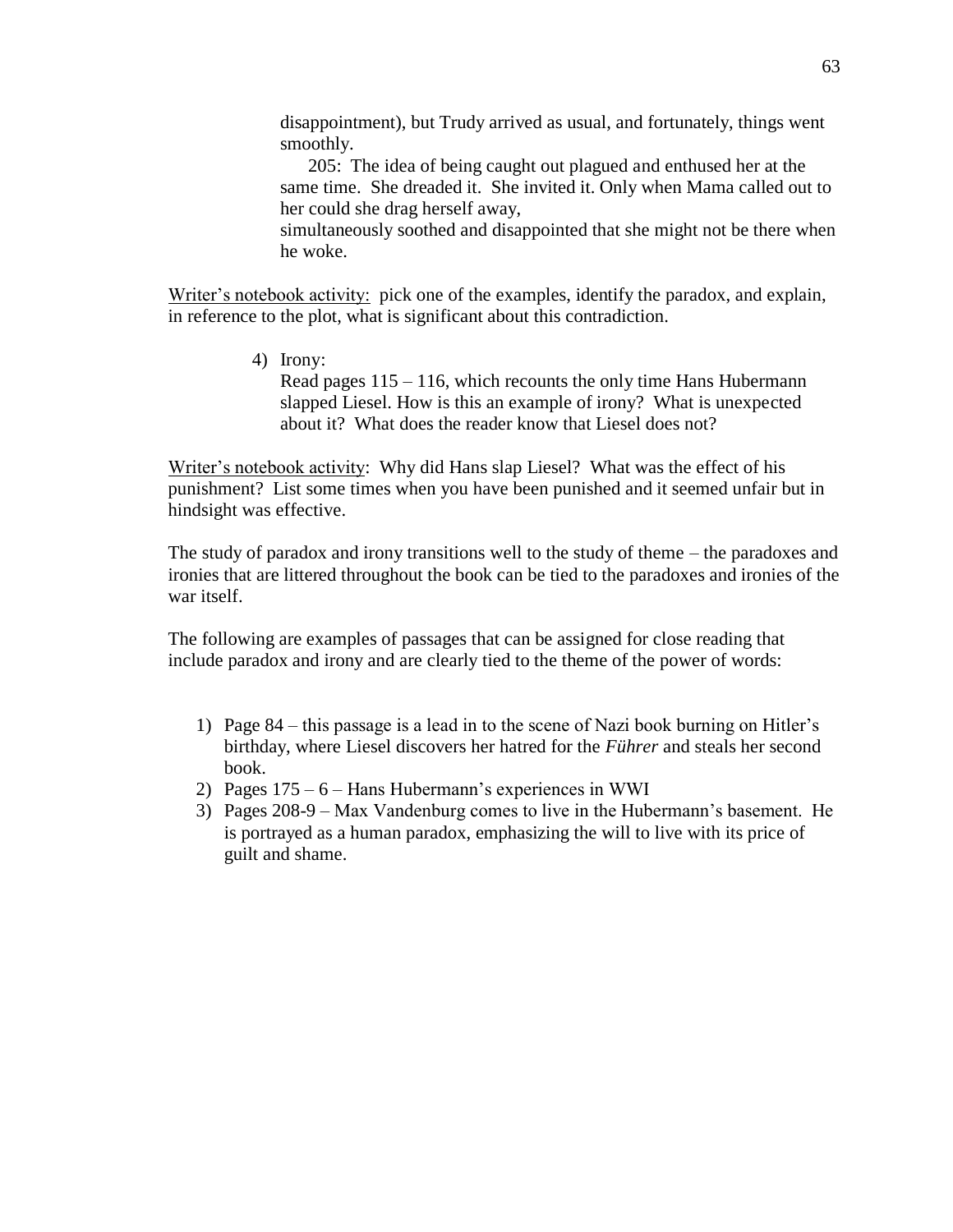disappointment), but Trudy arrived as usual, and fortunately, things went smoothly.

205: The idea of being caught out plagued and enthused her at the same time. She dreaded it. She invited it. Only when Mama called out to her could she drag herself away,
simultaneously soothed and disappointed that she might not be there when he woke.

Writer's notebook activity: pick one of the examples, identify the paradox, and explain, in reference to the plot, what is significant about this contradiction.

4) Irony:
   Read pages 115 – 116, which recounts the only time Hans Hubermann slapped Liesel. How is this an example of irony? What is unexpected about it? What does the reader know that Liesel does not?

Writer's notebook activity: Why did Hans slap Liesel? What was the effect of his punishment? List some times when you have been punished and it seemed unfair but in hindsight was effective.

The study of paradox and irony transitions well to the study of theme – the paradoxes and ironies that are littered throughout the book can be tied to the paradoxes and ironies of the war itself.

The following are examples of passages that can be assigned for close reading that include paradox and irony and are clearly tied to the theme of the power of words:

1) Page 84 – this passage is a lead in to the scene of Nazi book burning on Hitler's birthday, where Liesel discovers her hatred for the *Führer* and steals her second book.
2) Pages 175 – 6 – Hans Hubermann's experiences in WWI
3) Pages 208-9 – Max Vandenburg comes to live in the Hubermann's basement. He is portrayed as a human paradox, emphasizing the will to live with its price of guilt and shame.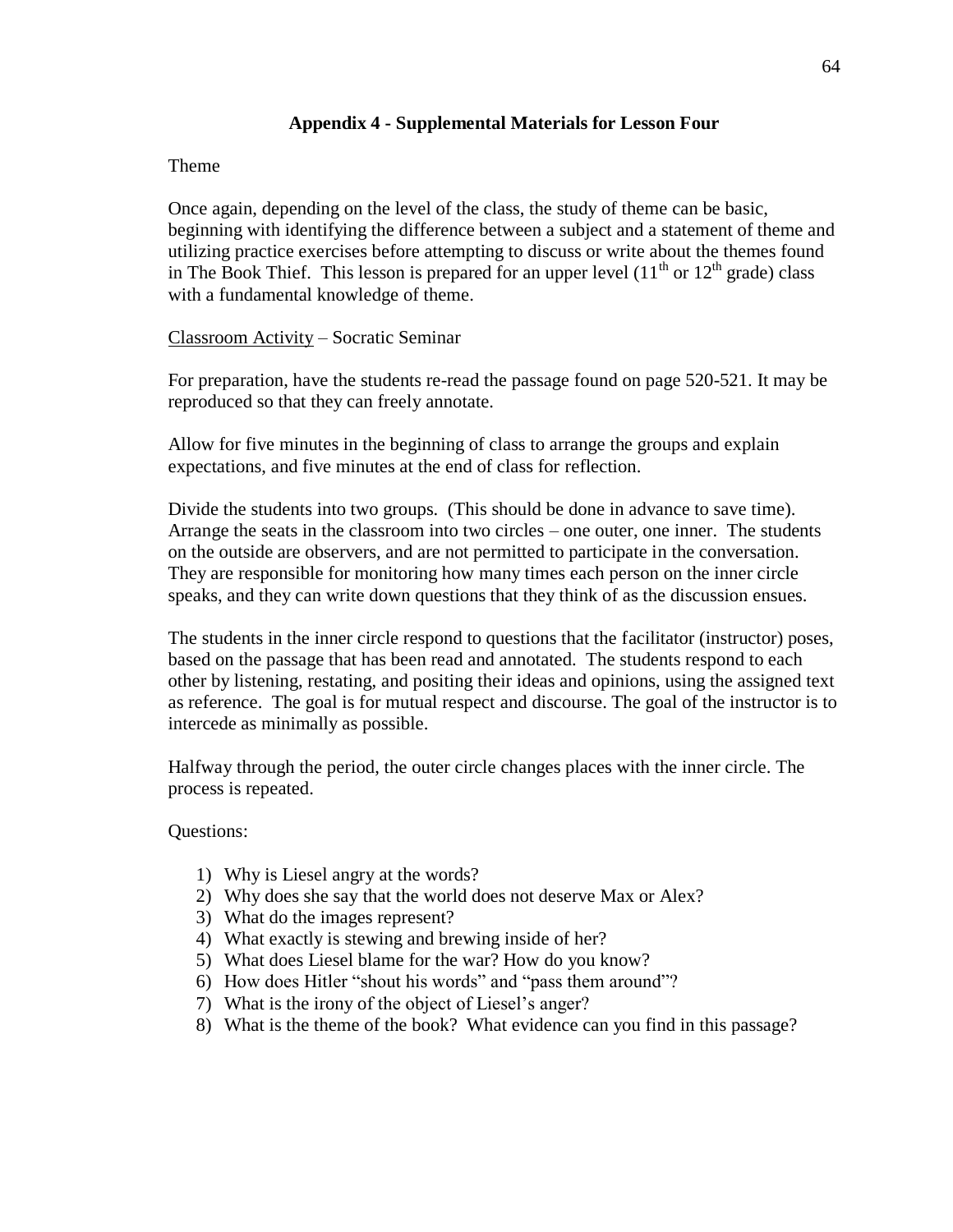## Appendix 4 - Supplemental Materials for Lesson Four

Theme

Once again, depending on the level of the class, the study of theme can be basic, beginning with identifying the difference between a subject and a statement of theme and utilizing practice exercises before attempting to discuss or write about the themes found in The Book Thief. This lesson is prepared for an upper level (11th or 12th grade) class with a fundamental knowledge of theme.

Classroom Activity – Socratic Seminar

For preparation, have the students re-read the passage found on page 520-521. It may be reproduced so that they can freely annotate.

Allow for five minutes in the beginning of class to arrange the groups and explain expectations, and five minutes at the end of class for reflection.

Divide the students into two groups. (This should be done in advance to save time). Arrange the seats in the classroom into two circles – one outer, one inner. The students on the outside are observers, and are not permitted to participate in the conversation. They are responsible for monitoring how many times each person on the inner circle speaks, and they can write down questions that they think of as the discussion ensues.

The students in the inner circle respond to questions that the facilitator (instructor) poses, based on the passage that has been read and annotated. The students respond to each other by listening, restating, and positing their ideas and opinions, using the assigned text as reference. The goal is for mutual respect and discourse. The goal of the instructor is to intercede as minimally as possible.

Halfway through the period, the outer circle changes places with the inner circle. The process is repeated.

Questions:

1) Why is Liesel angry at the words?
2) Why does she say that the world does not deserve Max or Alex?
3) What do the images represent?
4) What exactly is stewing and brewing inside of her?
5) What does Liesel blame for the war? How do you know?
6) How does Hitler "shout his words" and "pass them around"?
7) What is the irony of the object of Liesel's anger?
8) What is the theme of the book? What evidence can you find in this passage?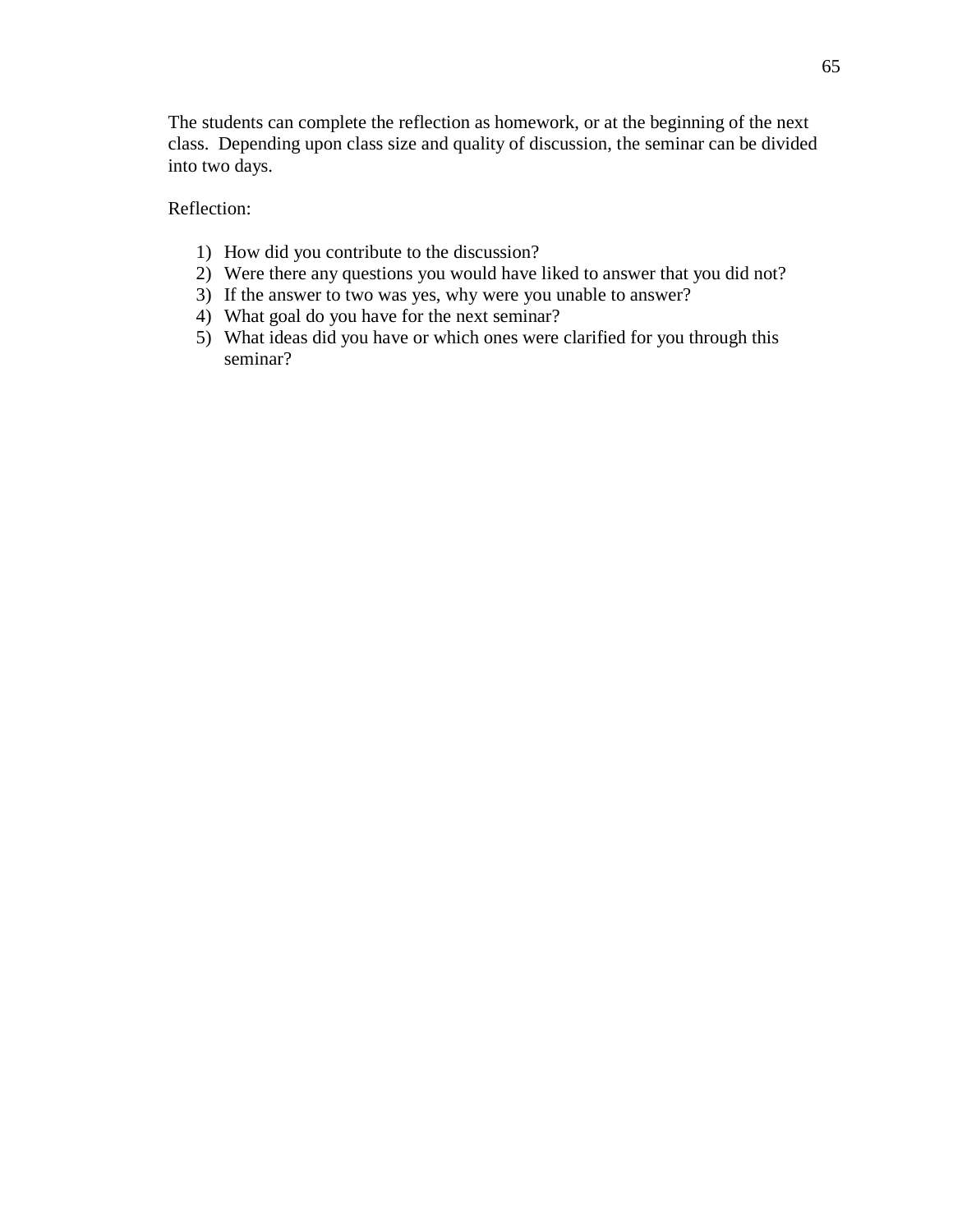The students can complete the reflection as homework, or at the beginning of the next class. Depending upon class size and quality of discussion, the seminar can be divided into two days.

Reflection:

1) How did you contribute to the discussion?
2) Were there any questions you would have liked to answer that you did not?
3) If the answer to two was yes, why were you unable to answer?
4) What goal do you have for the next seminar?
5) What ideas did you have or which ones were clarified for you through this seminar?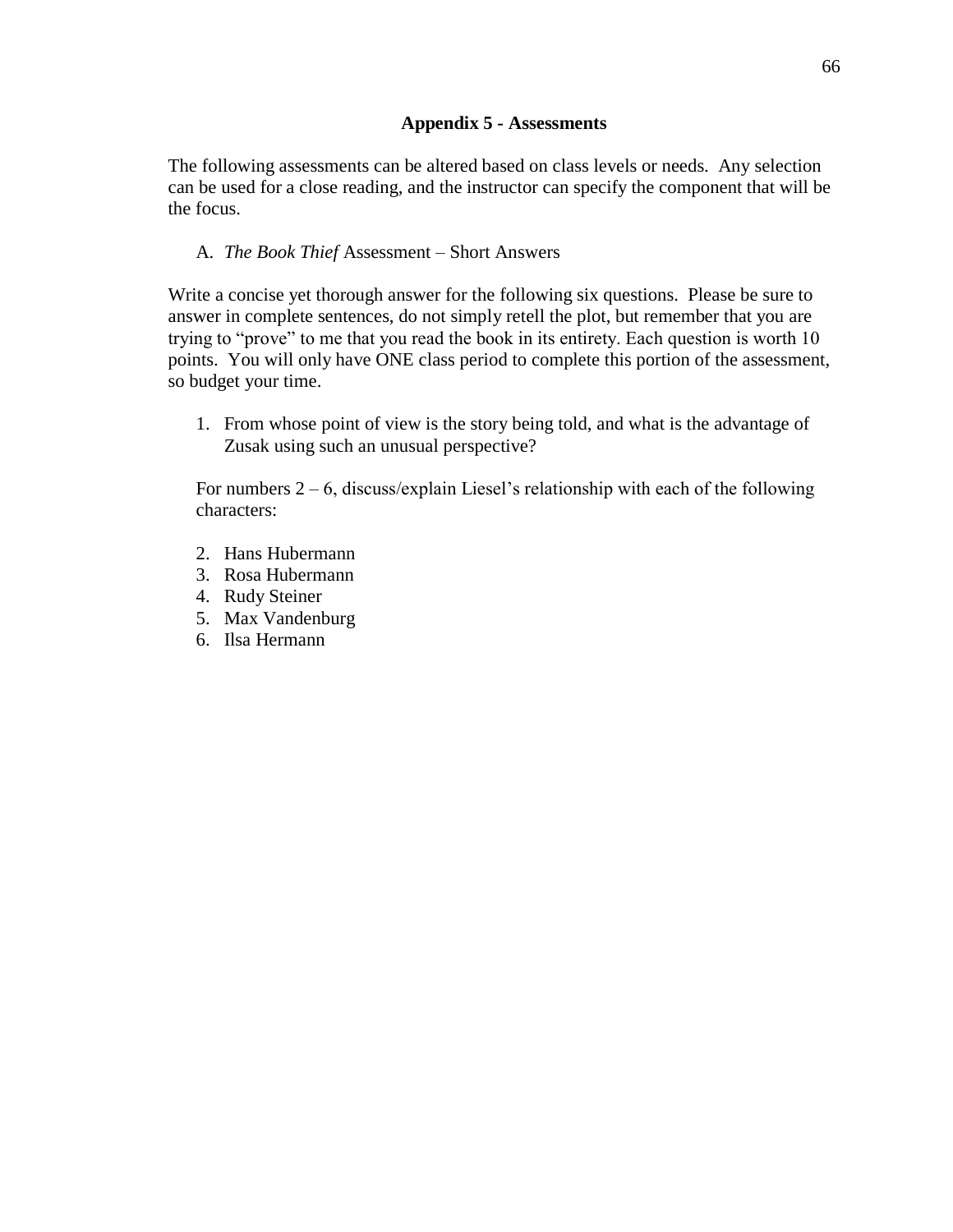## Appendix 5 - Assessments

The following assessments can be altered based on class levels or needs. Any selection can be used for a close reading, and the instructor can specify the component that will be the focus.

A. *The Book Thief* Assessment – Short Answers

Write a concise yet thorough answer for the following six questions. Please be sure to answer in complete sentences, do not simply retell the plot, but remember that you are trying to "prove" to me that you read the book in its entirety. Each question is worth 10 points. You will only have ONE class period to complete this portion of the assessment, so budget your time.

1. From whose point of view is the story being told, and what is the advantage of Zusak using such an unusual perspective?

For numbers 2 – 6, discuss/explain Liesel's relationship with each of the following characters:

2. Hans Hubermann
3. Rosa Hubermann
4. Rudy Steiner
5. Max Vandenburg
6. Ilsa Hermann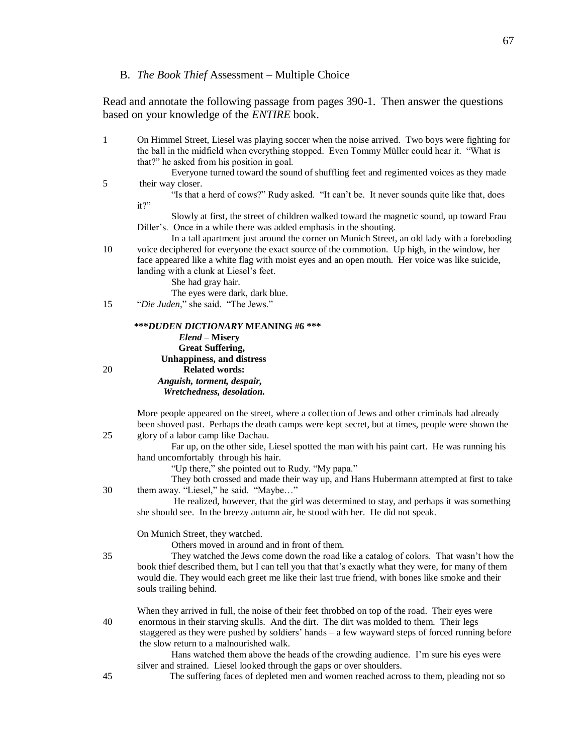## B. *The Book Thief* Assessment – Multiple Choice

Read and annotate the following passage from pages 390-1. Then answer the questions based on your knowledge of the *ENTIRE* book.

1 On Himmel Street, Liesel was playing soccer when the noise arrived. Two boys were fighting for the ball in the midfield when everything stopped. Even Tommy Müller could hear it. "What *is* that?" he asked from his position in goal.

Everyone turned toward the sound of shuffling feet and regimented voices as they made 5 their way closer.

"Is that a herd of cows?" Rudy asked. "It can't be. It never sounds quite like that, does it?"

Slowly at first, the street of children walked toward the magnetic sound, up toward Frau Diller's. Once in a while there was added emphasis in the shouting.

In a tall apartment just around the corner on Munich Street, an old lady with a foreboding 10 voice deciphered for everyone the exact source of the commotion. Up high, in the window, her face appeared like a white flag with moist eyes and an open mouth. Her voice was like suicide, landing with a clunk at Liesel's feet.

She had gray hair.

The eyes were dark, dark blue.

15 "*Die Juden*," she said. "The Jews."

**\*\*\****DUDEN DICTIONARY* **MEANING #6 \*\*\***

***Elend* – Misery**
**Great Suffering,**
**Unhappiness, and distress**
20 **Related words:**
***Anguish, torment, despair,***
***Wretchedness, desolation.***

More people appeared on the street, where a collection of Jews and other criminals had already been shoved past. Perhaps the death camps were kept secret, but at times, people were shown the 25 glory of a labor camp like Dachau.

Far up, on the other side, Liesel spotted the man with his paint cart. He was running his hand uncomfortably through his hair.

"Up there," she pointed out to Rudy. "My papa."

They both crossed and made their way up, and Hans Hubermann attempted at first to take 30 them away. "Liesel," he said. "Maybe…"

He realized, however, that the girl was determined to stay, and perhaps it was something she should see. In the breezy autumn air, he stood with her. He did not speak.

On Munich Street, they watched.

Others moved in around and in front of them.

35 They watched the Jews come down the road like a catalog of colors. That wasn't how the book thief described them, but I can tell you that that's exactly what they were, for many of them would die. They would each greet me like their last true friend, with bones like smoke and their souls trailing behind.

When they arrived in full, the noise of their feet throbbed on top of the road. Their eyes were 40 enormous in their starving skulls. And the dirt. The dirt was molded to them. Their legs staggered as they were pushed by soldiers' hands – a few wayward steps of forced running before the slow return to a malnourished walk.

Hans watched them above the heads of the crowding audience. I'm sure his eyes were silver and strained. Liesel looked through the gaps or over shoulders.

45 The suffering faces of depleted men and women reached across to them, pleading not so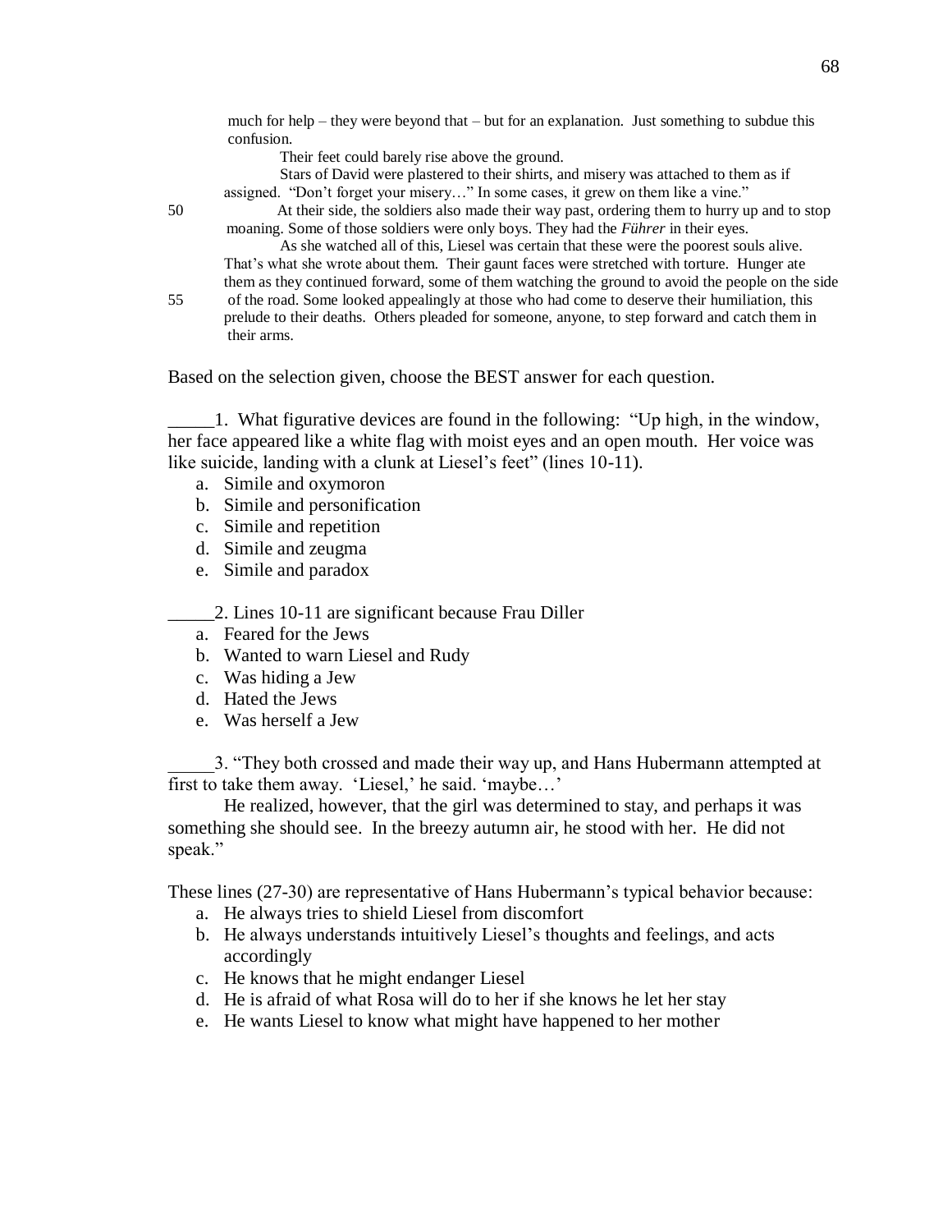much for help – they were beyond that – but for an explanation. Just something to subdue this confusion.

Their feet could barely rise above the ground.

Stars of David were plastered to their shirts, and misery was attached to them as if assigned. "Don't forget your misery…" In some cases, it grew on them like a vine."

50 At their side, the soldiers also made their way past, ordering them to hurry up and to stop moaning. Some of those soldiers were only boys. They had the *Führer* in their eyes.

As she watched all of this, Liesel was certain that these were the poorest souls alive. That's what she wrote about them. Their gaunt faces were stretched with torture. Hunger ate them as they continued forward, some of them watching the ground to avoid the people on the side

55 of the road. Some looked appealingly at those who had come to deserve their humiliation, this prelude to their deaths. Others pleaded for someone, anyone, to step forward and catch them in their arms.

Based on the selection given, choose the BEST answer for each question.

_____1. What figurative devices are found in the following: "Up high, in the window, her face appeared like a white flag with moist eyes and an open mouth. Her voice was like suicide, landing with a clunk at Liesel's feet" (lines 10-11).

a. Simile and oxymoron
b. Simile and personification
c. Simile and repetition
d. Simile and zeugma
e. Simile and paradox

_____2. Lines 10-11 are significant because Frau Diller

a. Feared for the Jews
b. Wanted to warn Liesel and Rudy
c. Was hiding a Jew
d. Hated the Jews
e. Was herself a Jew

_____3. "They both crossed and made their way up, and Hans Hubermann attempted at first to take them away. 'Liesel,' he said. 'maybe…'

He realized, however, that the girl was determined to stay, and perhaps it was something she should see. In the breezy autumn air, he stood with her. He did not speak."

These lines (27-30) are representative of Hans Hubermann's typical behavior because:

a. He always tries to shield Liesel from discomfort
b. He always understands intuitively Liesel's thoughts and feelings, and acts accordingly
c. He knows that he might endanger Liesel
d. He is afraid of what Rosa will do to her if she knows he let her stay
e. He wants Liesel to know what might have happened to her mother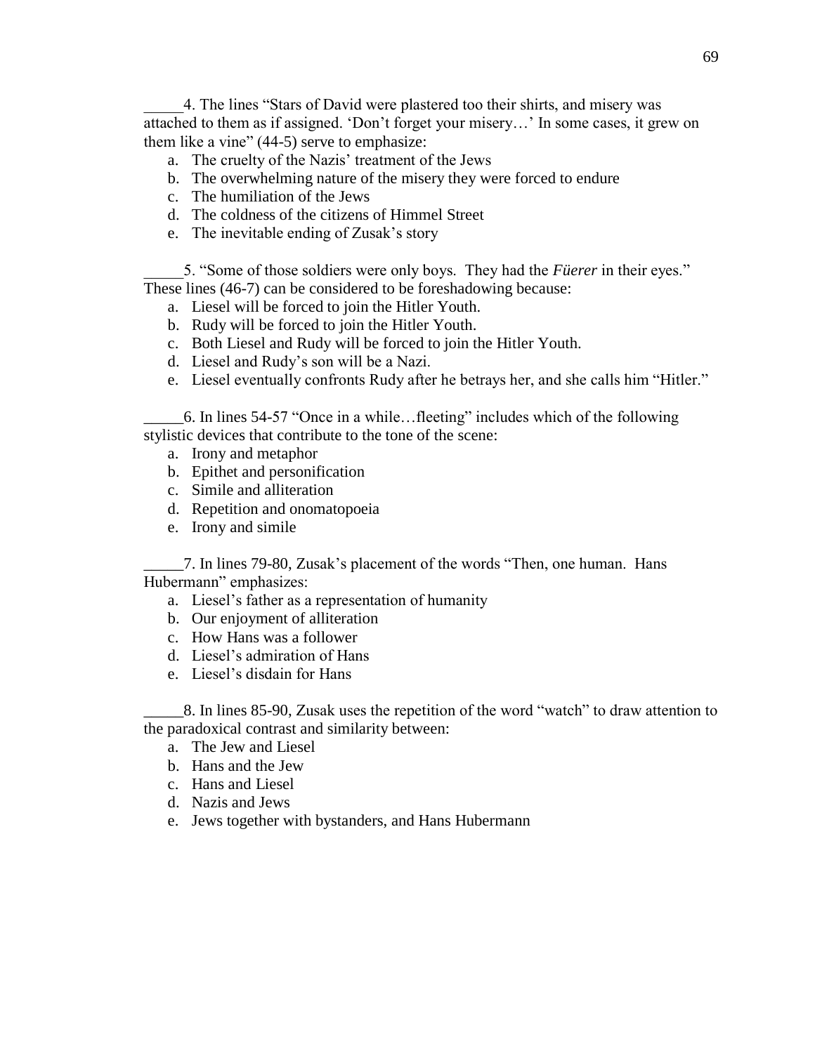_____4. The lines “Stars of David were plastered too their shirts, and misery was attached to them as if assigned. ‘Don’t forget your misery…’ In some cases, it grew on them like a vine” (44-5) serve to emphasize:

a. The cruelty of the Nazis’ treatment of the Jews
b. The overwhelming nature of the misery they were forced to endure
c. The humiliation of the Jews
d. The coldness of the citizens of Himmel Street
e. The inevitable ending of Zusak’s story

_____5. “Some of those soldiers were only boys. They had the *Füerer* in their eyes.” These lines (46-7) can be considered to be foreshadowing because:

a. Liesel will be forced to join the Hitler Youth.
b. Rudy will be forced to join the Hitler Youth.
c. Both Liesel and Rudy will be forced to join the Hitler Youth.
d. Liesel and Rudy’s son will be a Nazi.
e. Liesel eventually confronts Rudy after he betrays her, and she calls him “Hitler.”

_____6. In lines 54-57 “Once in a while…fleeting” includes which of the following stylistic devices that contribute to the tone of the scene:

a. Irony and metaphor
b. Epithet and personification
c. Simile and alliteration
d. Repetition and onomatopoeia
e. Irony and simile

_____7. In lines 79-80, Zusak’s placement of the words “Then, one human. Hans Hubermann” emphasizes:

a. Liesel’s father as a representation of humanity
b. Our enjoyment of alliteration
c. How Hans was a follower
d. Liesel’s admiration of Hans
e. Liesel’s disdain for Hans

_____8. In lines 85-90, Zusak uses the repetition of the word “watch” to draw attention to the paradoxical contrast and similarity between:

a. The Jew and Liesel
b. Hans and the Jew
c. Hans and Liesel
d. Nazis and Jews
e. Jews together with bystanders, and Hans Hubermann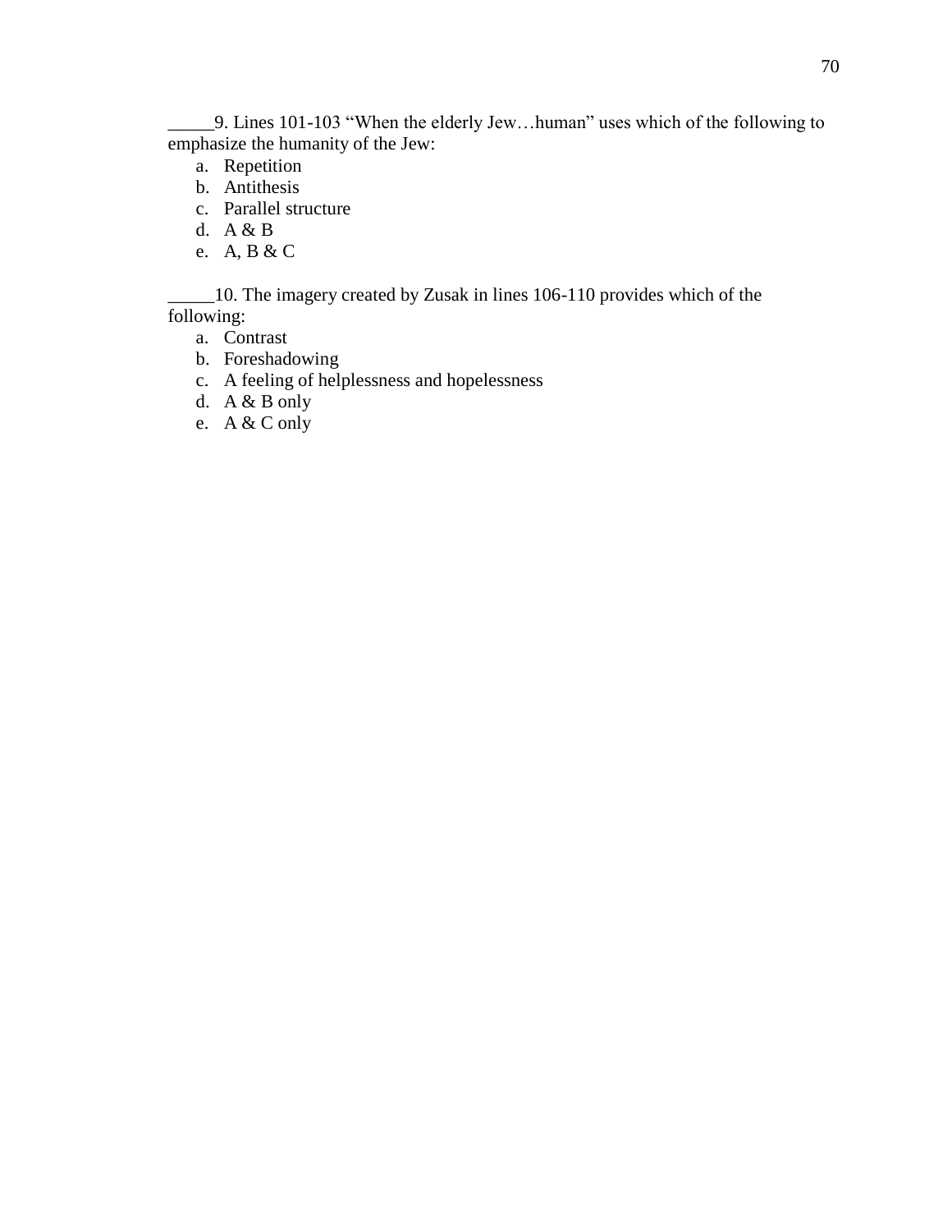_____9. Lines 101-103 "When the elderly Jew…human" uses which of the following to emphasize the humanity of the Jew:

a. Repetition
b. Antithesis
c. Parallel structure
d. A & B
e. A, B & C

_____10. The imagery created by Zusak in lines 106-110 provides which of the following:

a. Contrast
b. Foreshadowing
c. A feeling of helplessness and hopelessness
d. A & B only
e. A & C only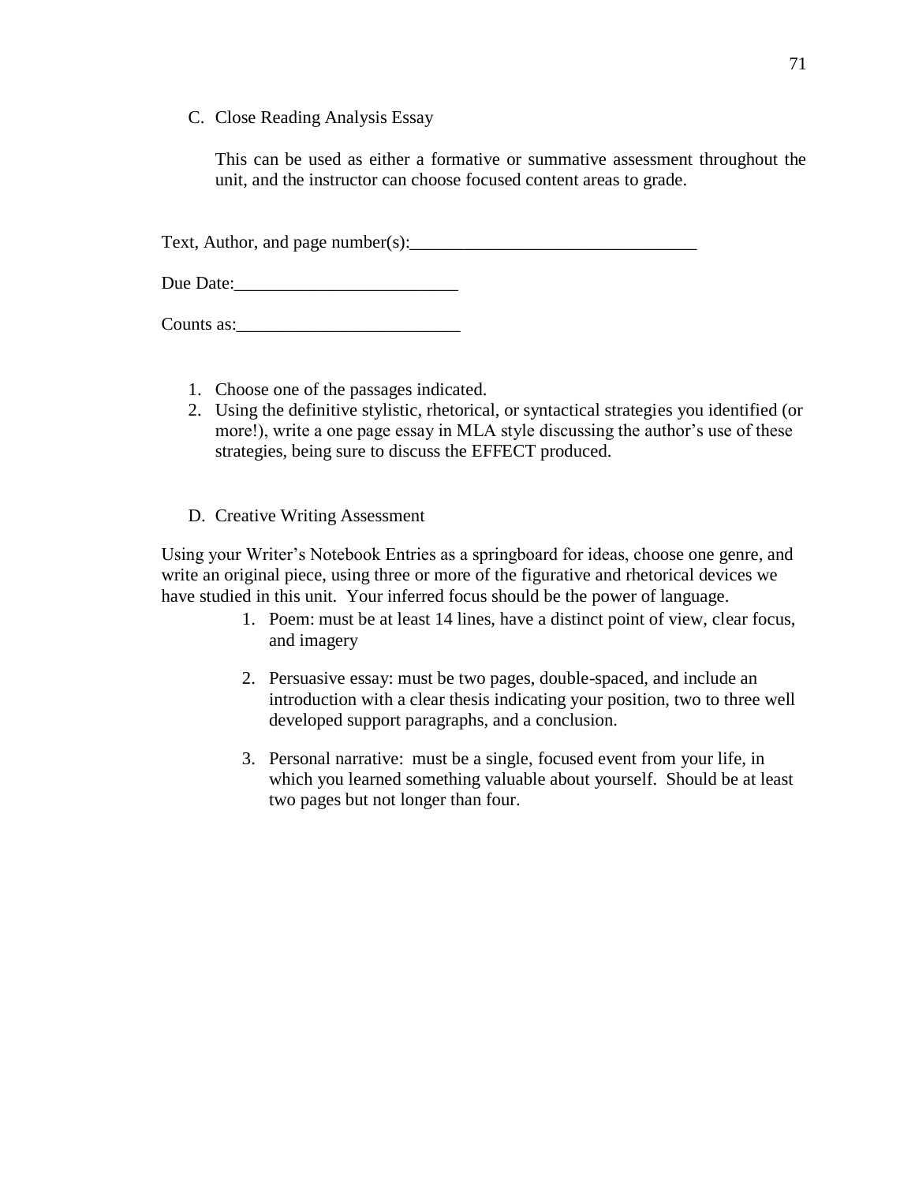C. Close Reading Analysis Essay

This can be used as either a formative or summative assessment throughout the unit, and the instructor can choose focused content areas to grade.

Text, Author, and page number(s):________________________________

Due Date:_________________________

Counts as:_________________________

1. Choose one of the passages indicated.
2. Using the definitive stylistic, rhetorical, or syntactical strategies you identified (or more!), write a one page essay in MLA style discussing the author's use of these strategies, being sure to discuss the EFFECT produced.

D. Creative Writing Assessment

Using your Writer's Notebook Entries as a springboard for ideas, choose one genre, and write an original piece, using three or more of the figurative and rhetorical devices we have studied in this unit. Your inferred focus should be the power of language.

1. Poem: must be at least 14 lines, have a distinct point of view, clear focus, and imagery

2. Persuasive essay: must be two pages, double-spaced, and include an introduction with a clear thesis indicating your position, two to three well developed support paragraphs, and a conclusion.

3. Personal narrative: must be a single, focused event from your life, in which you learned something valuable about yourself. Should be at least two pages but not longer than four.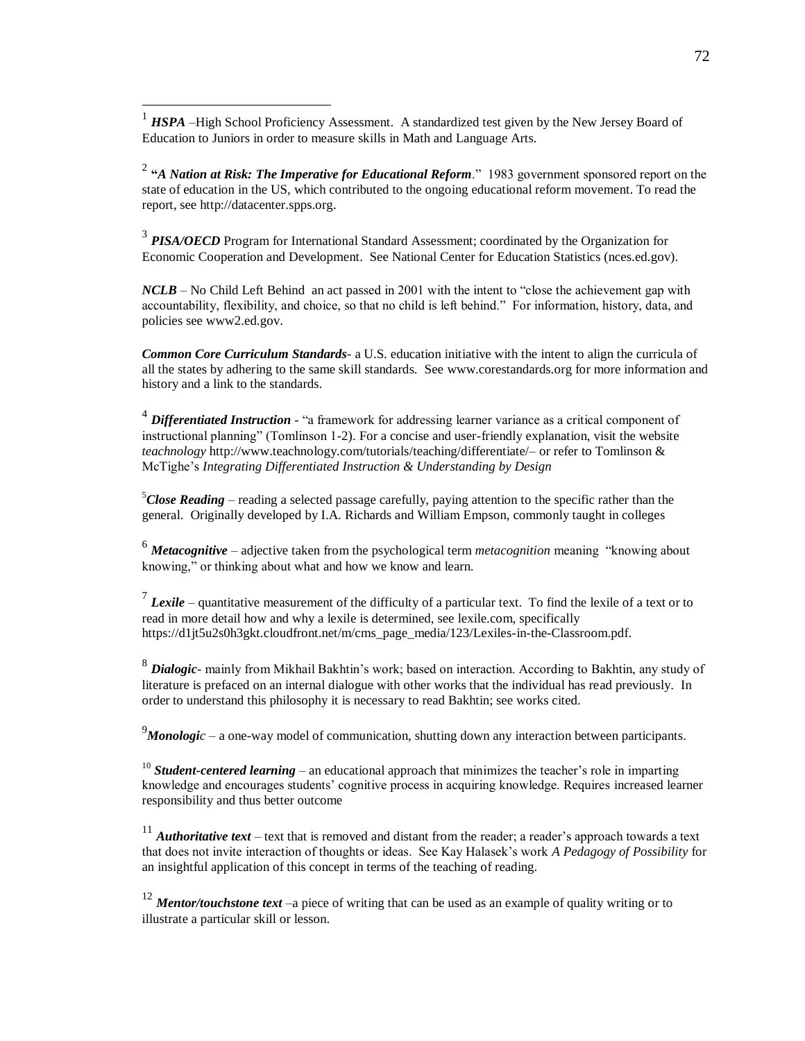[1] ***HSPA*** –High School Proficiency Assessment. A standardized test given by the New Jersey Board of Education to Juniors in order to measure skills in Math and Language Arts.

[2] **"*A Nation at Risk: The Imperative for Educational Reform*."** 1983 government sponsored report on the state of education in the US, which contributed to the ongoing educational reform movement. To read the report, see http://datacenter.spps.org.

[3] ***PISA/OECD*** Program for International Standard Assessment; coordinated by the Organization for Economic Cooperation and Development. See National Center for Education Statistics (nces.ed.gov).

***NCLB*** – No Child Left Behind an act passed in 2001 with the intent to "close the achievement gap with accountability, flexibility, and choice, so that no child is left behind." For information, history, data, and policies see www2.ed.gov.

***Common Core Curriculum Standards***- a U.S. education initiative with the intent to align the curricula of all the states by adhering to the same skill standards. See www.corestandards.org for more information and history and a link to the standards.

[4] ***Differentiated Instruction*** - "a framework for addressing learner variance as a critical component of instructional planning" (Tomlinson 1-2). For a concise and user-friendly explanation, visit the website *teachnology* http://www.teachnology.com/tutorials/teaching/differentiate/– or refer to Tomlinson & McTighe's *Integrating Differentiated Instruction & Understanding by Design*

[5] ***Close Reading*** – reading a selected passage carefully, paying attention to the specific rather than the general. Originally developed by I.A. Richards and William Empson, commonly taught in colleges

[6] ***Metacognitive*** – adjective taken from the psychological term *metacognition* meaning "knowing about knowing," or thinking about what and how we know and learn.

[7] ***Lexile*** – quantitative measurement of the difficulty of a particular text. To find the lexile of a text or to read in more detail how and why a lexile is determined, see lexile.com, specifically https://d1jt5u2s0h3gkt.cloudfront.net/m/cms_page_media/123/Lexiles-in-the-Classroom.pdf.

[8] ***Dialogic***- mainly from Mikhail Bakhtin's work; based on interaction. According to Bakhtin, any study of literature is prefaced on an internal dialogue with other works that the individual has read previously. In order to understand this philosophy it is necessary to read Bakhtin; see works cited.

[9] ***Monologic*** – a one-way model of communication, shutting down any interaction between participants.

[10] ***Student-centered learning*** – an educational approach that minimizes the teacher's role in imparting knowledge and encourages students' cognitive process in acquiring knowledge. Requires increased learner responsibility and thus better outcome

[11] ***Authoritative text*** – text that is removed and distant from the reader; a reader's approach towards a text that does not invite interaction of thoughts or ideas. See Kay Halasek's work *A Pedagogy of Possibility* for an insightful application of this concept in terms of the teaching of reading.

[12] ***Mentor/touchstone text*** –a piece of writing that can be used as an example of quality writing or to illustrate a particular skill or lesson.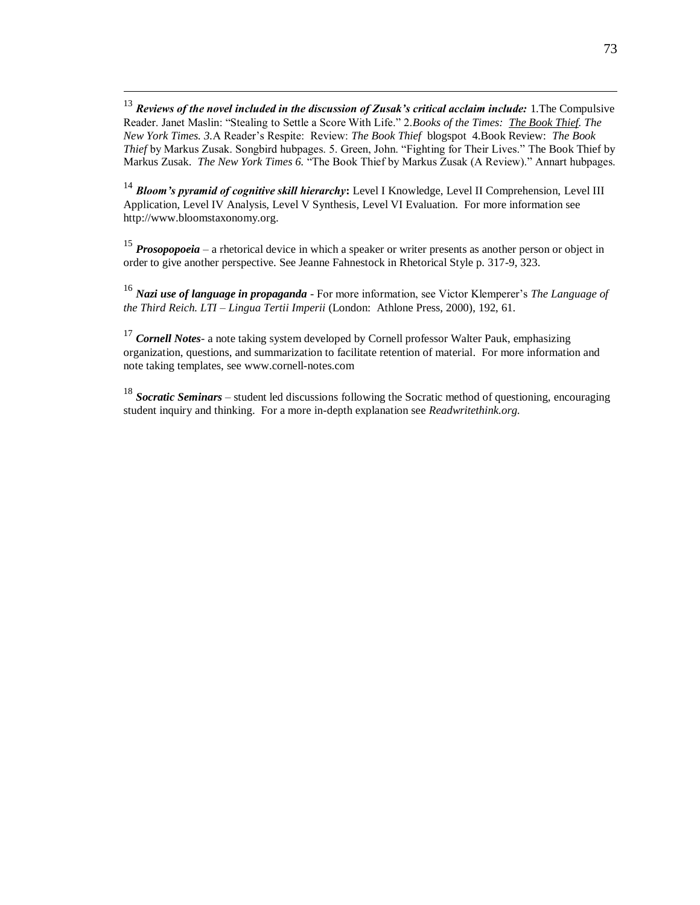[13] ***Reviews of the novel included in the discussion of Zusak's critical acclaim include:*** 1.The Compulsive Reader. Janet Maslin: "Stealing to Settle a Score With Life." 2.*Books of the Times: The Book Thief. The New York Times. 3.*A Reader's Respite: Review: *The Book Thief* blogspot 4.Book Review: *The Book Thief* by Markus Zusak. Songbird hubpages. 5. Green, John. "Fighting for Their Lives." The Book Thief by Markus Zusak. *The New York Times 6.* "The Book Thief by Markus Zusak (A Review)." Annart hubpages.

[14] ***Bloom's pyramid of cognitive skill hierarchy*:** Level I Knowledge, Level II Comprehension, Level III Application, Level IV Analysis, Level V Synthesis, Level VI Evaluation. For more information see http://www.bloomstaxonomy.org.

[15] ***Prosopopoeia*** – a rhetorical device in which a speaker or writer presents as another person or object in order to give another perspective. See Jeanne Fahnestock in Rhetorical Style p. 317-9, 323.

[16] ***Nazi use of language in propaganda*** - For more information, see Victor Klemperer's *The Language of the Third Reich. LTI – Lingua Tertii Imperii* (London: Athlone Press, 2000), 192, 61.

[17] ***Cornell Notes***- a note taking system developed by Cornell professor Walter Pauk, emphasizing organization, questions, and summarization to facilitate retention of material. For more information and note taking templates, see www.cornell-notes.com

[18] ***Socratic Seminars*** – student led discussions following the Socratic method of questioning, encouraging student inquiry and thinking. For a more in-depth explanation see *Readwritethink.org.*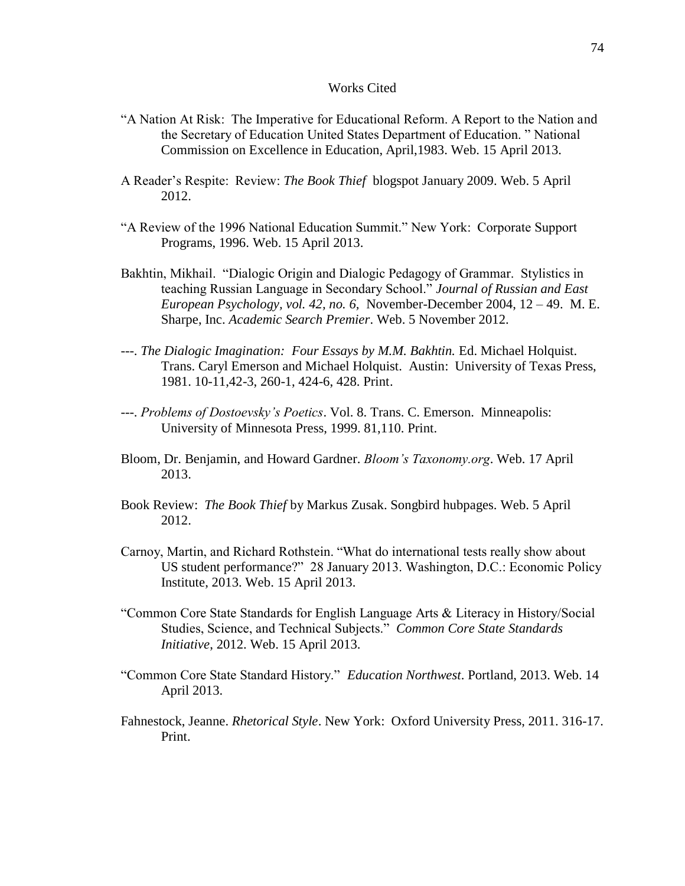# Works Cited

"A Nation At Risk: The Imperative for Educational Reform. A Report to the Nation and the Secretary of Education United States Department of Education. " National Commission on Excellence in Education, April,1983. Web. 15 April 2013.

A Reader's Respite: Review: *The Book Thief* blogspot January 2009. Web. 5 April 2012.

"A Review of the 1996 National Education Summit." New York: Corporate Support Programs, 1996. Web. 15 April 2013.

Bakhtin, Mikhail. "Dialogic Origin and Dialogic Pedagogy of Grammar. Stylistics in teaching Russian Language in Secondary School." *Journal of Russian and East European Psychology, vol. 42, no. 6,* November-December 2004, 12 – 49. M. E. Sharpe, Inc. *Academic Search Premier*. Web. 5 November 2012.

---. *The Dialogic Imagination: Four Essays by M.M. Bakhtin.* Ed. Michael Holquist. Trans. Caryl Emerson and Michael Holquist. Austin: University of Texas Press, 1981. 10-11,42-3, 260-1, 424-6, 428. Print.

---. *Problems of Dostoevsky's Poetics*. Vol. 8. Trans. C. Emerson. Minneapolis: University of Minnesota Press, 1999. 81,110. Print.

Bloom, Dr. Benjamin, and Howard Gardner. *Bloom's Taxonomy.org*. Web. 17 April 2013.

Book Review: *The Book Thief* by Markus Zusak. Songbird hubpages. Web. 5 April 2012.

Carnoy, Martin, and Richard Rothstein. "What do international tests really show about US student performance?" 28 January 2013. Washington, D.C.: Economic Policy Institute, 2013. Web. 15 April 2013.

"Common Core State Standards for English Language Arts & Literacy in History/Social Studies, Science, and Technical Subjects." *Common Core State Standards Initiative*, 2012. Web. 15 April 2013.

"Common Core State Standard History." *Education Northwest*. Portland, 2013. Web. 14 April 2013.

Fahnestock, Jeanne. *Rhetorical Style*. New York: Oxford University Press, 2011. 316-17. Print.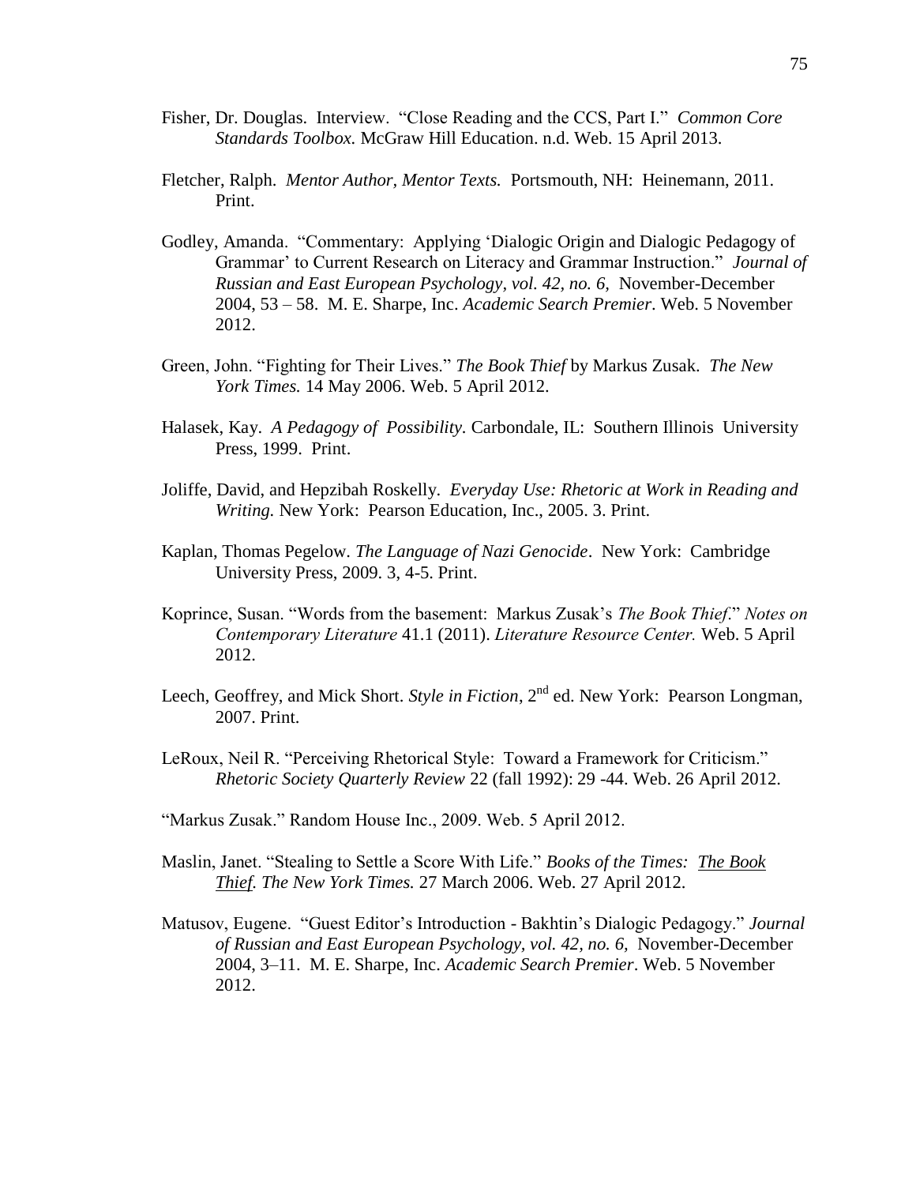Fisher, Dr. Douglas. Interview. "Close Reading and the CCS, Part I." *Common Core Standards Toolbox.* McGraw Hill Education. n.d. Web. 15 April 2013.

Fletcher, Ralph. *Mentor Author, Mentor Texts.* Portsmouth, NH: Heinemann, 2011. Print.

Godley, Amanda. "Commentary: Applying 'Dialogic Origin and Dialogic Pedagogy of Grammar' to Current Research on Literacy and Grammar Instruction." *Journal of Russian and East European Psychology, vol. 42, no. 6,* November-December 2004, 53 – 58. M. E. Sharpe, Inc. *Academic Search Premier.* Web. 5 November 2012.

Green, John. "Fighting for Their Lives." *The Book Thief* by Markus Zusak. *The New York Times.* 14 May 2006. Web. 5 April 2012.

Halasek, Kay. *A Pedagogy of Possibility.* Carbondale, IL: Southern Illinois University Press, 1999. Print.

Joliffe, David, and Hepzibah Roskelly. *Everyday Use: Rhetoric at Work in Reading and Writing.* New York: Pearson Education, Inc., 2005. 3. Print.

Kaplan, Thomas Pegelow. *The Language of Nazi Genocide*. New York: Cambridge University Press, 2009. 3, 4-5. Print.

Koprince, Susan. "Words from the basement: Markus Zusak's *The Book Thief*." *Notes on Contemporary Literature* 41.1 (2011). *Literature Resource Center.* Web. 5 April 2012.

Leech, Geoffrey, and Mick Short. *Style in Fiction*, 2nd ed. New York: Pearson Longman, 2007. Print.

LeRoux, Neil R. "Perceiving Rhetorical Style: Toward a Framework for Criticism." *Rhetoric Society Quarterly Review* 22 (fall 1992): 29 -44. Web. 26 April 2012.

"Markus Zusak." Random House Inc., 2009. Web. 5 April 2012.

Maslin, Janet. "Stealing to Settle a Score With Life." *Books of the Times: The Book Thief. The New York Times.* 27 March 2006. Web. 27 April 2012.

Matusov, Eugene. "Guest Editor's Introduction - Bakhtin's Dialogic Pedagogy." *Journal of Russian and East European Psychology, vol. 42, no. 6,* November-December 2004, 3–11. M. E. Sharpe, Inc. *Academic Search Premier*. Web. 5 November 2012.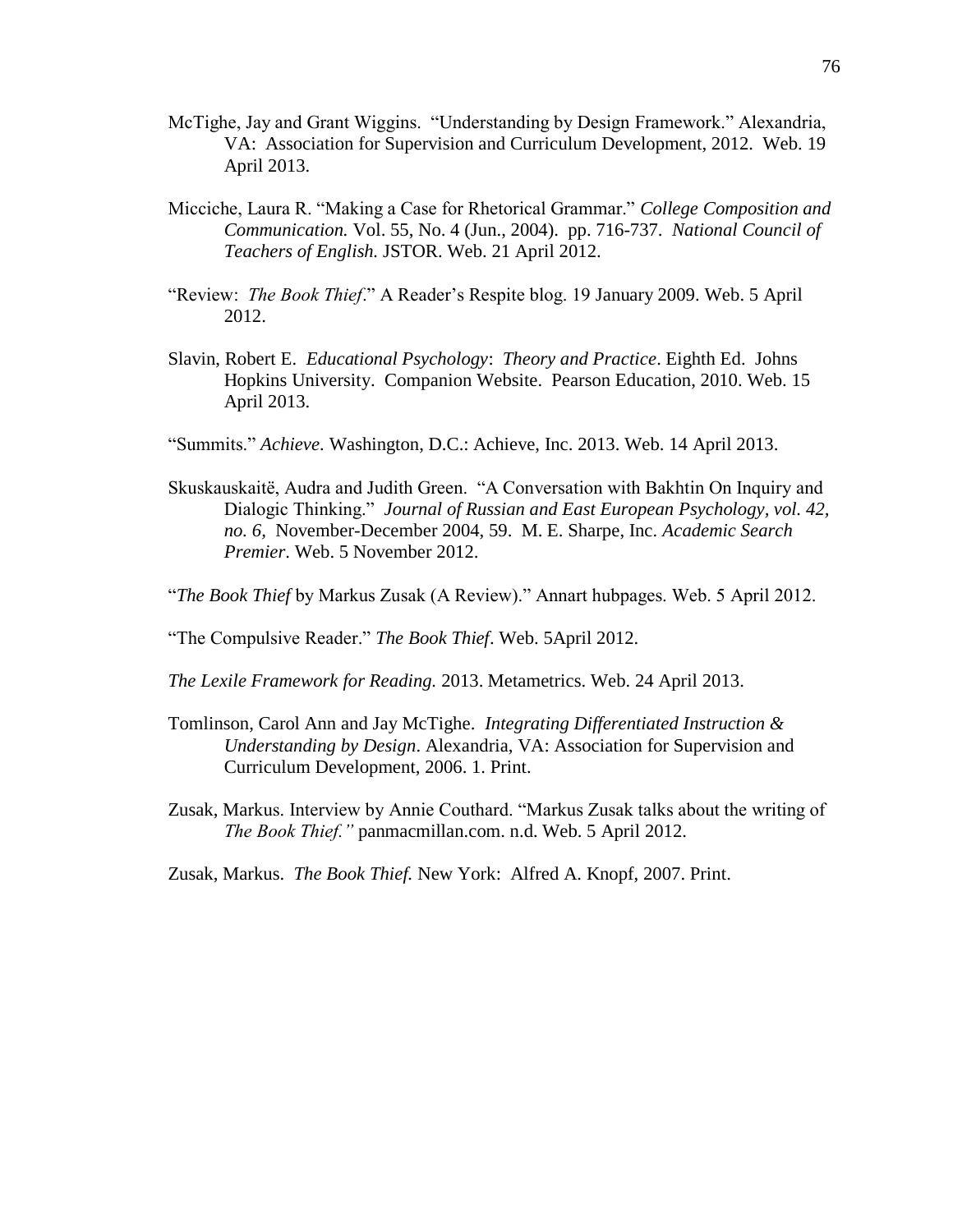McTighe, Jay and Grant Wiggins. "Understanding by Design Framework." Alexandria, VA: Association for Supervision and Curriculum Development, 2012. Web. 19 April 2013.

Micciche, Laura R. "Making a Case for Rhetorical Grammar." *College Composition and Communication.* Vol. 55, No. 4 (Jun., 2004). pp. 716-737. *National Council of Teachers of English.* JSTOR. Web. 21 April 2012.

"Review: *The Book Thief*." A Reader's Respite blog. 19 January 2009. Web. 5 April 2012.

Slavin, Robert E. *Educational Psychology*: *Theory and Practice*. Eighth Ed. Johns Hopkins University. Companion Website. Pearson Education, 2010. Web. 15 April 2013.

"Summits." *Achieve*. Washington, D.C.: Achieve, Inc. 2013. Web. 14 April 2013.

Skuskauskaitë, Audra and Judith Green. "A Conversation with Bakhtin On Inquiry and Dialogic Thinking." *Journal of Russian and East European Psychology, vol. 42, no. 6,* November-December 2004, 59. M. E. Sharpe, Inc. *Academic Search Premier*. Web. 5 November 2012.

"*The Book Thief* by Markus Zusak (A Review)." Annart hubpages. Web. 5 April 2012.

"The Compulsive Reader." *The Book Thief*. Web. 5April 2012.

*The Lexile Framework for Reading.* 2013. Metametrics. Web. 24 April 2013.

Tomlinson, Carol Ann and Jay McTighe. *Integrating Differentiated Instruction & Understanding by Design*. Alexandria, VA: Association for Supervision and Curriculum Development, 2006. 1. Print.

Zusak, Markus. Interview by Annie Couthard. "Markus Zusak talks about the writing of *The Book Thief."* panmacmillan.com. n.d. Web. 5 April 2012.

Zusak, Markus. *The Book Thief.* New York: Alfred A. Knopf, 2007. Print.